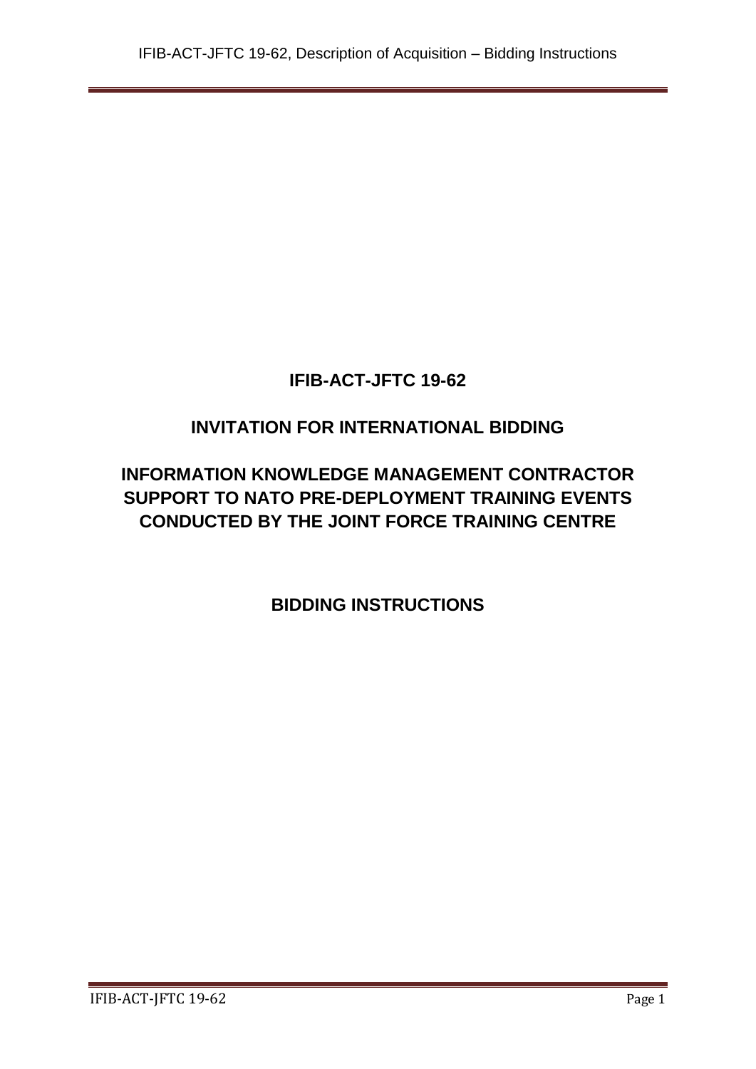# IFIB-ACT-JFTC 19-62

## INVITATION FOR INTERNATIONAL BIDDING

## INFORMATION KNOWLEDGE MANAGEMENT CONTRACTOR SUPPORT TO NATO PRE-DEPLOYMENT TRAINING EVENTS CONDUCTED BY THE JOINT FORCE TRAINING CENTRE

## BIDDING INSTRUCTIONS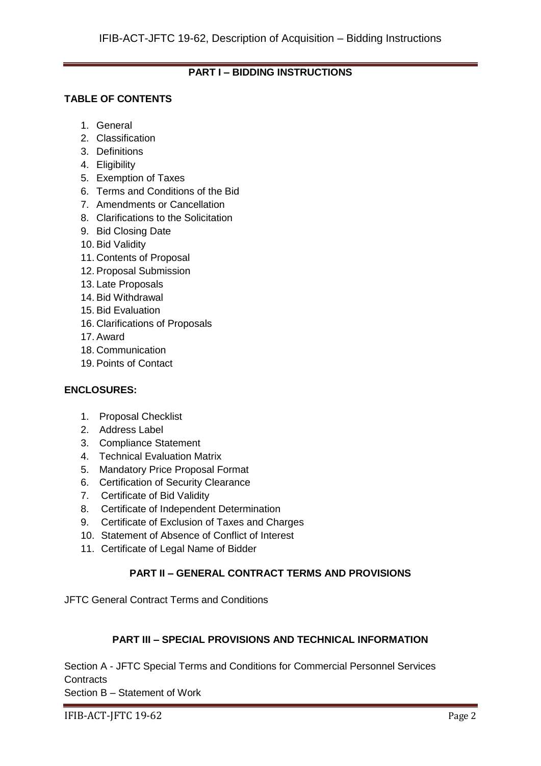## PART I – BIDDING INSTRUCTIONS

**TABLE OF CONTENTS**

1. General
2. Classification
3. Definitions
4. Eligibility
5. Exemption of Taxes
6. Terms and Conditions of the Bid
7. Amendments or Cancellation
8. Clarifications to the Solicitation
9. Bid Closing Date
10. Bid Validity
11. Contents of Proposal
12. Proposal Submission
13. Late Proposals
14. Bid Withdrawal
15. Bid Evaluation
16. Clarifications of Proposals
17. Award
18. Communication
19. Points of Contact

**ENCLOSURES:**

1. Proposal Checklist
2. Address Label
3. Compliance Statement
4. Technical Evaluation Matrix
5. Mandatory Price Proposal Format
6. Certification of Security Clearance
7. Certificate of Bid Validity
8. Certificate of Independent Determination
9. Certificate of Exclusion of Taxes and Charges
10. Statement of Absence of Conflict of Interest
11. Certificate of Legal Name of Bidder

## PART II – GENERAL CONTRACT TERMS AND PROVISIONS

JFTC General Contract Terms and Conditions

## PART III – SPECIAL PROVISIONS AND TECHNICAL INFORMATION

Section A - JFTC Special Terms and Conditions for Commercial Personnel Services Contracts

Section B – Statement of Work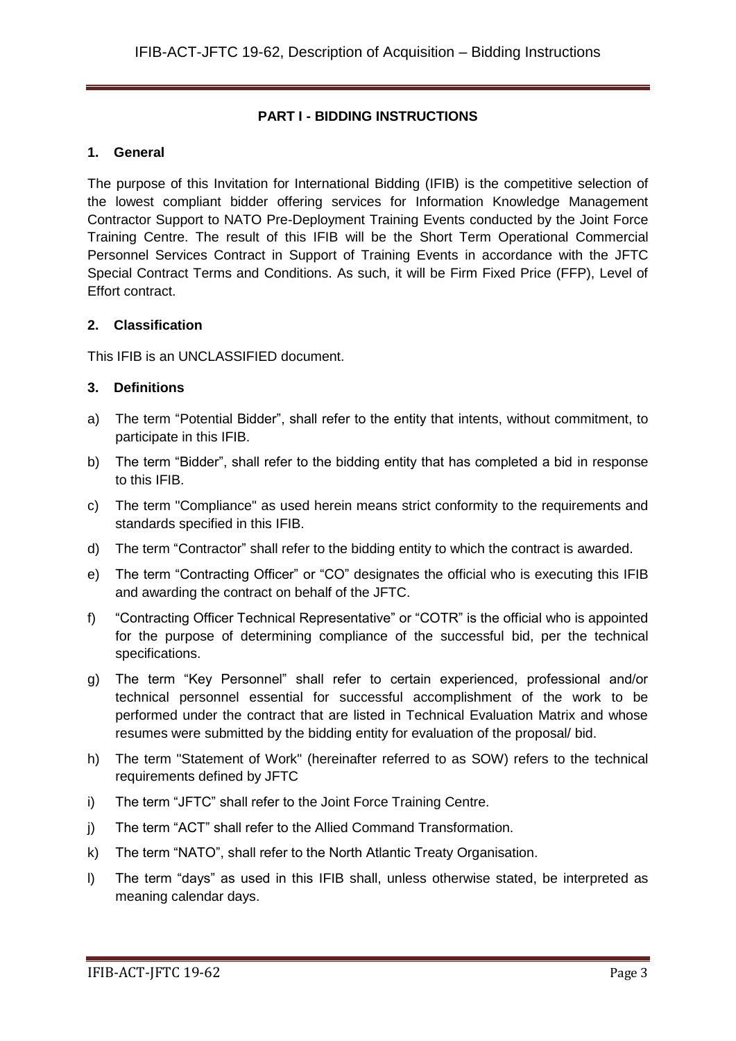## PART I - BIDDING INSTRUCTIONS

### 1. General

The purpose of this Invitation for International Bidding (IFIB) is the competitive selection of the lowest compliant bidder offering services for Information Knowledge Management Contractor Support to NATO Pre-Deployment Training Events conducted by the Joint Force Training Centre. The result of this IFIB will be the Short Term Operational Commercial Personnel Services Contract in Support of Training Events in accordance with the JFTC Special Contract Terms and Conditions. As such, it will be Firm Fixed Price (FFP), Level of Effort contract.

### 2. Classification

This IFIB is an UNCLASSIFIED document.

### 3. Definitions

a) The term "Potential Bidder", shall refer to the entity that intents, without commitment, to participate in this IFIB.

b) The term "Bidder", shall refer to the bidding entity that has completed a bid in response to this IFIB.

c) The term "Compliance" as used herein means strict conformity to the requirements and standards specified in this IFIB.

d) The term "Contractor" shall refer to the bidding entity to which the contract is awarded.

e) The term "Contracting Officer" or "CO" designates the official who is executing this IFIB and awarding the contract on behalf of the JFTC.

f) "Contracting Officer Technical Representative" or "COTR" is the official who is appointed for the purpose of determining compliance of the successful bid, per the technical specifications.

g) The term "Key Personnel" shall refer to certain experienced, professional and/or technical personnel essential for successful accomplishment of the work to be performed under the contract that are listed in Technical Evaluation Matrix and whose resumes were submitted by the bidding entity for evaluation of the proposal/ bid.

h) The term "Statement of Work" (hereinafter referred to as SOW) refers to the technical requirements defined by JFTC

i) The term "JFTC" shall refer to the Joint Force Training Centre.

j) The term "ACT" shall refer to the Allied Command Transformation.

k) The term "NATO", shall refer to the North Atlantic Treaty Organisation.

l) The term "days" as used in this IFIB shall, unless otherwise stated, be interpreted as meaning calendar days.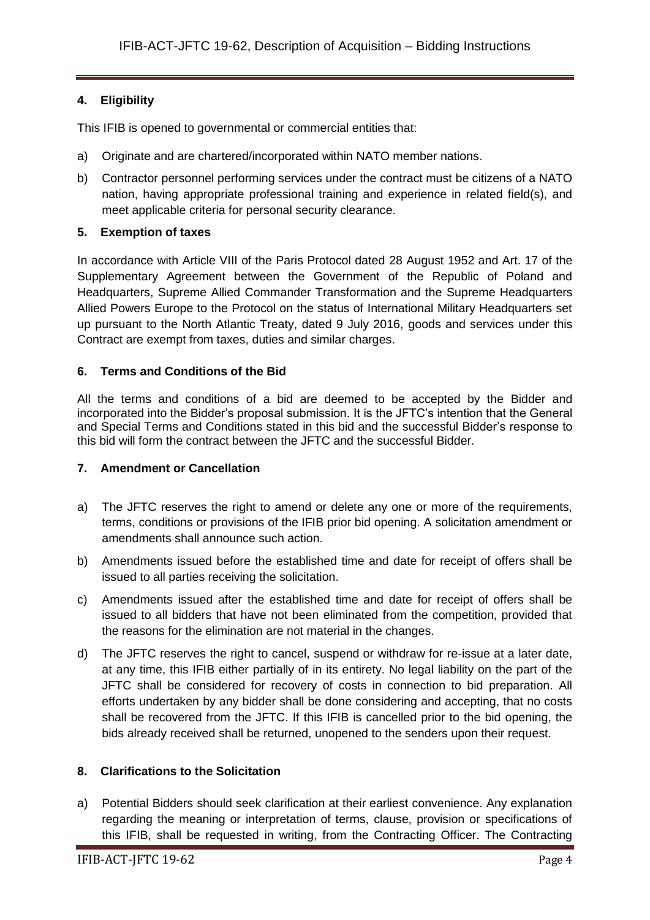## 4. Eligibility

This IFIB is opened to governmental or commercial entities that:

a) Originate and are chartered/incorporated within NATO member nations.

b) Contractor personnel performing services under the contract must be citizens of a NATO nation, having appropriate professional training and experience in related field(s), and meet applicable criteria for personal security clearance.

## 5. Exemption of taxes

In accordance with Article VIII of the Paris Protocol dated 28 August 1952 and Art. 17 of the Supplementary Agreement between the Government of the Republic of Poland and Headquarters, Supreme Allied Commander Transformation and the Supreme Headquarters Allied Powers Europe to the Protocol on the status of International Military Headquarters set up pursuant to the North Atlantic Treaty, dated 9 July 2016, goods and services under this Contract are exempt from taxes, duties and similar charges.

## 6. Terms and Conditions of the Bid

All the terms and conditions of a bid are deemed to be accepted by the Bidder and incorporated into the Bidder's proposal submission. It is the JFTC's intention that the General and Special Terms and Conditions stated in this bid and the successful Bidder's response to this bid will form the contract between the JFTC and the successful Bidder.

## 7. Amendment or Cancellation

a) The JFTC reserves the right to amend or delete any one or more of the requirements, terms, conditions or provisions of the IFIB prior bid opening. A solicitation amendment or amendments shall announce such action.

b) Amendments issued before the established time and date for receipt of offers shall be issued to all parties receiving the solicitation.

c) Amendments issued after the established time and date for receipt of offers shall be issued to all bidders that have not been eliminated from the competition, provided that the reasons for the elimination are not material in the changes.

d) The JFTC reserves the right to cancel, suspend or withdraw for re-issue at a later date, at any time, this IFIB either partially of in its entirety. No legal liability on the part of the JFTC shall be considered for recovery of costs in connection to bid preparation. All efforts undertaken by any bidder shall be done considering and accepting, that no costs shall be recovered from the JFTC. If this IFIB is cancelled prior to the bid opening, the bids already received shall be returned, unopened to the senders upon their request.

## 8. Clarifications to the Solicitation

a) Potential Bidders should seek clarification at their earliest convenience. Any explanation regarding the meaning or interpretation of terms, clause, provision or specifications of this IFIB, shall be requested in writing, from the Contracting Officer. The Contracting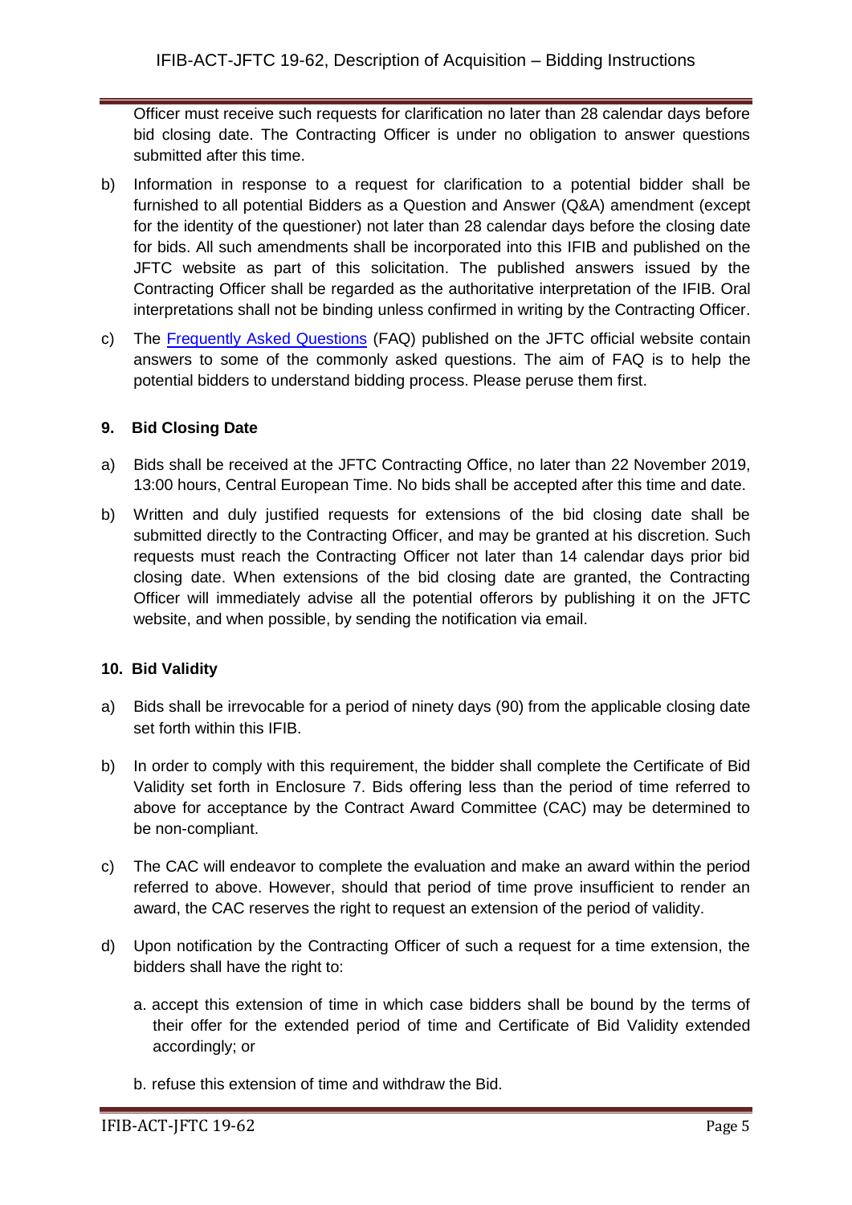Officer must receive such requests for clarification no later than 28 calendar days before bid closing date. The Contracting Officer is under no obligation to answer questions submitted after this time.

b) Information in response to a request for clarification to a potential bidder shall be furnished to all potential Bidders as a Question and Answer (Q&A) amendment (except for the identity of the questioner) not later than 28 calendar days before the closing date for bids. All such amendments shall be incorporated into this IFIB and published on the JFTC website as part of this solicitation. The published answers issued by the Contracting Officer shall be regarded as the authoritative interpretation of the IFIB. Oral interpretations shall not be binding unless confirmed in writing by the Contracting Officer.

c) The Frequently Asked Questions (FAQ) published on the JFTC official website contain answers to some of the commonly asked questions. The aim of FAQ is to help the potential bidders to understand bidding process. Please peruse them first.

## 9. Bid Closing Date

a) Bids shall be received at the JFTC Contracting Office, no later than 22 November 2019, 13:00 hours, Central European Time. No bids shall be accepted after this time and date.

b) Written and duly justified requests for extensions of the bid closing date shall be submitted directly to the Contracting Officer, and may be granted at his discretion. Such requests must reach the Contracting Officer not later than 14 calendar days prior bid closing date. When extensions of the bid closing date are granted, the Contracting Officer will immediately advise all the potential offerors by publishing it on the JFTC website, and when possible, by sending the notification via email.

## 10. Bid Validity

a) Bids shall be irrevocable for a period of ninety days (90) from the applicable closing date set forth within this IFIB.

b) In order to comply with this requirement, the bidder shall complete the Certificate of Bid Validity set forth in Enclosure 7. Bids offering less than the period of time referred to above for acceptance by the Contract Award Committee (CAC) may be determined to be non-compliant.

c) The CAC will endeavor to complete the evaluation and make an award within the period referred to above. However, should that period of time prove insufficient to render an award, the CAC reserves the right to request an extension of the period of validity.

d) Upon notification by the Contracting Officer of such a request for a time extension, the bidders shall have the right to:

   a. accept this extension of time in which case bidders shall be bound by the terms of their offer for the extended period of time and Certificate of Bid Validity extended accordingly; or

   b. refuse this extension of time and withdraw the Bid.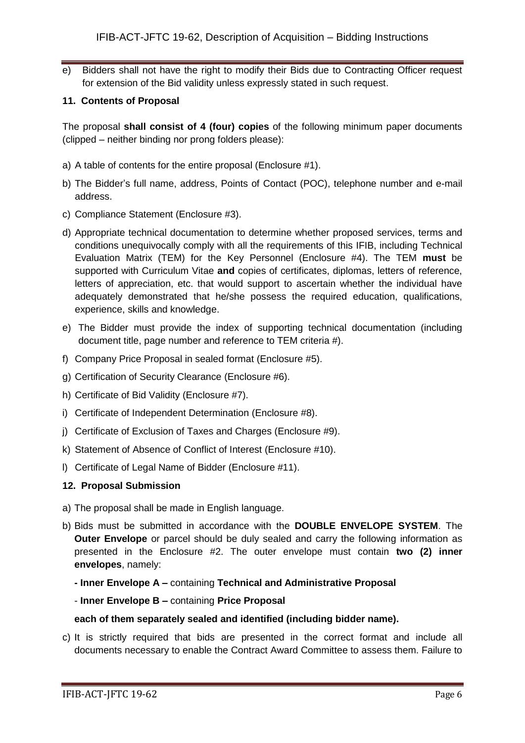e) Bidders shall not have the right to modify their Bids due to Contracting Officer request for extension of the Bid validity unless expressly stated in such request.

**11. Contents of Proposal**

The proposal **shall consist of 4 (four) copies** of the following minimum paper documents (clipped – neither binding nor prong folders please):

a) A table of contents for the entire proposal (Enclosure #1).

b) The Bidder's full name, address, Points of Contact (POC), telephone number and e-mail address.

c) Compliance Statement (Enclosure #3).

d) Appropriate technical documentation to determine whether proposed services, terms and conditions unequivocally comply with all the requirements of this IFIB, including Technical Evaluation Matrix (TEM) for the Key Personnel (Enclosure #4). The TEM **must** be supported with Curriculum Vitae **and** copies of certificates, diplomas, letters of reference, letters of appreciation, etc. that would support to ascertain whether the individual have adequately demonstrated that he/she possess the required education, qualifications, experience, skills and knowledge.

e) The Bidder must provide the index of supporting technical documentation (including document title, page number and reference to TEM criteria #).

f) Company Price Proposal in sealed format (Enclosure #5).

g) Certification of Security Clearance (Enclosure #6).

h) Certificate of Bid Validity (Enclosure #7).

i) Certificate of Independent Determination (Enclosure #8).

j) Certificate of Exclusion of Taxes and Charges (Enclosure #9).

k) Statement of Absence of Conflict of Interest (Enclosure #10).

l) Certificate of Legal Name of Bidder (Enclosure #11).

**12. Proposal Submission**

a) The proposal shall be made in English language.

b) Bids must be submitted in accordance with the **DOUBLE ENVELOPE SYSTEM**. The **Outer Envelope** or parcel should be duly sealed and carry the following information as presented in the Enclosure #2. The outer envelope must contain **two (2) inner envelopes**, namely:

   **- Inner Envelope A –** containing **Technical and Administrative Proposal**

   - **Inner Envelope B –** containing **Price Proposal**

   **each of them separately sealed and identified (including bidder name).**

c) It is strictly required that bids are presented in the correct format and include all documents necessary to enable the Contract Award Committee to assess them. Failure to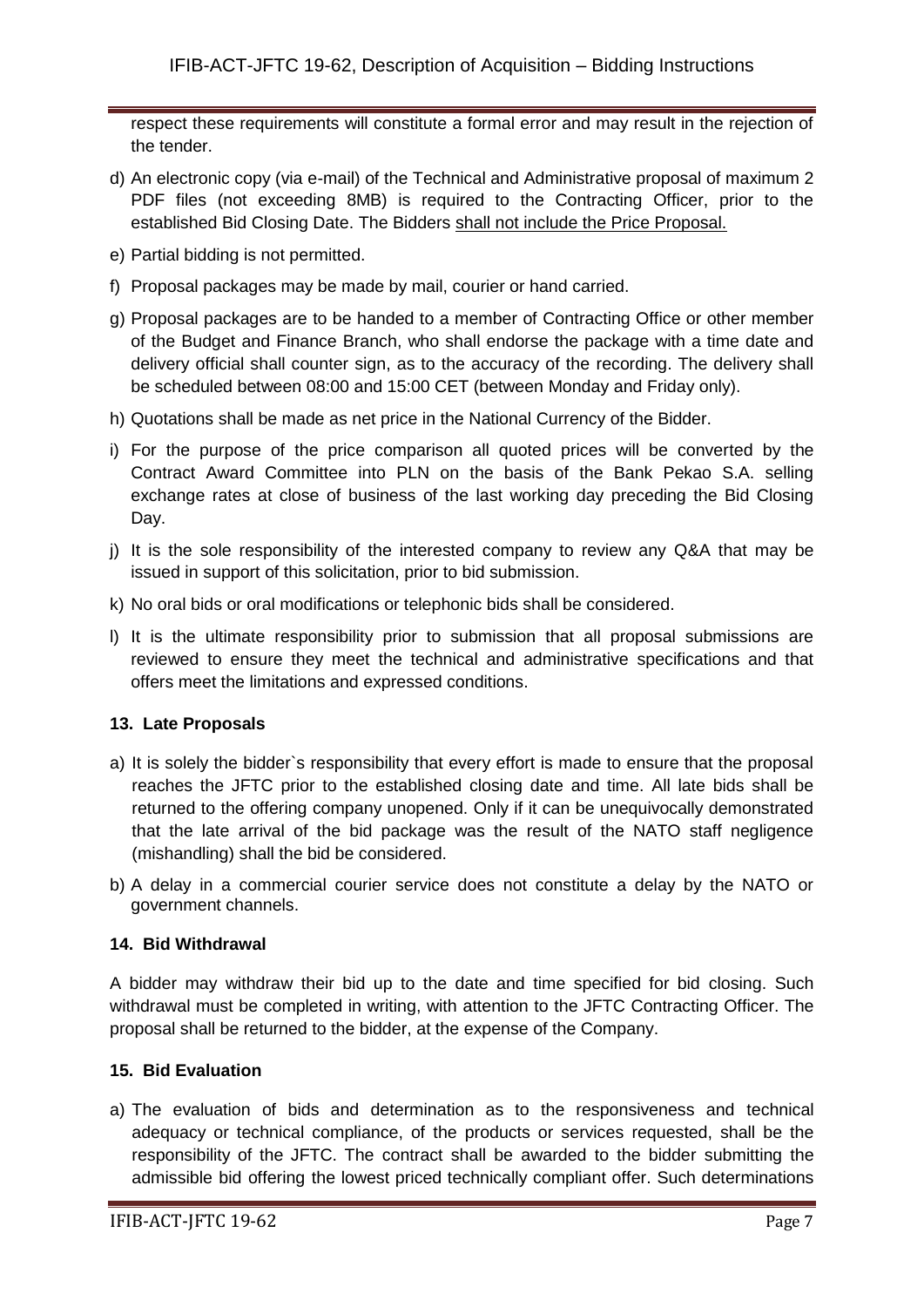respect these requirements will constitute a formal error and may result in the rejection of the tender.

d) An electronic copy (via e-mail) of the Technical and Administrative proposal of maximum 2 PDF files (not exceeding 8MB) is required to the Contracting Officer, prior to the established Bid Closing Date. The Bidders shall not include the Price Proposal.

e) Partial bidding is not permitted.

f) Proposal packages may be made by mail, courier or hand carried.

g) Proposal packages are to be handed to a member of Contracting Office or other member of the Budget and Finance Branch, who shall endorse the package with a time date and delivery official shall counter sign, as to the accuracy of the recording. The delivery shall be scheduled between 08:00 and 15:00 CET (between Monday and Friday only).

h) Quotations shall be made as net price in the National Currency of the Bidder.

i) For the purpose of the price comparison all quoted prices will be converted by the Contract Award Committee into PLN on the basis of the Bank Pekao S.A. selling exchange rates at close of business of the last working day preceding the Bid Closing Day.

j) It is the sole responsibility of the interested company to review any Q&A that may be issued in support of this solicitation, prior to bid submission.

k) No oral bids or oral modifications or telephonic bids shall be considered.

l) It is the ultimate responsibility prior to submission that all proposal submissions are reviewed to ensure they meet the technical and administrative specifications and that offers meet the limitations and expressed conditions.

#### 13. Late Proposals

a) It is solely the bidder`s responsibility that every effort is made to ensure that the proposal reaches the JFTC prior to the established closing date and time. All late bids shall be returned to the offering company unopened. Only if it can be unequivocally demonstrated that the late arrival of the bid package was the result of the NATO staff negligence (mishandling) shall the bid be considered.

b) A delay in a commercial courier service does not constitute a delay by the NATO or government channels.

#### 14. Bid Withdrawal

A bidder may withdraw their bid up to the date and time specified for bid closing. Such withdrawal must be completed in writing, with attention to the JFTC Contracting Officer. The proposal shall be returned to the bidder, at the expense of the Company.

#### 15. Bid Evaluation

a) The evaluation of bids and determination as to the responsiveness and technical adequacy or technical compliance, of the products or services requested, shall be the responsibility of the JFTC. The contract shall be awarded to the bidder submitting the admissible bid offering the lowest priced technically compliant offer. Such determinations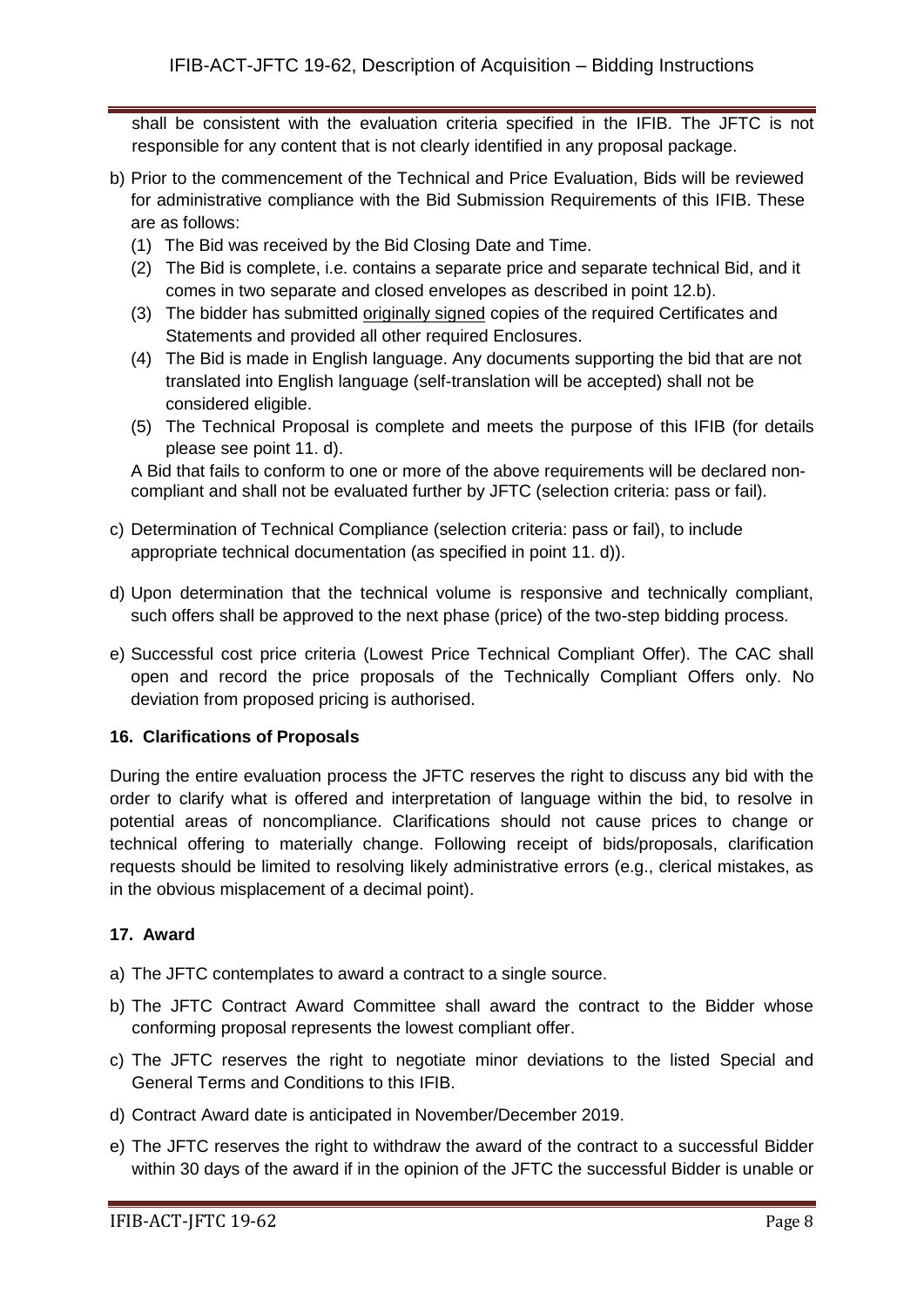shall be consistent with the evaluation criteria specified in the IFIB. The JFTC is not responsible for any content that is not clearly identified in any proposal package.

b) Prior to the commencement of the Technical and Price Evaluation, Bids will be reviewed for administrative compliance with the Bid Submission Requirements of this IFIB. These are as follows:
   (1) The Bid was received by the Bid Closing Date and Time.
   (2) The Bid is complete, i.e. contains a separate price and separate technical Bid, and it comes in two separate and closed envelopes as described in point 12.b).
   (3) The bidder has submitted originally signed copies of the required Certificates and Statements and provided all other required Enclosures.
   (4) The Bid is made in English language. Any documents supporting the bid that are not translated into English language (self-translation will be accepted) shall not be considered eligible.
   (5) The Technical Proposal is complete and meets the purpose of this IFIB (for details please see point 11. d).

   A Bid that fails to conform to one or more of the above requirements will be declared non-compliant and shall not be evaluated further by JFTC (selection criteria: pass or fail).

c) Determination of Technical Compliance (selection criteria: pass or fail), to include appropriate technical documentation (as specified in point 11. d)).

d) Upon determination that the technical volume is responsive and technically compliant, such offers shall be approved to the next phase (price) of the two-step bidding process.

e) Successful cost price criteria (Lowest Price Technical Compliant Offer). The CAC shall open and record the price proposals of the Technically Compliant Offers only. No deviation from proposed pricing is authorised.

**16. Clarifications of Proposals**

During the entire evaluation process the JFTC reserves the right to discuss any bid with the order to clarify what is offered and interpretation of language within the bid, to resolve in potential areas of noncompliance. Clarifications should not cause prices to change or technical offering to materially change. Following receipt of bids/proposals, clarification requests should be limited to resolving likely administrative errors (e.g., clerical mistakes, as in the obvious misplacement of a decimal point).

**17. Award**

a) The JFTC contemplates to award a contract to a single source.

b) The JFTC Contract Award Committee shall award the contract to the Bidder whose conforming proposal represents the lowest compliant offer.

c) The JFTC reserves the right to negotiate minor deviations to the listed Special and General Terms and Conditions to this IFIB.

d) Contract Award date is anticipated in November/December 2019.

e) The JFTC reserves the right to withdraw the award of the contract to a successful Bidder within 30 days of the award if in the opinion of the JFTC the successful Bidder is unable or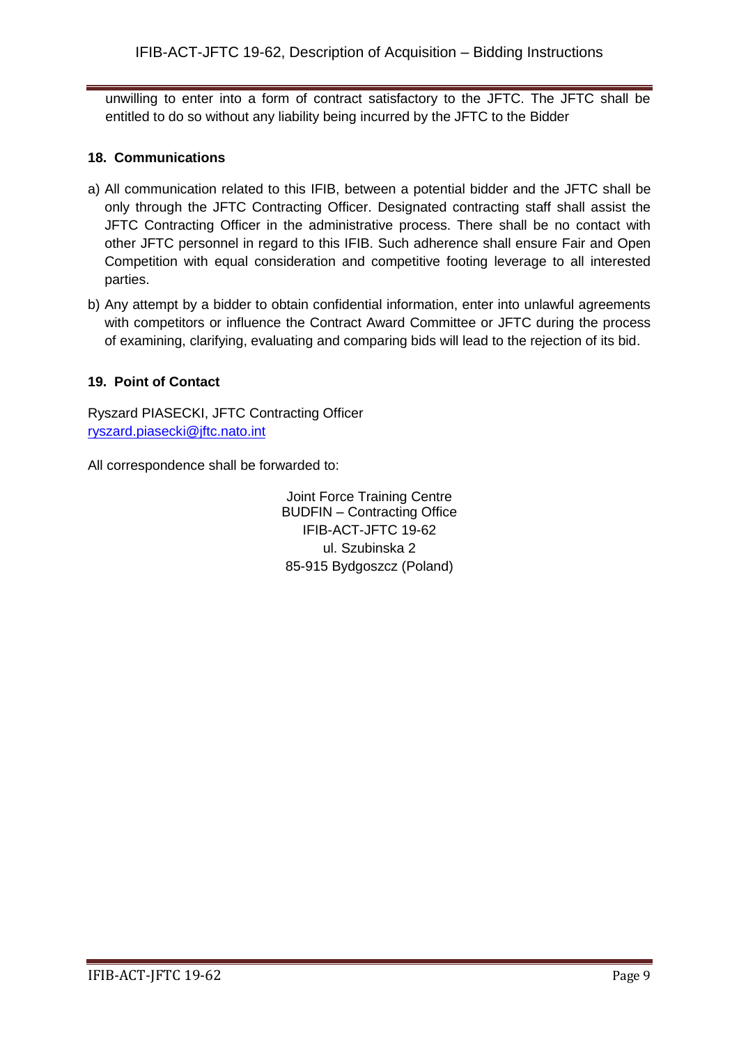unwilling to enter into a form of contract satisfactory to the JFTC. The JFTC shall be entitled to do so without any liability being incurred by the JFTC to the Bidder

### 18. Communications

a) All communication related to this IFIB, between a potential bidder and the JFTC shall be only through the JFTC Contracting Officer. Designated contracting staff shall assist the JFTC Contracting Officer in the administrative process. There shall be no contact with other JFTC personnel in regard to this IFIB. Such adherence shall ensure Fair and Open Competition with equal consideration and competitive footing leverage to all interested parties.

b) Any attempt by a bidder to obtain confidential information, enter into unlawful agreements with competitors or influence the Contract Award Committee or JFTC during the process of examining, clarifying, evaluating and comparing bids will lead to the rejection of its bid.

### 19. Point of Contact

Ryszard PIASECKI, JFTC Contracting Officer
ryszard.piasecki@jftc.nato.int

All correspondence shall be forwarded to:

Joint Force Training Centre
BUDFIN – Contracting Office
IFIB-ACT-JFTC 19-62
ul. Szubinska 2
85-915 Bydgoszcz (Poland)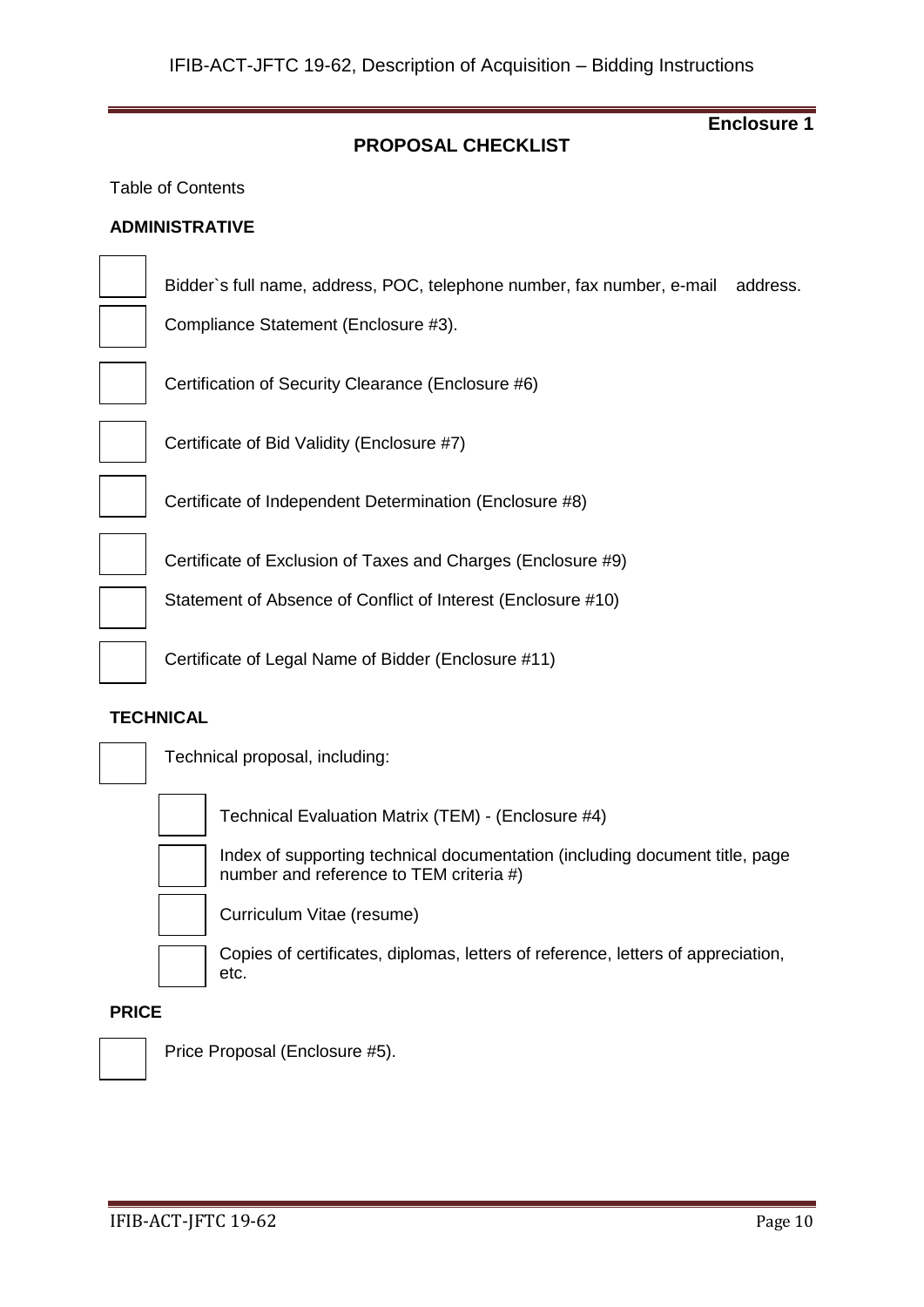**Enclosure 1**

## PROPOSAL CHECKLIST

Table of Contents

### ADMINISTRATIVE

- [ ] Bidder`s full name, address, POC, telephone number, fax number, e-mail address.
- [ ] Compliance Statement (Enclosure #3).
- [ ] Certification of Security Clearance (Enclosure #6)
- [ ] Certificate of Bid Validity (Enclosure #7)
- [ ] Certificate of Independent Determination (Enclosure #8)
- [ ] Certificate of Exclusion of Taxes and Charges (Enclosure #9)
- [ ] Statement of Absence of Conflict of Interest (Enclosure #10)
- [ ] Certificate of Legal Name of Bidder (Enclosure #11)

### TECHNICAL

- [ ] Technical proposal, including:
  - [ ] Technical Evaluation Matrix (TEM) - (Enclosure #4)
  - [ ] Index of supporting technical documentation (including document title, page number and reference to TEM criteria #)
  - [ ] Curriculum Vitae (resume)
  - [ ] Copies of certificates, diplomas, letters of reference, letters of appreciation, etc.

### PRICE

- [ ] Price Proposal (Enclosure #5).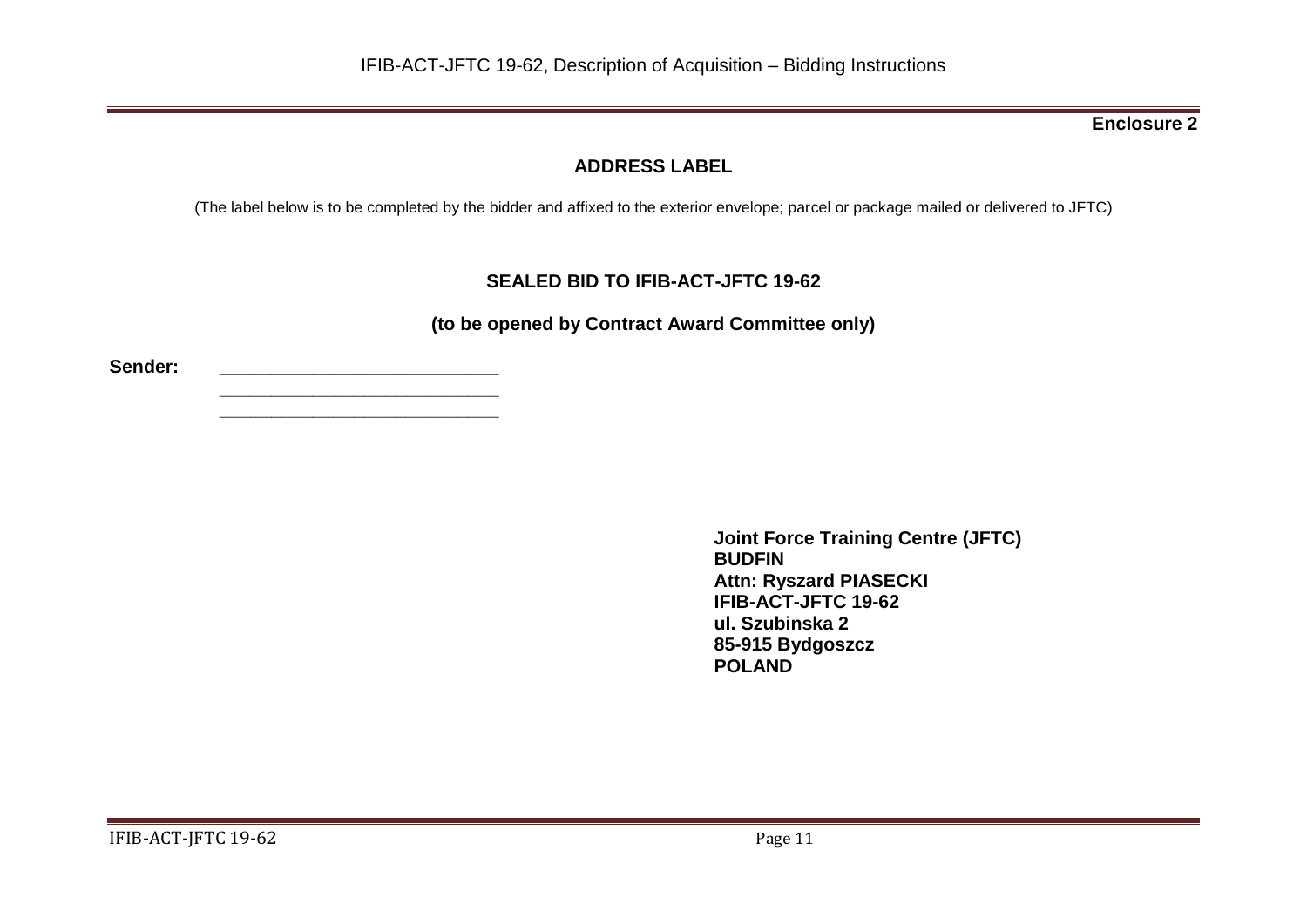**Enclosure 2**

## ADDRESS LABEL

(The label below is to be completed by the bidder and affixed to the exterior envelope; parcel or package mailed or delivered to JFTC)

### SEALED BID TO IFIB-ACT-JFTC 19-62

### (to be opened by Contract Award Committee only)

**Sender:** ____________________________
____________________________
____________________________

**Joint Force Training Centre (JFTC)**
**BUDFIN**
**Attn: Ryszard PIASECKI**
**IFIB-ACT-JFTC 19-62**
**ul. Szubinska 2**
**85-915 Bydgoszcz**
**POLAND**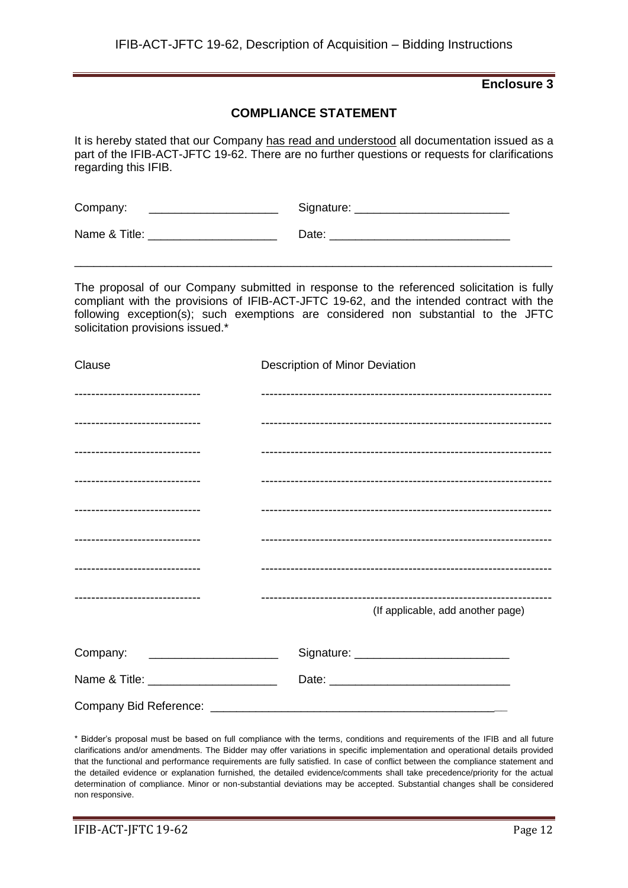**Enclosure 3**

## COMPLIANCE STATEMENT

It is hereby stated that our Company has read and understood all documentation issued as a part of the IFIB-ACT-JFTC 19-62. There are no further questions or requests for clarifications regarding this IFIB.

Company: ____________________ Signature: ________________________

Name & Title: ____________________ Date: ____________________________

---

The proposal of our Company submitted in response to the referenced solicitation is fully compliant with the provisions of IFIB-ACT-JFTC 19-62, and the intended contract with the following exception(s); such exemptions are considered non substantial to the JFTC solicitation provisions issued.*

| Clause | Description of Minor Deviation |
|---|---|
| ------------------------------ | -------------------------------------------------------------------- |
| ------------------------------ | -------------------------------------------------------------------- |
| ------------------------------ | -------------------------------------------------------------------- |
| ------------------------------ | -------------------------------------------------------------------- |
| ------------------------------ | -------------------------------------------------------------------- |
| ------------------------------ | -------------------------------------------------------------------- |
| ------------------------------ | -------------------------------------------------------------------- |
| ------------------------------ | -------------------------------------------------------------------- |

(If applicable, add another page)

Company: ____________________ Signature: ________________________

Name & Title: ____________________ Date: ____________________________

Company Bid Reference: ______________________________________________

\* Bidder's proposal must be based on full compliance with the terms, conditions and requirements of the IFIB and all future clarifications and/or amendments. The Bidder may offer variations in specific implementation and operational details provided that the functional and performance requirements are fully satisfied. In case of conflict between the compliance statement and the detailed evidence or explanation furnished, the detailed evidence/comments shall take precedence/priority for the actual determination of compliance. Minor or non-substantial deviations may be accepted. Substantial changes shall be considered non responsive.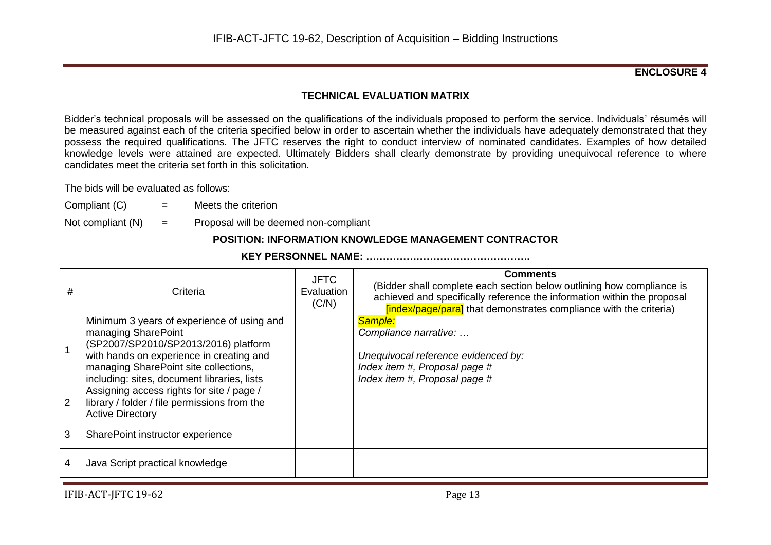**ENCLOSURE 4**

**TECHNICAL EVALUATION MATRIX**

Bidder's technical proposals will be assessed on the qualifications of the individuals proposed to perform the service. Individuals' résumés will be measured against each of the criteria specified below in order to ascertain whether the individuals have adequately demonstrated that they possess the required qualifications. The JFTC reserves the right to conduct interview of nominated candidates. Examples of how detailed knowledge levels were attained are expected. Ultimately Bidders shall clearly demonstrate by providing unequivocal reference to where candidates meet the criteria set forth in this solicitation.

The bids will be evaluated as follows:

Compliant (C) = Meets the criterion

Not compliant (N) = Proposal will be deemed non-compliant

**POSITION: INFORMATION KNOWLEDGE MANAGEMENT CONTRACTOR**

**KEY PERSONNEL NAME: ………………………………………..**

| # | Criteria | JFTC Evaluation (C/N) | **Comments** (Bidder shall complete each section below outlining how compliance is achieved and specifically reference the information within the proposal [index/page/para] that demonstrates compliance with the criteria) |
|---|---|---|---|
| 1 | Minimum 3 years of experience of using and managing SharePoint (SP2007/SP2010/SP2013/2016) platform with hands on experience in creating and managing SharePoint site collections, including: sites, document libraries, lists | | *Sample:*<br>*Compliance narrative: …*<br><br>*Unequivocal reference evidenced by:*<br>*Index item #, Proposal page #*<br>*Index item #, Proposal page #* |
| 2 | Assigning access rights for site / page / library / folder / file permissions from the Active Directory | | |
| 3 | SharePoint instructor experience | | |
| 4 | Java Script practical knowledge | | |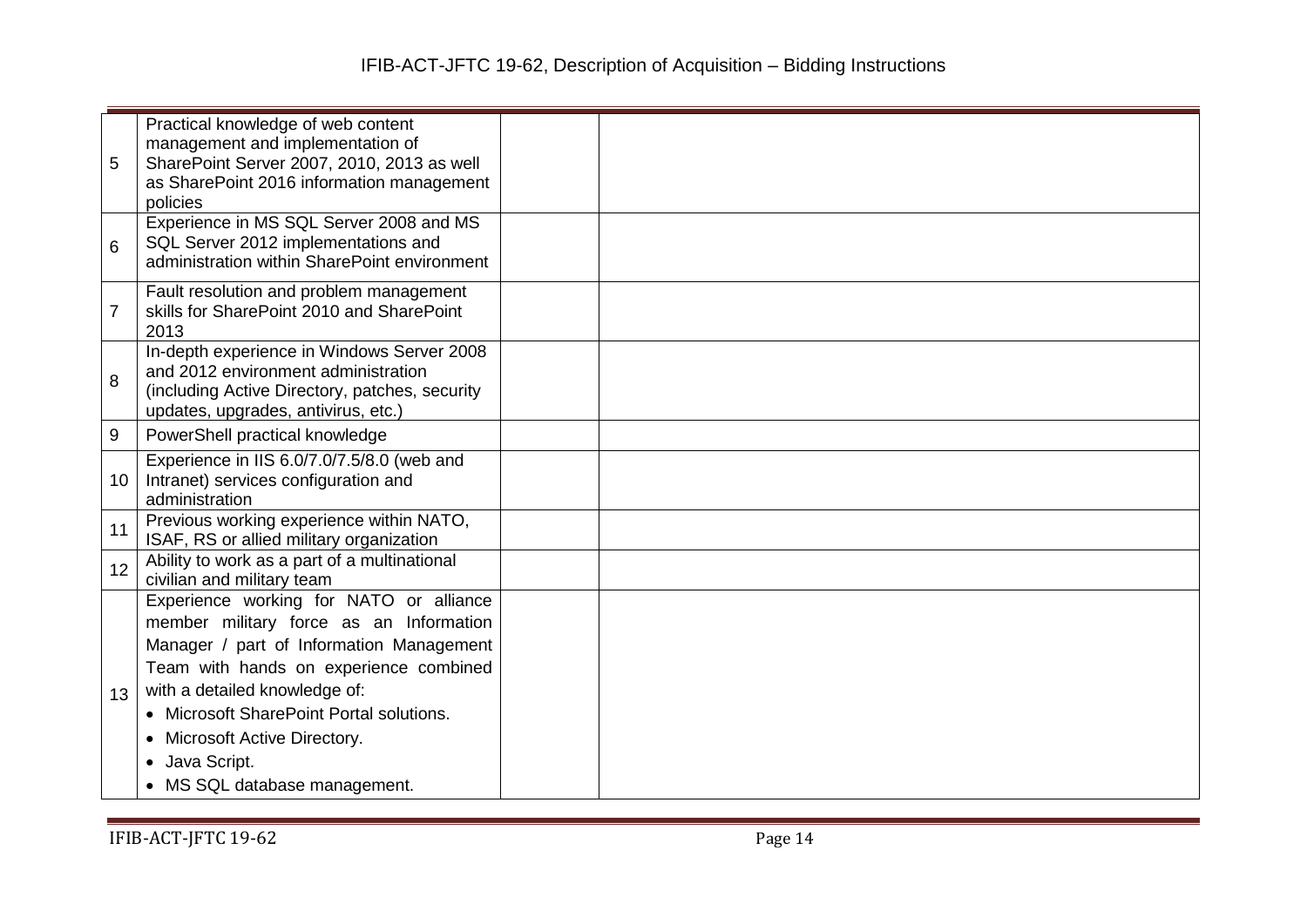| | | | |
|---|---|---|---|
| 5 | Practical knowledge of web content management and implementation of SharePoint Server 2007, 2010, 2013 as well as SharePoint 2016 information management policies | | |
| 6 | Experience in MS SQL Server 2008 and MS SQL Server 2012 implementations and administration within SharePoint environment | | |
| 7 | Fault resolution and problem management skills for SharePoint 2010 and SharePoint 2013 | | |
| 8 | In-depth experience in Windows Server 2008 and 2012 environment administration (including Active Directory, patches, security updates, upgrades, antivirus, etc.) | | |
| 9 | PowerShell practical knowledge | | |
| 10 | Experience in IIS 6.0/7.0/7.5/8.0 (web and Intranet) services configuration and administration | | |
| 11 | Previous working experience within NATO, ISAF, RS or allied military organization | | |
| 12 | Ability to work as a part of a multinational civilian and military team | | |
| 13 | Experience working for NATO or alliance member military force as an Information Manager / part of Information Management Team with hands on experience combined with a detailed knowledge of:<br>• Microsoft SharePoint Portal solutions.<br>• Microsoft Active Directory.<br>• Java Script.<br>• MS SQL database management. | | |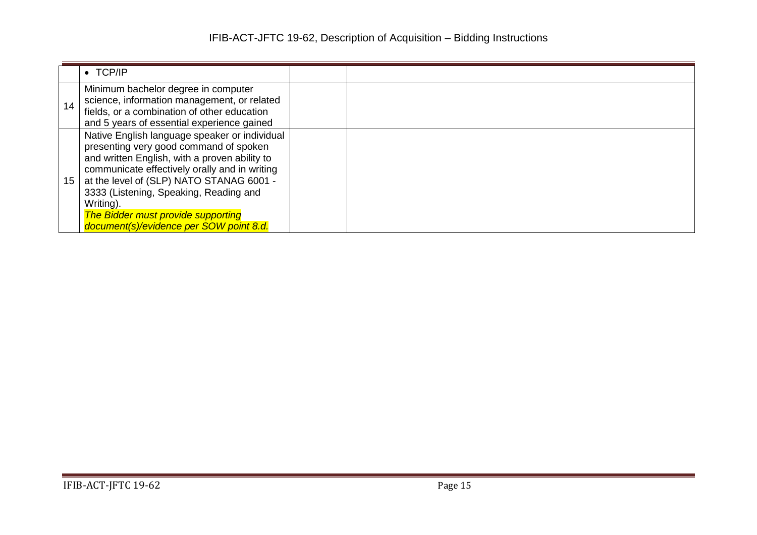| | | | |
|---|---|---|---|
| | • TCP/IP | | |
| 14 | Minimum bachelor degree in computer science, information management, or related fields, or a combination of other education and 5 years of essential experience gained | | |
| 15 | Native English language speaker or individual presenting very good command of spoken and written English, with a proven ability to communicate effectively orally and in writing at the level of (SLP) NATO STANAG 6001 - 3333 (Listening, Speaking, Reading and Writing).<br>*The Bidder must provide supporting document(s)/evidence per SOW point 8.d.* | | |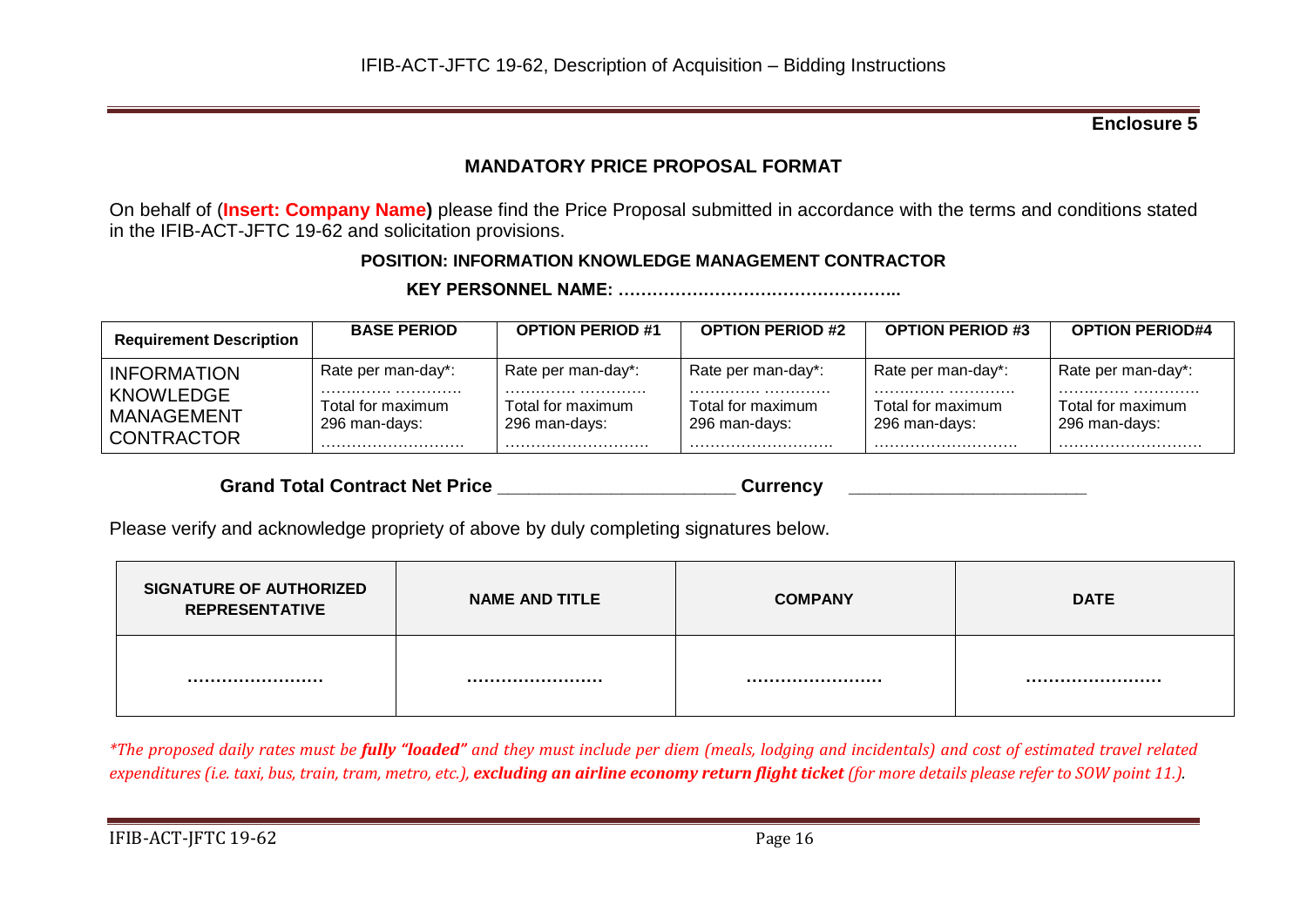**Enclosure 5**

## MANDATORY PRICE PROPOSAL FORMAT

On behalf of (**Insert: Company Name)** please find the Price Proposal submitted in accordance with the terms and conditions stated in the IFIB-ACT-JFTC 19-62 and solicitation provisions.

**POSITION: INFORMATION KNOWLEDGE MANAGEMENT CONTRACTOR**

**KEY PERSONNEL NAME: …………………………………………..**

| Requirement Description | BASE PERIOD | OPTION PERIOD #1 | OPTION PERIOD #2 | OPTION PERIOD #3 | OPTION PERIOD#4 |
|---|---|---|---|---|---|
| INFORMATION KNOWLEDGE MANAGEMENT CONTRACTOR | Rate per man-day*: …………. …………<br>Total for maximum 296 man-days: ………………………. | Rate per man-day*: …………. …………<br>Total for maximum 296 man-days: ………………………. | Rate per man-day*: …………. …………<br>Total for maximum 296 man-days: ………………………. | Rate per man-day*: …………. …………<br>Total for maximum 296 man-days: ………………………. | Rate per man-day*: …………. …………<br>Total for maximum 296 man-days: ………………………. |

**Grand Total Contract Net Price** ______________________ **Currency** ______________________

Please verify and acknowledge propriety of above by duly completing signatures below.

| SIGNATURE OF AUTHORIZED REPRESENTATIVE | NAME AND TITLE | COMPANY | DATE |
|---|---|---|---|
| …………………… | …………………… | …………………… | …………………… |

*\*The proposed daily rates must be **fully "loaded"** and they must include per diem (meals, lodging and incidentals) and cost of estimated travel related expenditures (i.e. taxi, bus, train, tram, metro, etc.), **excluding an airline economy return flight ticket** (for more details please refer to SOW point 11.).*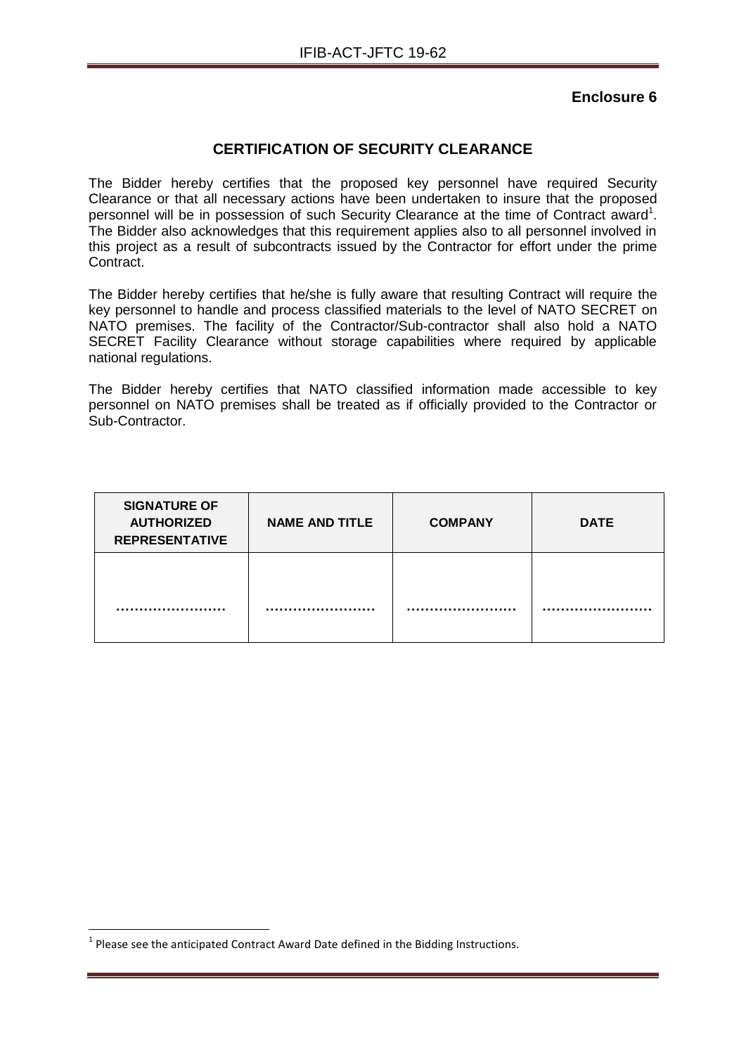**Enclosure 6**

## CERTIFICATION OF SECURITY CLEARANCE

The Bidder hereby certifies that the proposed key personnel have required Security Clearance or that all necessary actions have been undertaken to insure that the proposed personnel will be in possession of such Security Clearance at the time of Contract award[1]. The Bidder also acknowledges that this requirement applies also to all personnel involved in this project as a result of subcontracts issued by the Contractor for effort under the prime Contract.

The Bidder hereby certifies that he/she is fully aware that resulting Contract will require the key personnel to handle and process classified materials to the level of NATO SECRET on NATO premises. The facility of the Contractor/Sub-contractor shall also hold a NATO SECRET Facility Clearance without storage capabilities where required by applicable national regulations.

The Bidder hereby certifies that NATO classified information made accessible to key personnel on NATO premises shall be treated as if officially provided to the Contractor or Sub-Contractor.

| SIGNATURE OF AUTHORIZED REPRESENTATIVE | NAME AND TITLE | COMPANY | DATE |
|---|---|---|---|
| …………………… | …………………… | …………………… | …………………… |

[1] Please see the anticipated Contract Award Date defined in the Bidding Instructions.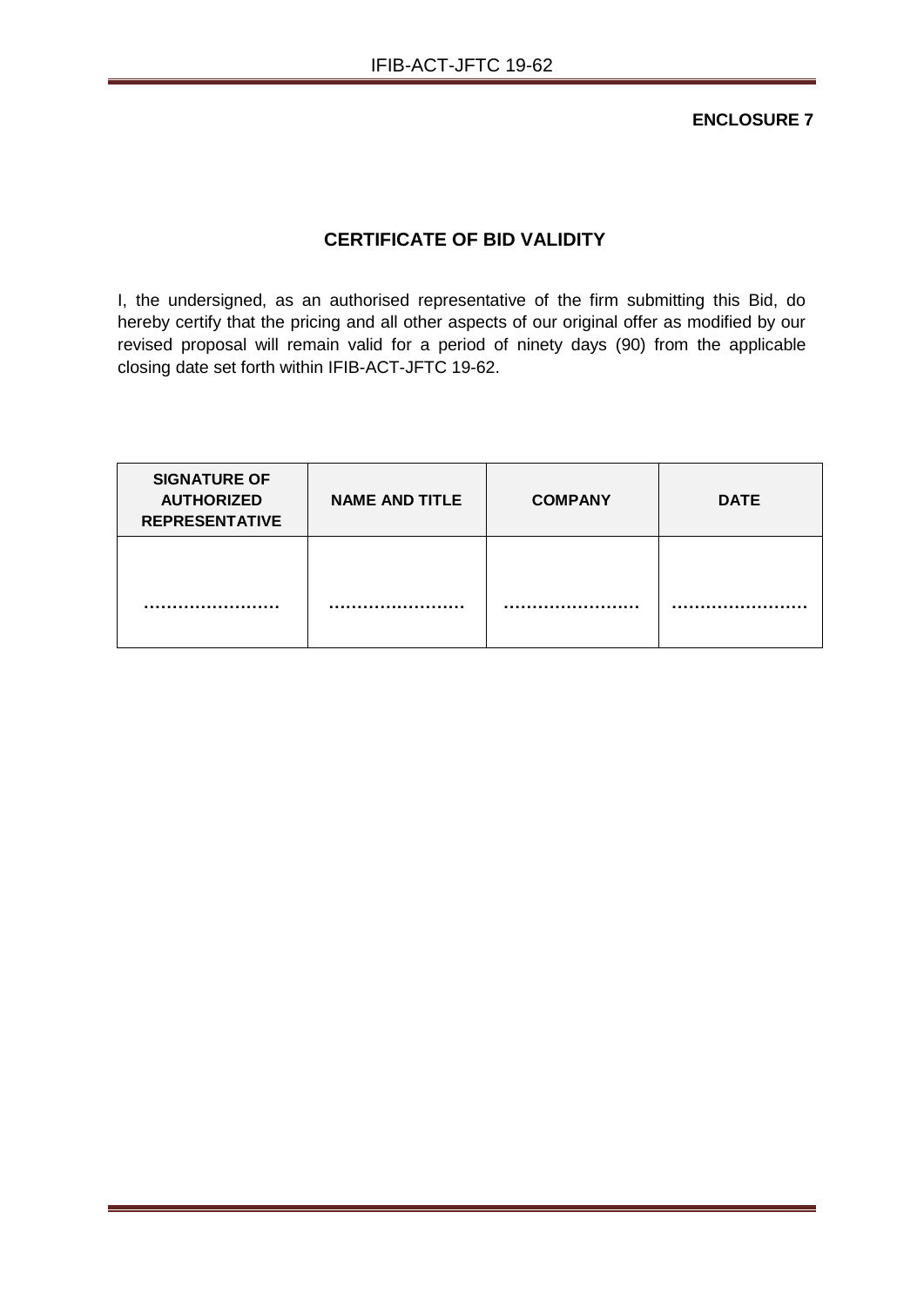**ENCLOSURE 7**

## CERTIFICATE OF BID VALIDITY

I, the undersigned, as an authorised representative of the firm submitting this Bid, do hereby certify that the pricing and all other aspects of our original offer as modified by our revised proposal will remain valid for a period of ninety days (90) from the applicable closing date set forth within IFIB-ACT-JFTC 19-62.

| SIGNATURE OF AUTHORIZED REPRESENTATIVE | NAME AND TITLE | COMPANY | DATE |
|---|---|---|---|
| …………………… | …………………… | …………………… | …………………… |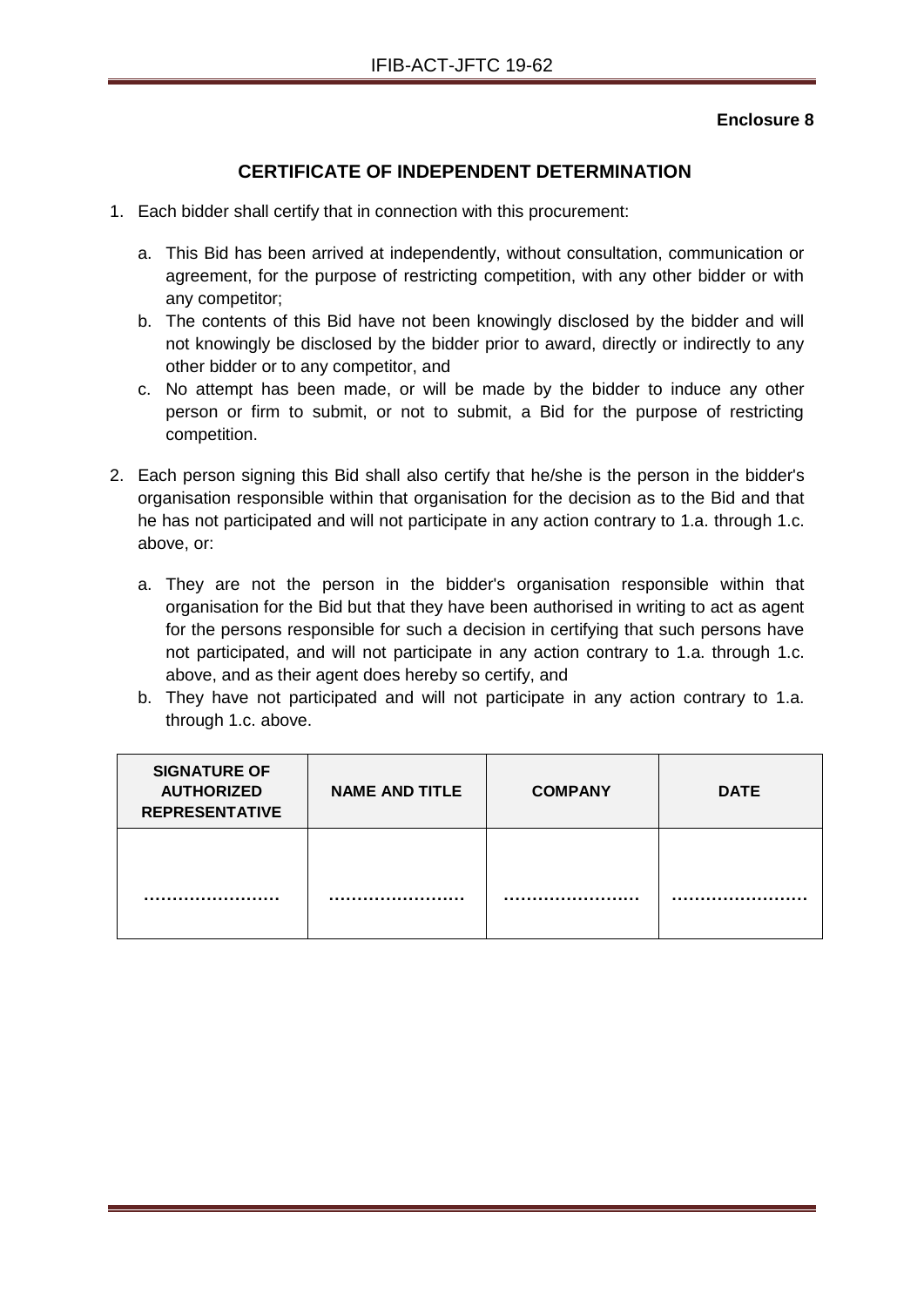**Enclosure 8**

## CERTIFICATE OF INDEPENDENT DETERMINATION

1. Each bidder shall certify that in connection with this procurement:

    a. This Bid has been arrived at independently, without consultation, communication or agreement, for the purpose of restricting competition, with any other bidder or with any competitor;
    b. The contents of this Bid have not been knowingly disclosed by the bidder and will not knowingly be disclosed by the bidder prior to award, directly or indirectly to any other bidder or to any competitor, and
    c. No attempt has been made, or will be made by the bidder to induce any other person or firm to submit, or not to submit, a Bid for the purpose of restricting competition.

2. Each person signing this Bid shall also certify that he/she is the person in the bidder's organisation responsible within that organisation for the decision as to the Bid and that he has not participated and will not participate in any action contrary to 1.a. through 1.c. above, or:

    a. They are not the person in the bidder's organisation responsible within that organisation for the Bid but that they have been authorised in writing to act as agent for the persons responsible for such a decision in certifying that such persons have not participated, and will not participate in any action contrary to 1.a. through 1.c. above, and as their agent does hereby so certify, and
    b. They have not participated and will not participate in any action contrary to 1.a. through 1.c. above.

| SIGNATURE OF AUTHORIZED REPRESENTATIVE | NAME AND TITLE | COMPANY | DATE |
|---|---|---|---|
| …………………… | …………………… | …………………… | …………………… |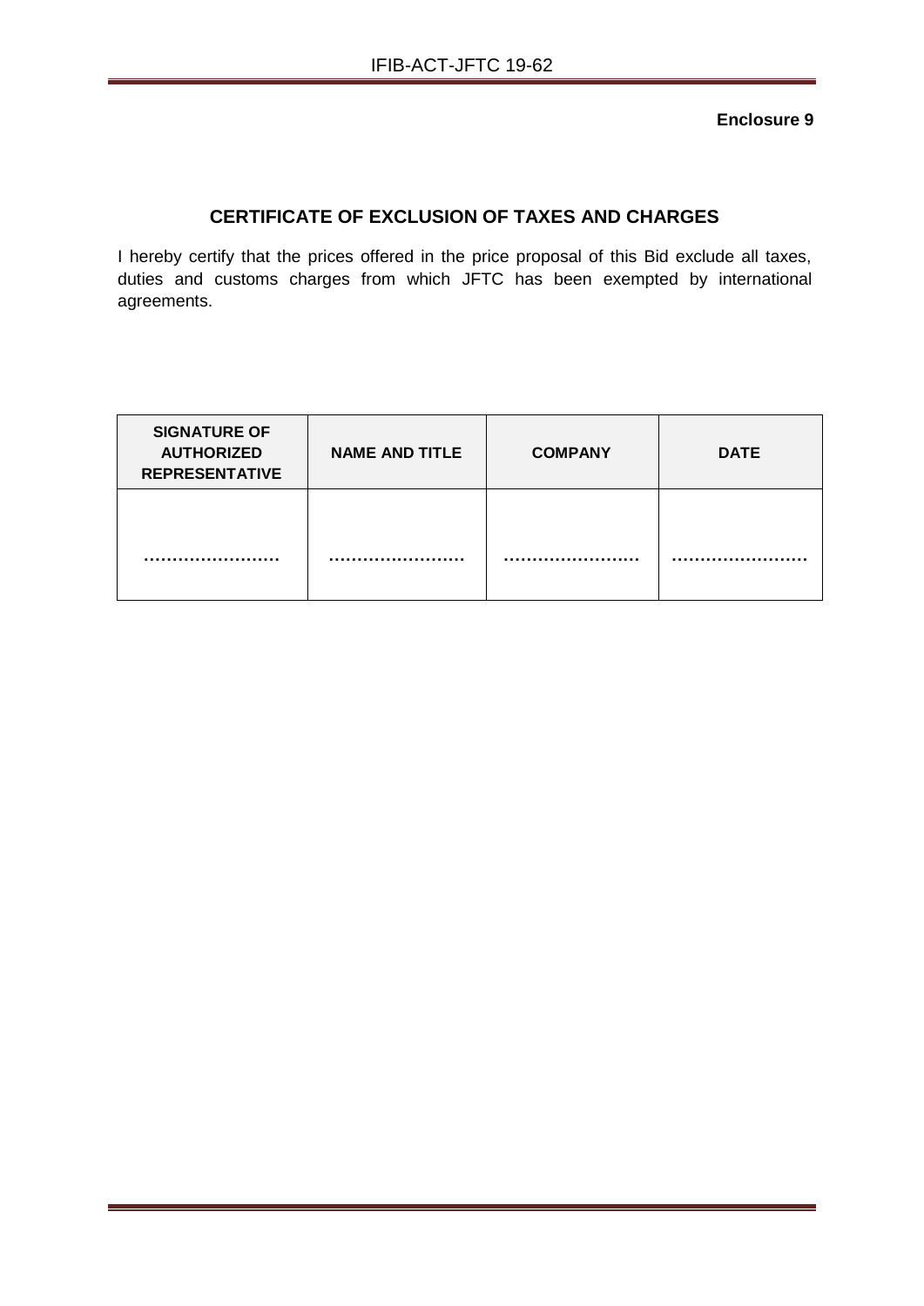**Enclosure 9**

## CERTIFICATE OF EXCLUSION OF TAXES AND CHARGES

I hereby certify that the prices offered in the price proposal of this Bid exclude all taxes, duties and customs charges from which JFTC has been exempted by international agreements.

| SIGNATURE OF AUTHORIZED REPRESENTATIVE | NAME AND TITLE | COMPANY | DATE |
|---|---|---|---|
| …………………… | …………………… | …………………… | …………………… |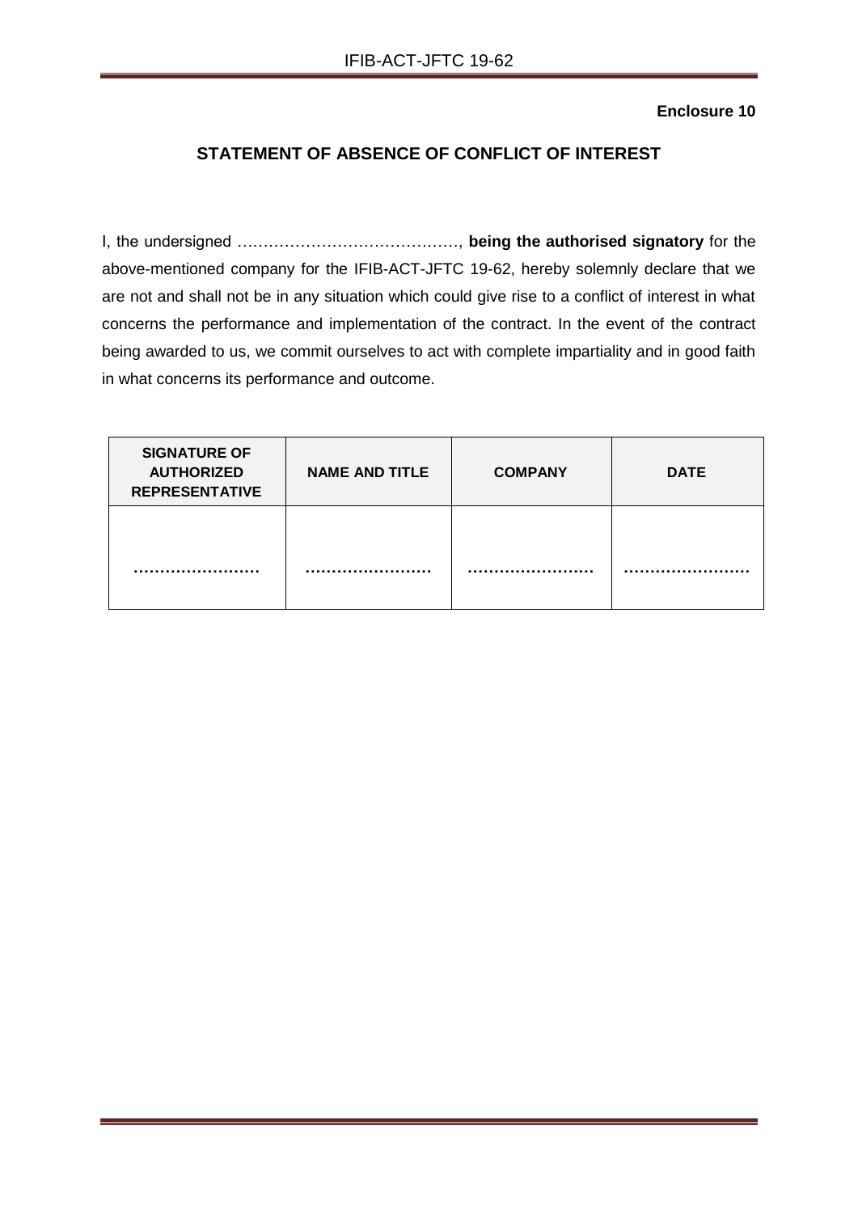**Enclosure 10**

## STATEMENT OF ABSENCE OF CONFLICT OF INTEREST

I, the undersigned ……………………………………, **being the authorised signatory** for the above-mentioned company for the IFIB-ACT-JFTC 19-62, hereby solemnly declare that we are not and shall not be in any situation which could give rise to a conflict of interest in what concerns the performance and implementation of the contract. In the event of the contract being awarded to us, we commit ourselves to act with complete impartiality and in good faith in what concerns its performance and outcome.

| SIGNATURE OF AUTHORIZED REPRESENTATIVE | NAME AND TITLE | COMPANY | DATE |
|---|---|---|---|
| …………………… | …………………… | …………………… | …………………… |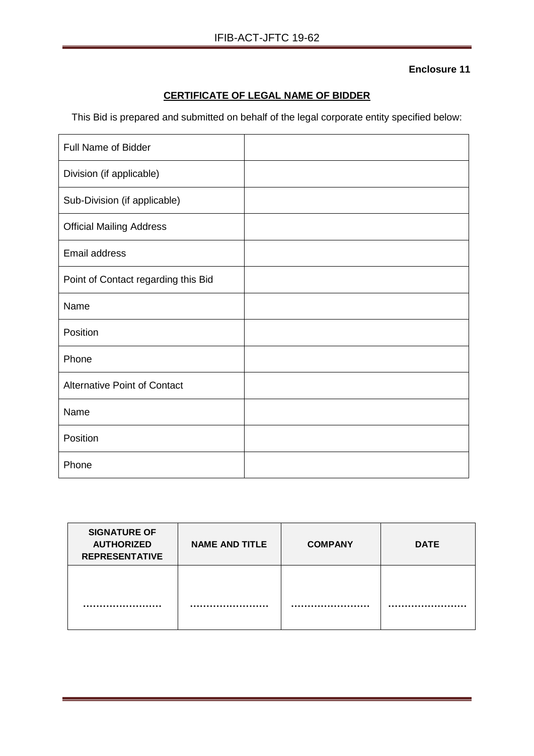**Enclosure 11**

## CERTIFICATE OF LEGAL NAME OF BIDDER

This Bid is prepared and submitted on behalf of the legal corporate entity specified below:

| | |
|---|---|
| Full Name of Bidder | |
| Division (if applicable) | |
| Sub-Division (if applicable) | |
| Official Mailing Address | |
| Email address | |
| Point of Contact regarding this Bid | |
| Name | |
| Position | |
| Phone | |
| Alternative Point of Contact | |
| Name | |
| Position | |
| Phone | |

| **SIGNATURE OF AUTHORIZED REPRESENTATIVE** | **NAME AND TITLE** | **COMPANY** | **DATE** |
|---|---|---|---|
| …………………… | …………………… | …………………… | …………………… |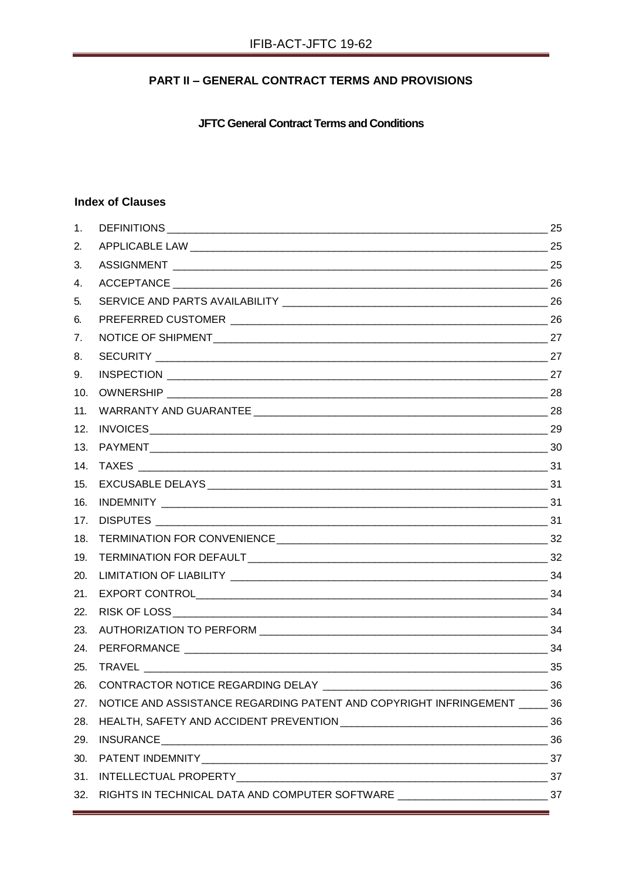## PART II – GENERAL CONTRACT TERMS AND PROVISIONS

### JFTC General Contract Terms and Conditions

#### Index of Clauses

| No. | Clause | Page |
|---|---|---|
| 1. | DEFINITIONS | 25 |
| 2. | APPLICABLE LAW | 25 |
| 3. | ASSIGNMENT | 25 |
| 4. | ACCEPTANCE | 26 |
| 5. | SERVICE AND PARTS AVAILABILITY | 26 |
| 6. | PREFERRED CUSTOMER | 26 |
| 7. | NOTICE OF SHIPMENT | 27 |
| 8. | SECURITY | 27 |
| 9. | INSPECTION | 27 |
| 10. | OWNERSHIP | 28 |
| 11. | WARRANTY AND GUARANTEE | 28 |
| 12. | INVOICES | 29 |
| 13. | PAYMENT | 30 |
| 14. | TAXES | 31 |
| 15. | EXCUSABLE DELAYS | 31 |
| 16. | INDEMNITY | 31 |
| 17. | DISPUTES | 31 |
| 18. | TERMINATION FOR CONVENIENCE | 32 |
| 19. | TERMINATION FOR DEFAULT | 32 |
| 20. | LIMITATION OF LIABILITY | 34 |
| 21. | EXPORT CONTROL | 34 |
| 22. | RISK OF LOSS | 34 |
| 23. | AUTHORIZATION TO PERFORM | 34 |
| 24. | PERFORMANCE | 34 |
| 25. | TRAVEL | 35 |
| 26. | CONTRACTOR NOTICE REGARDING DELAY | 36 |
| 27. | NOTICE AND ASSISTANCE REGARDING PATENT AND COPYRIGHT INFRINGEMENT | 36 |
| 28. | HEALTH, SAFETY AND ACCIDENT PREVENTION | 36 |
| 29. | INSURANCE | 36 |
| 30. | PATENT INDEMNITY | 37 |
| 31. | INTELLECTUAL PROPERTY | 37 |
| 32. | RIGHTS IN TECHNICAL DATA AND COMPUTER SOFTWARE | 37 |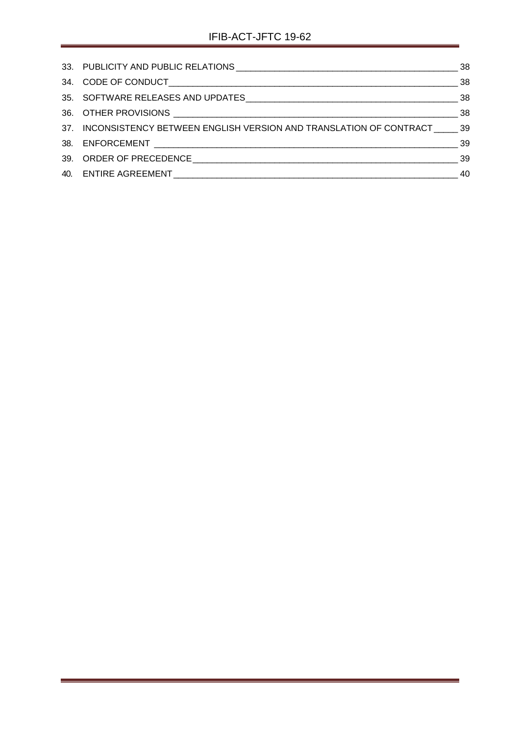33. PUBLICITY AND PUBLIC RELATIONS ____________________________________________ 38
34. CODE OF CONDUCT ____________________________________________________ 38
35. SOFTWARE RELEASES AND UPDATES __________________________________________ 38
36. OTHER PROVISIONS ____________________________________________________ 38
37. INCONSISTENCY BETWEEN ENGLISH VERSION AND TRANSLATION OF CONTRACT _____ 39
38. ENFORCEMENT ________________________________________________________ 39
39. ORDER OF PRECEDENCE _________________________________________________ 39
40. ENTIRE AGREEMENT ____________________________________________________ 40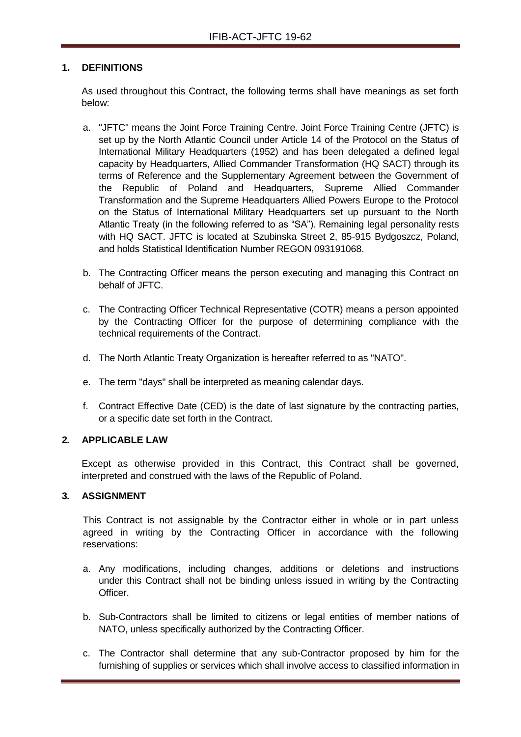## 1. DEFINITIONS

As used throughout this Contract, the following terms shall have meanings as set forth below:

a. "JFTC" means the Joint Force Training Centre. Joint Force Training Centre (JFTC) is set up by the North Atlantic Council under Article 14 of the Protocol on the Status of International Military Headquarters (1952) and has been delegated a defined legal capacity by Headquarters, Allied Commander Transformation (HQ SACT) through its terms of Reference and the Supplementary Agreement between the Government of the Republic of Poland and Headquarters, Supreme Allied Commander Transformation and the Supreme Headquarters Allied Powers Europe to the Protocol on the Status of International Military Headquarters set up pursuant to the North Atlantic Treaty (in the following referred to as "SA"). Remaining legal personality rests with HQ SACT. JFTC is located at Szubinska Street 2, 85-915 Bydgoszcz, Poland, and holds Statistical Identification Number REGON 093191068.

b. The Contracting Officer means the person executing and managing this Contract on behalf of JFTC.

c. The Contracting Officer Technical Representative (COTR) means a person appointed by the Contracting Officer for the purpose of determining compliance with the technical requirements of the Contract.

d. The North Atlantic Treaty Organization is hereafter referred to as "NATO".

e. The term "days" shall be interpreted as meaning calendar days.

f. Contract Effective Date (CED) is the date of last signature by the contracting parties, or a specific date set forth in the Contract.

## 2. APPLICABLE LAW

Except as otherwise provided in this Contract, this Contract shall be governed, interpreted and construed with the laws of the Republic of Poland.

## 3. ASSIGNMENT

This Contract is not assignable by the Contractor either in whole or in part unless agreed in writing by the Contracting Officer in accordance with the following reservations:

a. Any modifications, including changes, additions or deletions and instructions under this Contract shall not be binding unless issued in writing by the Contracting Officer.

b. Sub-Contractors shall be limited to citizens or legal entities of member nations of NATO, unless specifically authorized by the Contracting Officer.

c. The Contractor shall determine that any sub-Contractor proposed by him for the furnishing of supplies or services which shall involve access to classified information in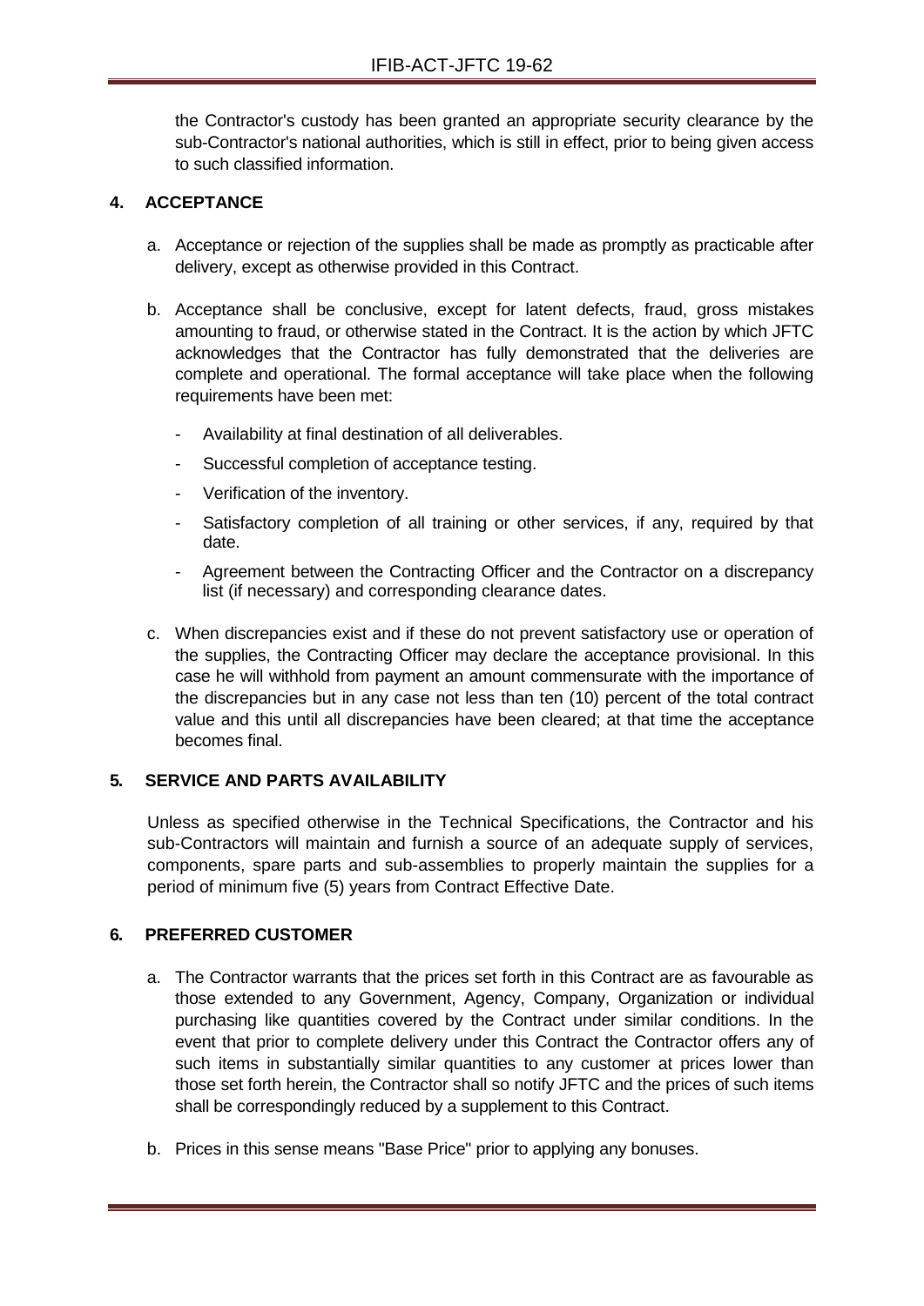the Contractor's custody has been granted an appropriate security clearance by the sub-Contractor's national authorities, which is still in effect, prior to being given access to such classified information.

## 4. ACCEPTANCE

a. Acceptance or rejection of the supplies shall be made as promptly as practicable after delivery, except as otherwise provided in this Contract.

b. Acceptance shall be conclusive, except for latent defects, fraud, gross mistakes amounting to fraud, or otherwise stated in the Contract. It is the action by which JFTC acknowledges that the Contractor has fully demonstrated that the deliveries are complete and operational. The formal acceptance will take place when the following requirements have been met:

   - Availability at final destination of all deliverables.
   - Successful completion of acceptance testing.
   - Verification of the inventory.
   - Satisfactory completion of all training or other services, if any, required by that date.
   - Agreement between the Contracting Officer and the Contractor on a discrepancy list (if necessary) and corresponding clearance dates.

c. When discrepancies exist and if these do not prevent satisfactory use or operation of the supplies, the Contracting Officer may declare the acceptance provisional. In this case he will withhold from payment an amount commensurate with the importance of the discrepancies but in any case not less than ten (10) percent of the total contract value and this until all discrepancies have been cleared; at that time the acceptance becomes final.

## 5. SERVICE AND PARTS AVAILABILITY

Unless as specified otherwise in the Technical Specifications, the Contractor and his sub-Contractors will maintain and furnish a source of an adequate supply of services, components, spare parts and sub-assemblies to properly maintain the supplies for a period of minimum five (5) years from Contract Effective Date.

## 6. PREFERRED CUSTOMER

a. The Contractor warrants that the prices set forth in this Contract are as favourable as those extended to any Government, Agency, Company, Organization or individual purchasing like quantities covered by the Contract under similar conditions. In the event that prior to complete delivery under this Contract the Contractor offers any of such items in substantially similar quantities to any customer at prices lower than those set forth herein, the Contractor shall so notify JFTC and the prices of such items shall be correspondingly reduced by a supplement to this Contract.

b. Prices in this sense means "Base Price" prior to applying any bonuses.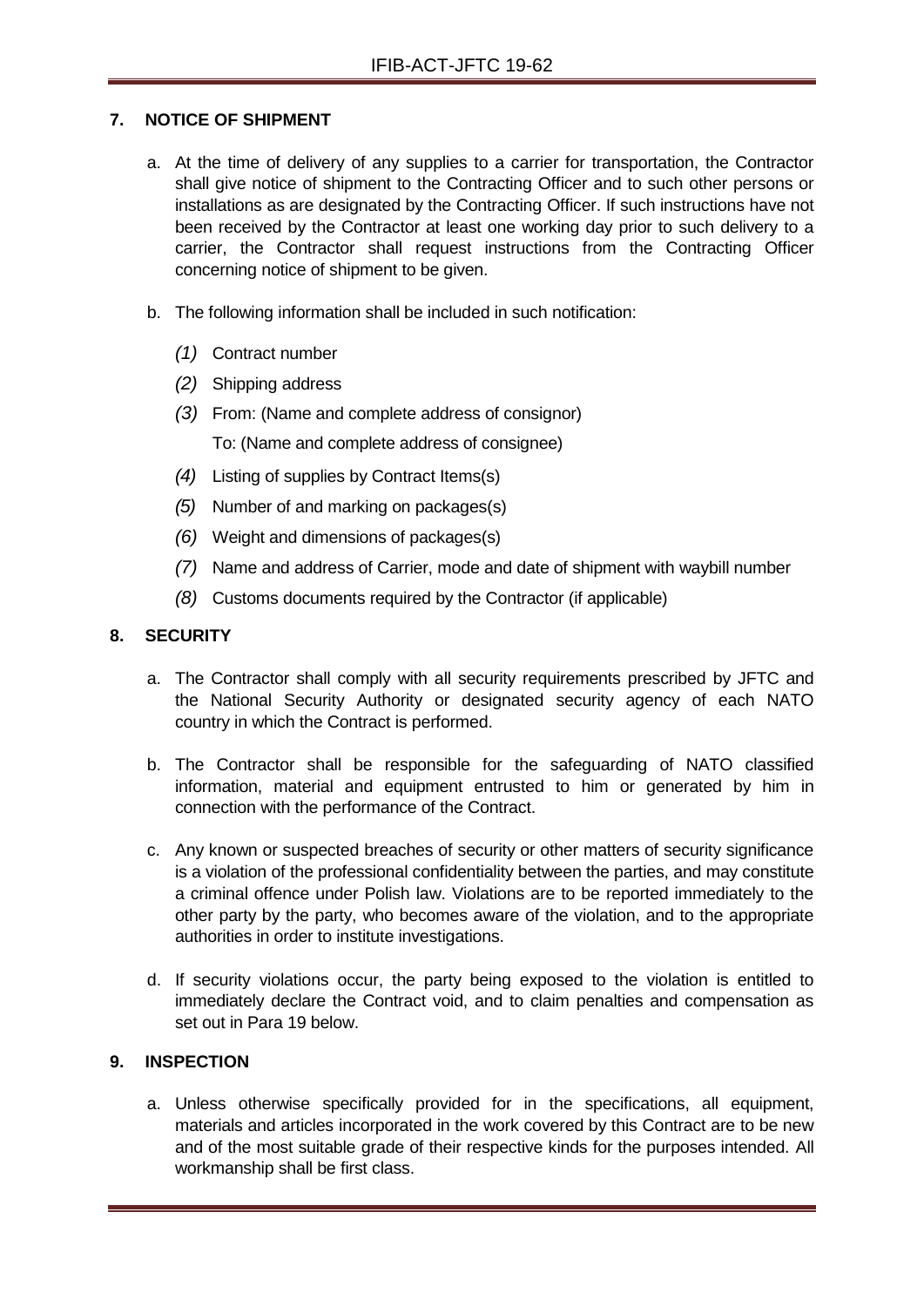## 7. NOTICE OF SHIPMENT

a. At the time of delivery of any supplies to a carrier for transportation, the Contractor shall give notice of shipment to the Contracting Officer and to such other persons or installations as are designated by the Contracting Officer. If such instructions have not been received by the Contractor at least one working day prior to such delivery to a carrier, the Contractor shall request instructions from the Contracting Officer concerning notice of shipment to be given.

b. The following information shall be included in such notification:

*(1)* Contract number

*(2)* Shipping address

*(3)* From: (Name and complete address of consignor)

To: (Name and complete address of consignee)

*(4)* Listing of supplies by Contract Items(s)

*(5)* Number of and marking on packages(s)

*(6)* Weight and dimensions of packages(s)

*(7)* Name and address of Carrier, mode and date of shipment with waybill number

*(8)* Customs documents required by the Contractor (if applicable)

## 8. SECURITY

a. The Contractor shall comply with all security requirements prescribed by JFTC and the National Security Authority or designated security agency of each NATO country in which the Contract is performed.

b. The Contractor shall be responsible for the safeguarding of NATO classified information, material and equipment entrusted to him or generated by him in connection with the performance of the Contract.

c. Any known or suspected breaches of security or other matters of security significance is a violation of the professional confidentiality between the parties, and may constitute a criminal offence under Polish law. Violations are to be reported immediately to the other party by the party, who becomes aware of the violation, and to the appropriate authorities in order to institute investigations.

d. If security violations occur, the party being exposed to the violation is entitled to immediately declare the Contract void, and to claim penalties and compensation as set out in Para 19 below.

## 9. INSPECTION

a. Unless otherwise specifically provided for in the specifications, all equipment, materials and articles incorporated in the work covered by this Contract are to be new and of the most suitable grade of their respective kinds for the purposes intended. All workmanship shall be first class.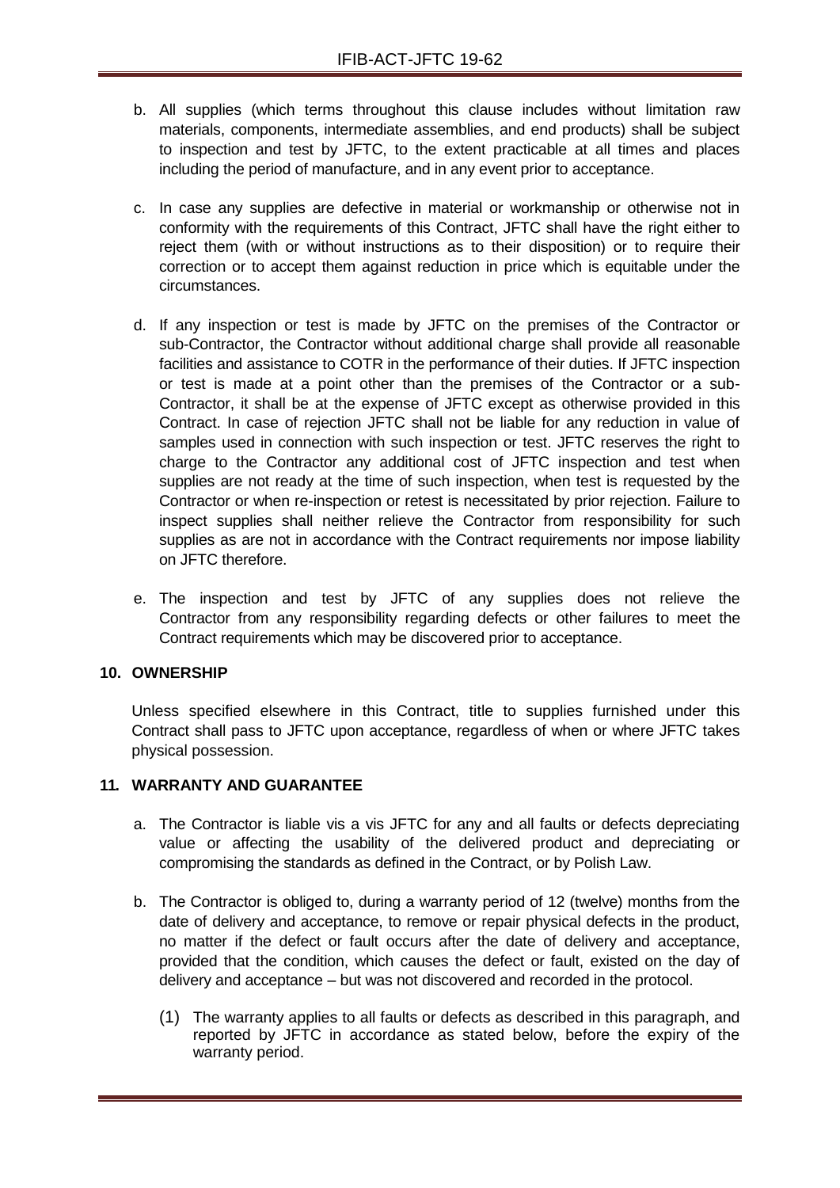b. All supplies (which terms throughout this clause includes without limitation raw materials, components, intermediate assemblies, and end products) shall be subject to inspection and test by JFTC, to the extent practicable at all times and places including the period of manufacture, and in any event prior to acceptance.

c. In case any supplies are defective in material or workmanship or otherwise not in conformity with the requirements of this Contract, JFTC shall have the right either to reject them (with or without instructions as to their disposition) or to require their correction or to accept them against reduction in price which is equitable under the circumstances.

d. If any inspection or test is made by JFTC on the premises of the Contractor or sub-Contractor, the Contractor without additional charge shall provide all reasonable facilities and assistance to COTR in the performance of their duties. If JFTC inspection or test is made at a point other than the premises of the Contractor or a sub-Contractor, it shall be at the expense of JFTC except as otherwise provided in this Contract. In case of rejection JFTC shall not be liable for any reduction in value of samples used in connection with such inspection or test. JFTC reserves the right to charge to the Contractor any additional cost of JFTC inspection and test when supplies are not ready at the time of such inspection, when test is requested by the Contractor or when re-inspection or retest is necessitated by prior rejection. Failure to inspect supplies shall neither relieve the Contractor from responsibility for such supplies as are not in accordance with the Contract requirements nor impose liability on JFTC therefore.

e. The inspection and test by JFTC of any supplies does not relieve the Contractor from any responsibility regarding defects or other failures to meet the Contract requirements which may be discovered prior to acceptance.

**10. OWNERSHIP**

Unless specified elsewhere in this Contract, title to supplies furnished under this Contract shall pass to JFTC upon acceptance, regardless of when or where JFTC takes physical possession.

**11. WARRANTY AND GUARANTEE**

a. The Contractor is liable vis a vis JFTC for any and all faults or defects depreciating value or affecting the usability of the delivered product and depreciating or compromising the standards as defined in the Contract, or by Polish Law.

b. The Contractor is obliged to, during a warranty period of 12 (twelve) months from the date of delivery and acceptance, to remove or repair physical defects in the product, no matter if the defect or fault occurs after the date of delivery and acceptance, provided that the condition, which causes the defect or fault, existed on the day of delivery and acceptance – but was not discovered and recorded in the protocol.

(1) The warranty applies to all faults or defects as described in this paragraph, and reported by JFTC in accordance as stated below, before the expiry of the warranty period.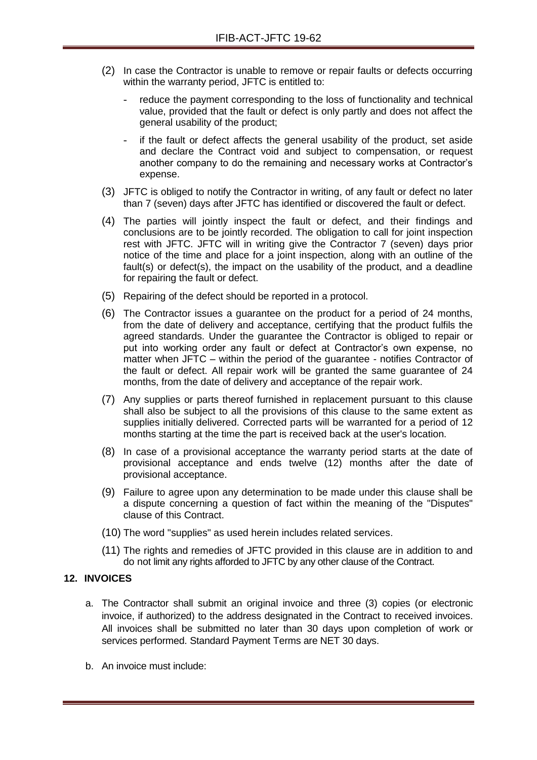(2) In case the Contractor is unable to remove or repair faults or defects occurring within the warranty period, JFTC is entitled to:

- reduce the payment corresponding to the loss of functionality and technical value, provided that the fault or defect is only partly and does not affect the general usability of the product;
- if the fault or defect affects the general usability of the product, set aside and declare the Contract void and subject to compensation, or request another company to do the remaining and necessary works at Contractor's expense.

(3) JFTC is obliged to notify the Contractor in writing, of any fault or defect no later than 7 (seven) days after JFTC has identified or discovered the fault or defect.

(4) The parties will jointly inspect the fault or defect, and their findings and conclusions are to be jointly recorded. The obligation to call for joint inspection rest with JFTC. JFTC will in writing give the Contractor 7 (seven) days prior notice of the time and place for a joint inspection, along with an outline of the fault(s) or defect(s), the impact on the usability of the product, and a deadline for repairing the fault or defect.

(5) Repairing of the defect should be reported in a protocol.

(6) The Contractor issues a guarantee on the product for a period of 24 months, from the date of delivery and acceptance, certifying that the product fulfils the agreed standards. Under the guarantee the Contractor is obliged to repair or put into working order any fault or defect at Contractor's own expense, no matter when JFTC – within the period of the guarantee - notifies Contractor of the fault or defect. All repair work will be granted the same guarantee of 24 months, from the date of delivery and acceptance of the repair work.

(7) Any supplies or parts thereof furnished in replacement pursuant to this clause shall also be subject to all the provisions of this clause to the same extent as supplies initially delivered. Corrected parts will be warranted for a period of 12 months starting at the time the part is received back at the user's location.

(8) In case of a provisional acceptance the warranty period starts at the date of provisional acceptance and ends twelve (12) months after the date of provisional acceptance.

(9) Failure to agree upon any determination to be made under this clause shall be a dispute concerning a question of fact within the meaning of the "Disputes" clause of this Contract.

(10) The word "supplies" as used herein includes related services.

(11) The rights and remedies of JFTC provided in this clause are in addition to and do not limit any rights afforded to JFTC by any other clause of the Contract.

## 12. INVOICES

a. The Contractor shall submit an original invoice and three (3) copies (or electronic invoice, if authorized) to the address designated in the Contract to received invoices. All invoices shall be submitted no later than 30 days upon completion of work or services performed. Standard Payment Terms are NET 30 days.

b. An invoice must include: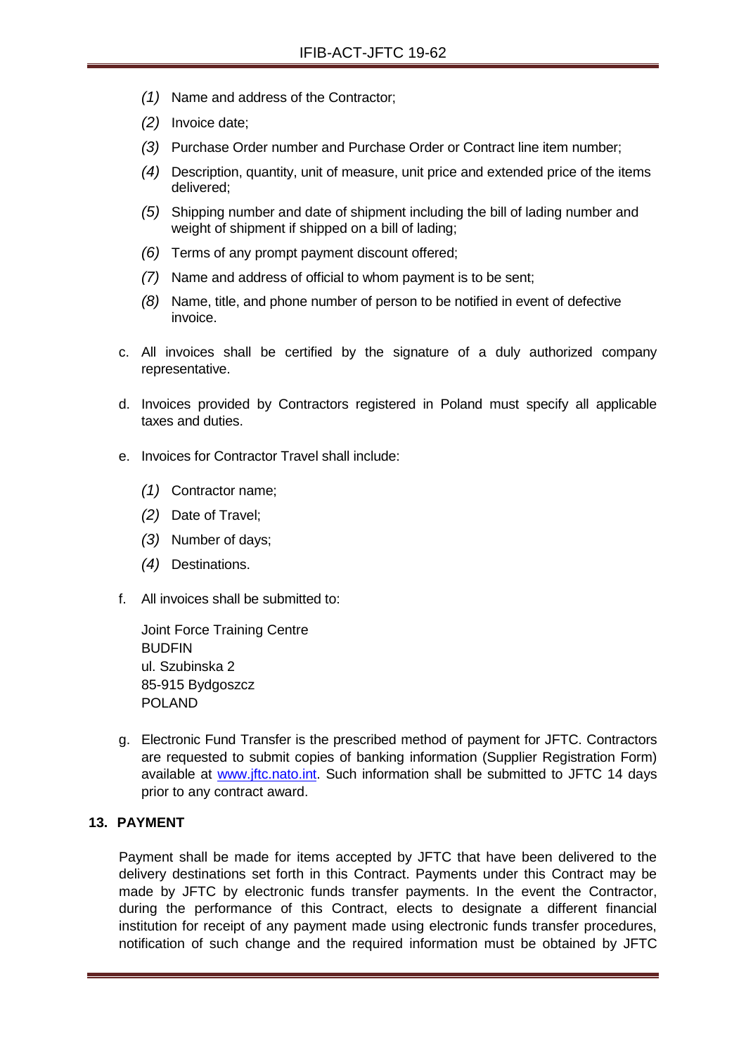*(1)* Name and address of the Contractor;

*(2)* Invoice date;

*(3)* Purchase Order number and Purchase Order or Contract line item number;

*(4)* Description, quantity, unit of measure, unit price and extended price of the items delivered;

*(5)* Shipping number and date of shipment including the bill of lading number and weight of shipment if shipped on a bill of lading;

*(6)* Terms of any prompt payment discount offered;

*(7)* Name and address of official to whom payment is to be sent;

*(8)* Name, title, and phone number of person to be notified in event of defective invoice.

c. All invoices shall be certified by the signature of a duly authorized company representative.

d. Invoices provided by Contractors registered in Poland must specify all applicable taxes and duties.

e. Invoices for Contractor Travel shall include:

*(1)* Contractor name;

*(2)* Date of Travel;

*(3)* Number of days;

*(4)* Destinations.

f. All invoices shall be submitted to:

Joint Force Training Centre
BUDFIN
ul. Szubinska 2
85-915 Bydgoszcz
POLAND

g. Electronic Fund Transfer is the prescribed method of payment for JFTC. Contractors are requested to submit copies of banking information (Supplier Registration Form) available at www.jftc.nato.int. Such information shall be submitted to JFTC 14 days prior to any contract award.

## 13. PAYMENT

Payment shall be made for items accepted by JFTC that have been delivered to the delivery destinations set forth in this Contract. Payments under this Contract may be made by JFTC by electronic funds transfer payments. In the event the Contractor, during the performance of this Contract, elects to designate a different financial institution for receipt of any payment made using electronic funds transfer procedures, notification of such change and the required information must be obtained by JFTC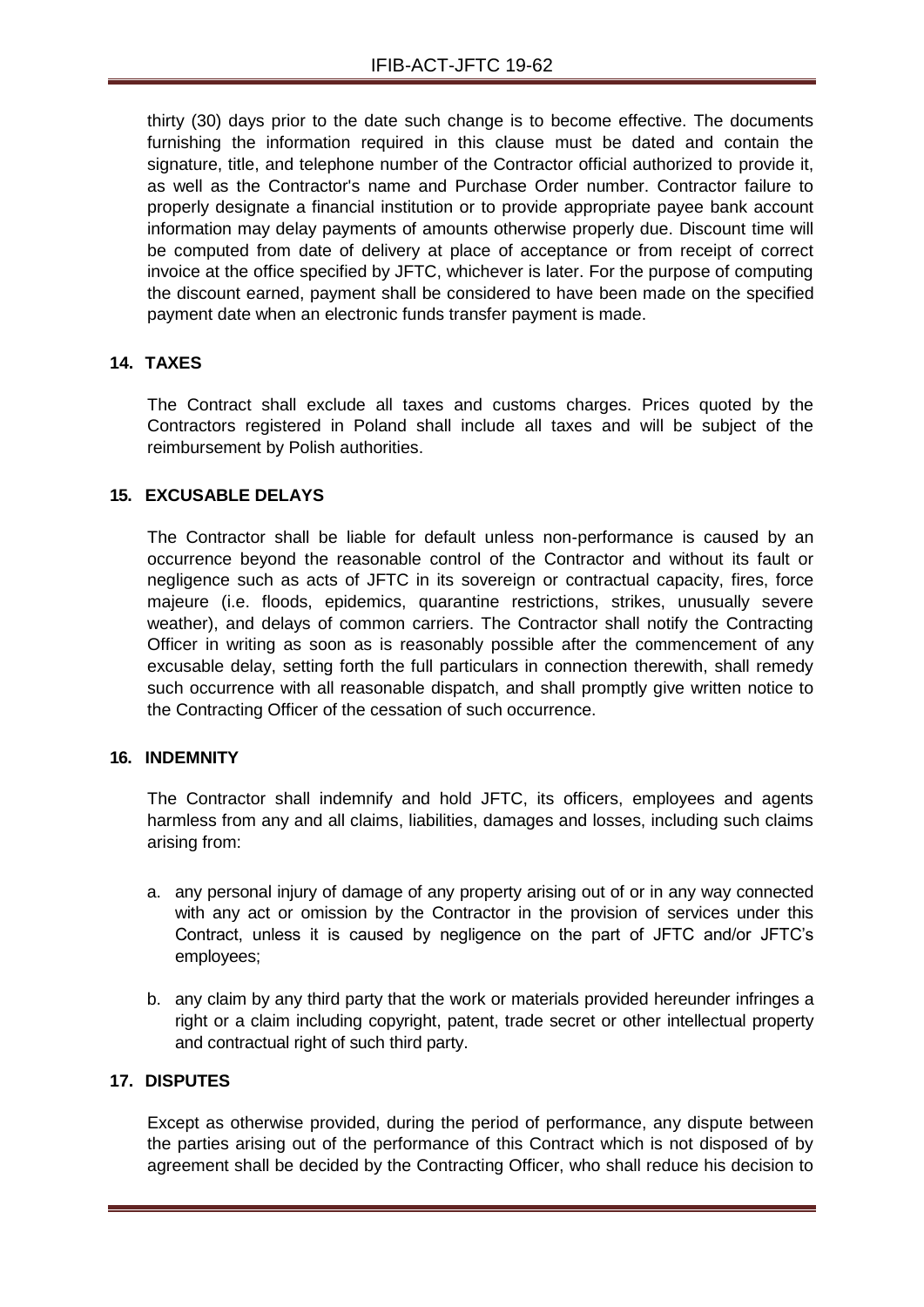thirty (30) days prior to the date such change is to become effective. The documents furnishing the information required in this clause must be dated and contain the signature, title, and telephone number of the Contractor official authorized to provide it, as well as the Contractor's name and Purchase Order number. Contractor failure to properly designate a financial institution or to provide appropriate payee bank account information may delay payments of amounts otherwise properly due. Discount time will be computed from date of delivery at place of acceptance or from receipt of correct invoice at the office specified by JFTC, whichever is later. For the purpose of computing the discount earned, payment shall be considered to have been made on the specified payment date when an electronic funds transfer payment is made.

## 14. TAXES

The Contract shall exclude all taxes and customs charges. Prices quoted by the Contractors registered in Poland shall include all taxes and will be subject of the reimbursement by Polish authorities.

## 15. EXCUSABLE DELAYS

The Contractor shall be liable for default unless non-performance is caused by an occurrence beyond the reasonable control of the Contractor and without its fault or negligence such as acts of JFTC in its sovereign or contractual capacity, fires, force majeure (i.e. floods, epidemics, quarantine restrictions, strikes, unusually severe weather), and delays of common carriers. The Contractor shall notify the Contracting Officer in writing as soon as is reasonably possible after the commencement of any excusable delay, setting forth the full particulars in connection therewith, shall remedy such occurrence with all reasonable dispatch, and shall promptly give written notice to the Contracting Officer of the cessation of such occurrence.

## 16. INDEMNITY

The Contractor shall indemnify and hold JFTC, its officers, employees and agents harmless from any and all claims, liabilities, damages and losses, including such claims arising from:

a. any personal injury of damage of any property arising out of or in any way connected with any act or omission by the Contractor in the provision of services under this Contract, unless it is caused by negligence on the part of JFTC and/or JFTC's employees;

b. any claim by any third party that the work or materials provided hereunder infringes a right or a claim including copyright, patent, trade secret or other intellectual property and contractual right of such third party.

## 17. DISPUTES

Except as otherwise provided, during the period of performance, any dispute between the parties arising out of the performance of this Contract which is not disposed of by agreement shall be decided by the Contracting Officer, who shall reduce his decision to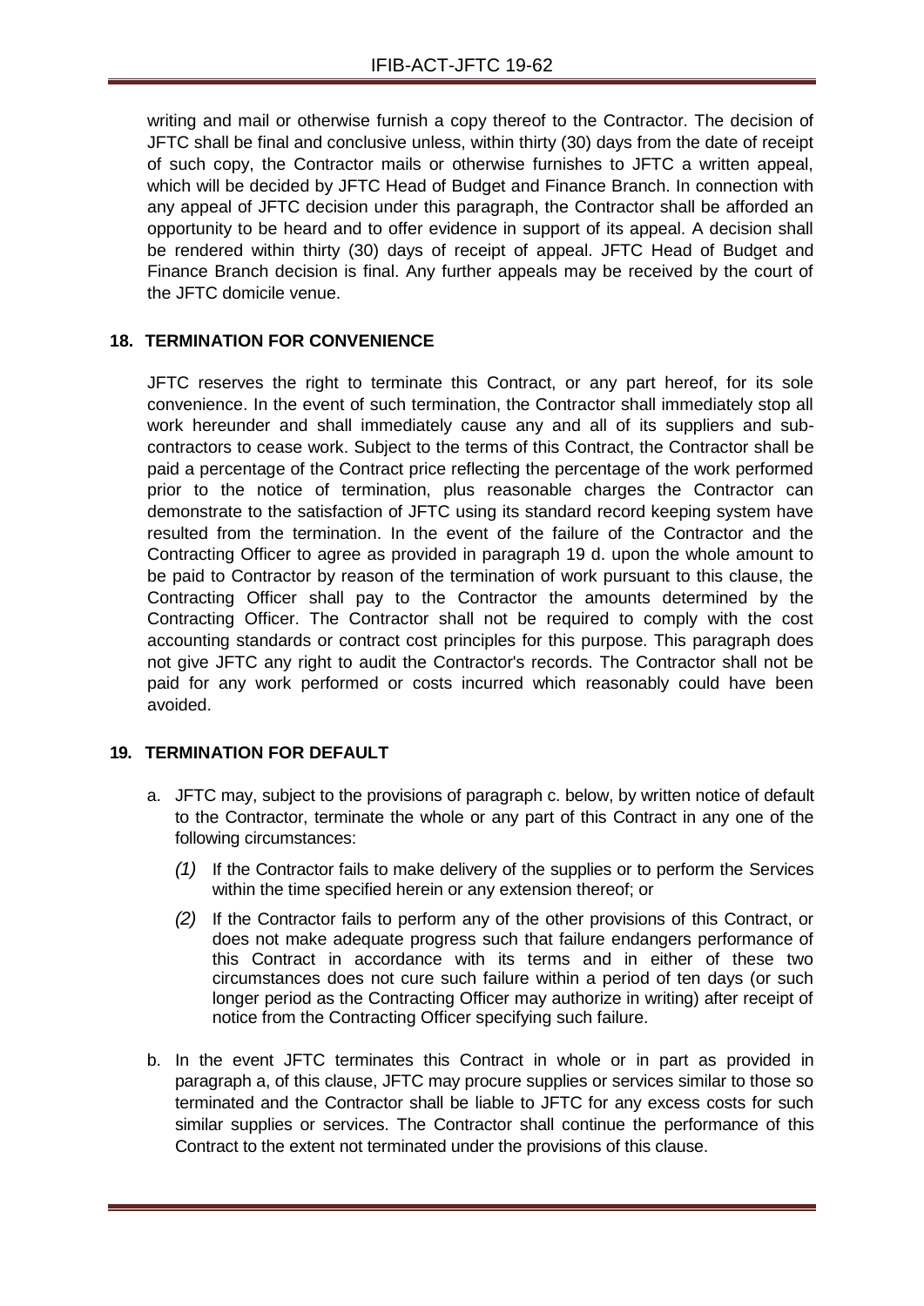writing and mail or otherwise furnish a copy thereof to the Contractor. The decision of JFTC shall be final and conclusive unless, within thirty (30) days from the date of receipt of such copy, the Contractor mails or otherwise furnishes to JFTC a written appeal, which will be decided by JFTC Head of Budget and Finance Branch. In connection with any appeal of JFTC decision under this paragraph, the Contractor shall be afforded an opportunity to be heard and to offer evidence in support of its appeal. A decision shall be rendered within thirty (30) days of receipt of appeal. JFTC Head of Budget and Finance Branch decision is final. Any further appeals may be received by the court of the JFTC domicile venue.

## 18. TERMINATION FOR CONVENIENCE

JFTC reserves the right to terminate this Contract, or any part hereof, for its sole convenience. In the event of such termination, the Contractor shall immediately stop all work hereunder and shall immediately cause any and all of its suppliers and sub-contractors to cease work. Subject to the terms of this Contract, the Contractor shall be paid a percentage of the Contract price reflecting the percentage of the work performed prior to the notice of termination, plus reasonable charges the Contractor can demonstrate to the satisfaction of JFTC using its standard record keeping system have resulted from the termination. In the event of the failure of the Contractor and the Contracting Officer to agree as provided in paragraph 19 d. upon the whole amount to be paid to Contractor by reason of the termination of work pursuant to this clause, the Contracting Officer shall pay to the Contractor the amounts determined by the Contracting Officer. The Contractor shall not be required to comply with the cost accounting standards or contract cost principles for this purpose. This paragraph does not give JFTC any right to audit the Contractor's records. The Contractor shall not be paid for any work performed or costs incurred which reasonably could have been avoided.

## 19. TERMINATION FOR DEFAULT

a. JFTC may, subject to the provisions of paragraph c. below, by written notice of default to the Contractor, terminate the whole or any part of this Contract in any one of the following circumstances:

   *(1)* If the Contractor fails to make delivery of the supplies or to perform the Services within the time specified herein or any extension thereof; or

   *(2)* If the Contractor fails to perform any of the other provisions of this Contract, or does not make adequate progress such that failure endangers performance of this Contract in accordance with its terms and in either of these two circumstances does not cure such failure within a period of ten days (or such longer period as the Contracting Officer may authorize in writing) after receipt of notice from the Contracting Officer specifying such failure.

b. In the event JFTC terminates this Contract in whole or in part as provided in paragraph a, of this clause, JFTC may procure supplies or services similar to those so terminated and the Contractor shall be liable to JFTC for any excess costs for such similar supplies or services. The Contractor shall continue the performance of this Contract to the extent not terminated under the provisions of this clause.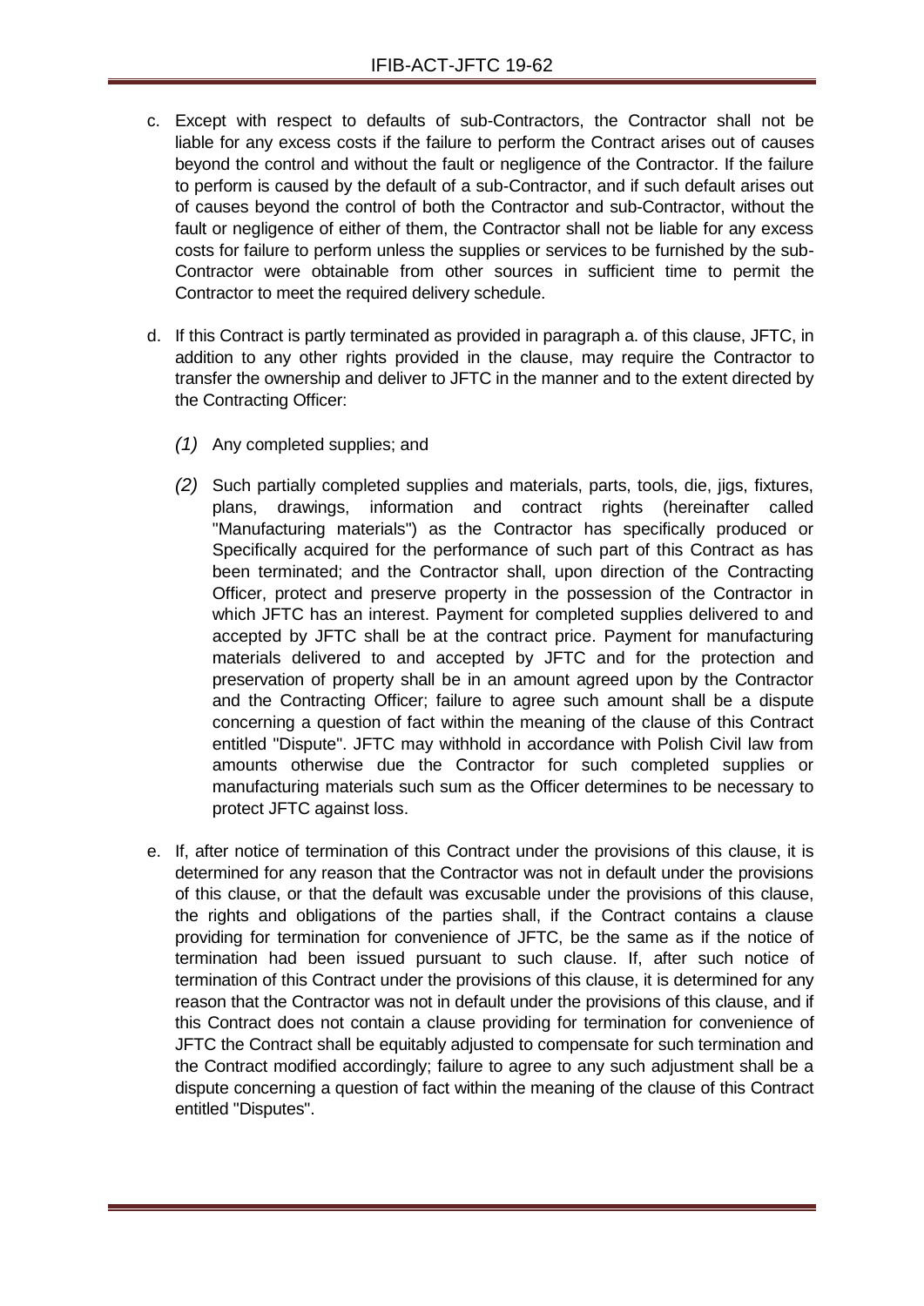c. Except with respect to defaults of sub-Contractors, the Contractor shall not be liable for any excess costs if the failure to perform the Contract arises out of causes beyond the control and without the fault or negligence of the Contractor. If the failure to perform is caused by the default of a sub-Contractor, and if such default arises out of causes beyond the control of both the Contractor and sub-Contractor, without the fault or negligence of either of them, the Contractor shall not be liable for any excess costs for failure to perform unless the supplies or services to be furnished by the sub-Contractor were obtainable from other sources in sufficient time to permit the Contractor to meet the required delivery schedule.

d. If this Contract is partly terminated as provided in paragraph a. of this clause, JFTC, in addition to any other rights provided in the clause, may require the Contractor to transfer the ownership and deliver to JFTC in the manner and to the extent directed by the Contracting Officer:

   *(1)* Any completed supplies; and

   *(2)* Such partially completed supplies and materials, parts, tools, die, jigs, fixtures, plans, drawings, information and contract rights (hereinafter called "Manufacturing materials") as the Contractor has specifically produced or Specifically acquired for the performance of such part of this Contract as has been terminated; and the Contractor shall, upon direction of the Contracting Officer, protect and preserve property in the possession of the Contractor in which JFTC has an interest. Payment for completed supplies delivered to and accepted by JFTC shall be at the contract price. Payment for manufacturing materials delivered to and accepted by JFTC and for the protection and preservation of property shall be in an amount agreed upon by the Contractor and the Contracting Officer; failure to agree such amount shall be a dispute concerning a question of fact within the meaning of the clause of this Contract entitled "Dispute". JFTC may withhold in accordance with Polish Civil law from amounts otherwise due the Contractor for such completed supplies or manufacturing materials such sum as the Officer determines to be necessary to protect JFTC against loss.

e. If, after notice of termination of this Contract under the provisions of this clause, it is determined for any reason that the Contractor was not in default under the provisions of this clause, or that the default was excusable under the provisions of this clause, the rights and obligations of the parties shall, if the Contract contains a clause providing for termination for convenience of JFTC, be the same as if the notice of termination had been issued pursuant to such clause. If, after such notice of termination of this Contract under the provisions of this clause, it is determined for any reason that the Contractor was not in default under the provisions of this clause, and if this Contract does not contain a clause providing for termination for convenience of JFTC the Contract shall be equitably adjusted to compensate for such termination and the Contract modified accordingly; failure to agree to any such adjustment shall be a dispute concerning a question of fact within the meaning of the clause of this Contract entitled "Disputes".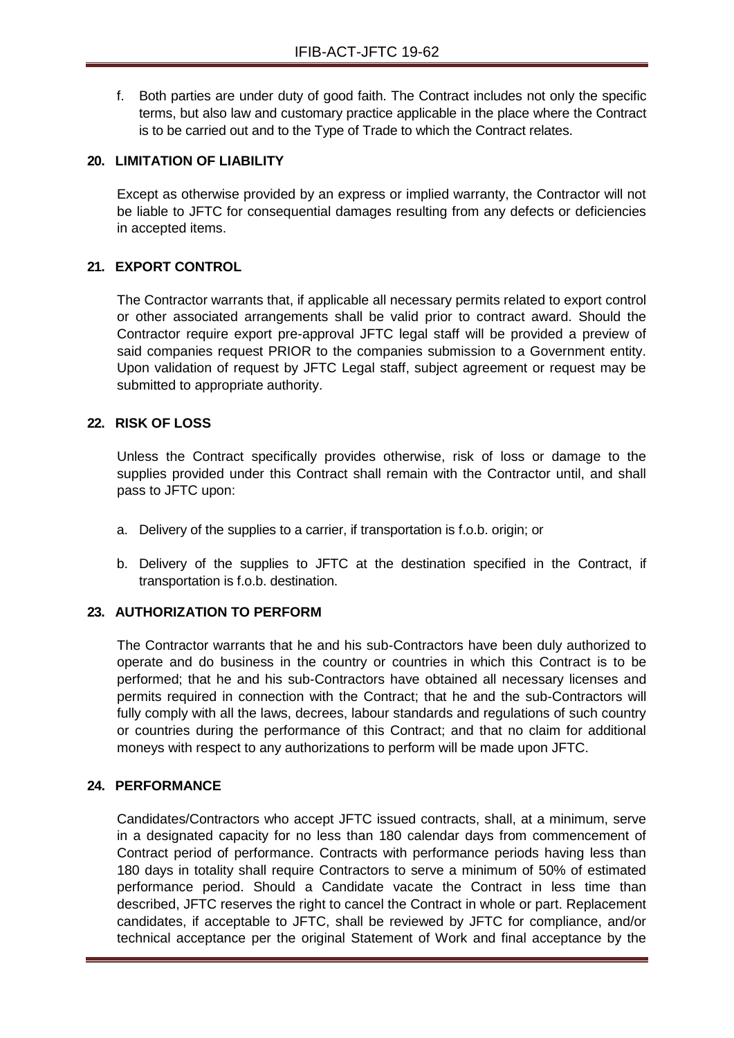f. Both parties are under duty of good faith. The Contract includes not only the specific terms, but also law and customary practice applicable in the place where the Contract is to be carried out and to the Type of Trade to which the Contract relates.

## 20. LIMITATION OF LIABILITY

Except as otherwise provided by an express or implied warranty, the Contractor will not be liable to JFTC for consequential damages resulting from any defects or deficiencies in accepted items.

## 21. EXPORT CONTROL

The Contractor warrants that, if applicable all necessary permits related to export control or other associated arrangements shall be valid prior to contract award. Should the Contractor require export pre-approval JFTC legal staff will be provided a preview of said companies request PRIOR to the companies submission to a Government entity. Upon validation of request by JFTC Legal staff, subject agreement or request may be submitted to appropriate authority.

## 22. RISK OF LOSS

Unless the Contract specifically provides otherwise, risk of loss or damage to the supplies provided under this Contract shall remain with the Contractor until, and shall pass to JFTC upon:

a. Delivery of the supplies to a carrier, if transportation is f.o.b. origin; or

b. Delivery of the supplies to JFTC at the destination specified in the Contract, if transportation is f.o.b. destination.

## 23. AUTHORIZATION TO PERFORM

The Contractor warrants that he and his sub-Contractors have been duly authorized to operate and do business in the country or countries in which this Contract is to be performed; that he and his sub-Contractors have obtained all necessary licenses and permits required in connection with the Contract; that he and the sub-Contractors will fully comply with all the laws, decrees, labour standards and regulations of such country or countries during the performance of this Contract; and that no claim for additional moneys with respect to any authorizations to perform will be made upon JFTC.

## 24. PERFORMANCE

Candidates/Contractors who accept JFTC issued contracts, shall, at a minimum, serve in a designated capacity for no less than 180 calendar days from commencement of Contract period of performance. Contracts with performance periods having less than 180 days in totality shall require Contractors to serve a minimum of 50% of estimated performance period. Should a Candidate vacate the Contract in less time than described, JFTC reserves the right to cancel the Contract in whole or part. Replacement candidates, if acceptable to JFTC, shall be reviewed by JFTC for compliance, and/or technical acceptance per the original Statement of Work and final acceptance by the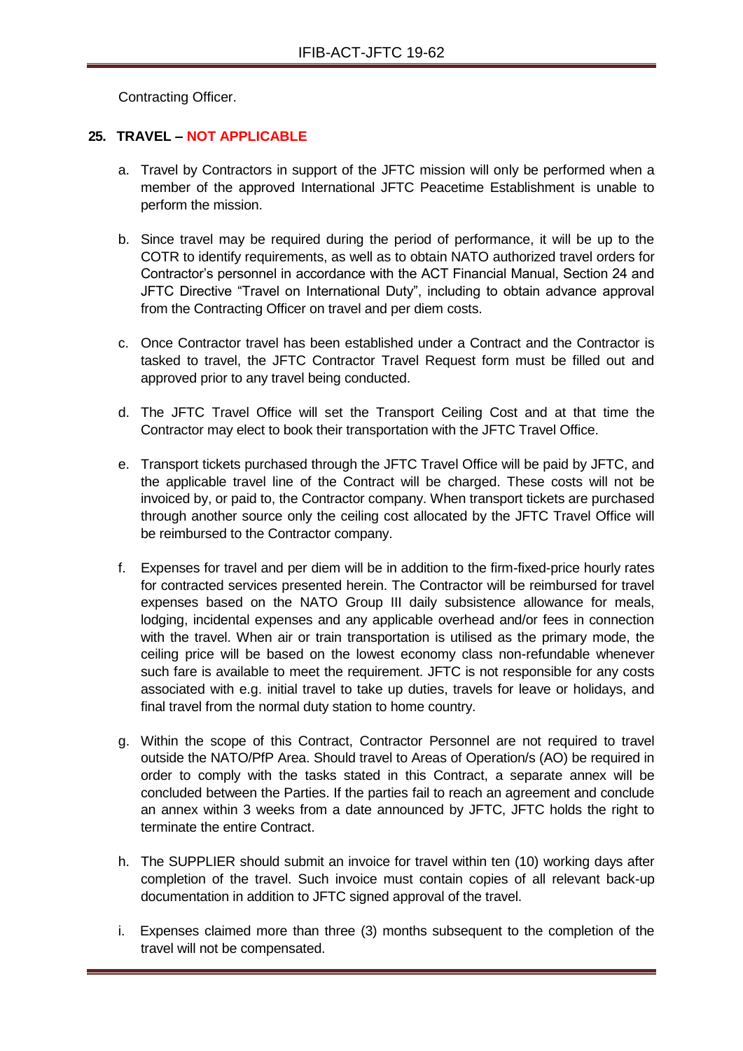Contracting Officer.

## 25. TRAVEL – NOT APPLICABLE

a. Travel by Contractors in support of the JFTC mission will only be performed when a member of the approved International JFTC Peacetime Establishment is unable to perform the mission.

b. Since travel may be required during the period of performance, it will be up to the COTR to identify requirements, as well as to obtain NATO authorized travel orders for Contractor's personnel in accordance with the ACT Financial Manual, Section 24 and JFTC Directive "Travel on International Duty", including to obtain advance approval from the Contracting Officer on travel and per diem costs.

c. Once Contractor travel has been established under a Contract and the Contractor is tasked to travel, the JFTC Contractor Travel Request form must be filled out and approved prior to any travel being conducted.

d. The JFTC Travel Office will set the Transport Ceiling Cost and at that time the Contractor may elect to book their transportation with the JFTC Travel Office.

e. Transport tickets purchased through the JFTC Travel Office will be paid by JFTC, and the applicable travel line of the Contract will be charged. These costs will not be invoiced by, or paid to, the Contractor company. When transport tickets are purchased through another source only the ceiling cost allocated by the JFTC Travel Office will be reimbursed to the Contractor company.

f. Expenses for travel and per diem will be in addition to the firm-fixed-price hourly rates for contracted services presented herein. The Contractor will be reimbursed for travel expenses based on the NATO Group III daily subsistence allowance for meals, lodging, incidental expenses and any applicable overhead and/or fees in connection with the travel. When air or train transportation is utilised as the primary mode, the ceiling price will be based on the lowest economy class non-refundable whenever such fare is available to meet the requirement. JFTC is not responsible for any costs associated with e.g. initial travel to take up duties, travels for leave or holidays, and final travel from the normal duty station to home country.

g. Within the scope of this Contract, Contractor Personnel are not required to travel outside the NATO/PfP Area. Should travel to Areas of Operation/s (AO) be required in order to comply with the tasks stated in this Contract, a separate annex will be concluded between the Parties. If the parties fail to reach an agreement and conclude an annex within 3 weeks from a date announced by JFTC, JFTC holds the right to terminate the entire Contract.

h. The SUPPLIER should submit an invoice for travel within ten (10) working days after completion of the travel. Such invoice must contain copies of all relevant back-up documentation in addition to JFTC signed approval of the travel.

i. Expenses claimed more than three (3) months subsequent to the completion of the travel will not be compensated.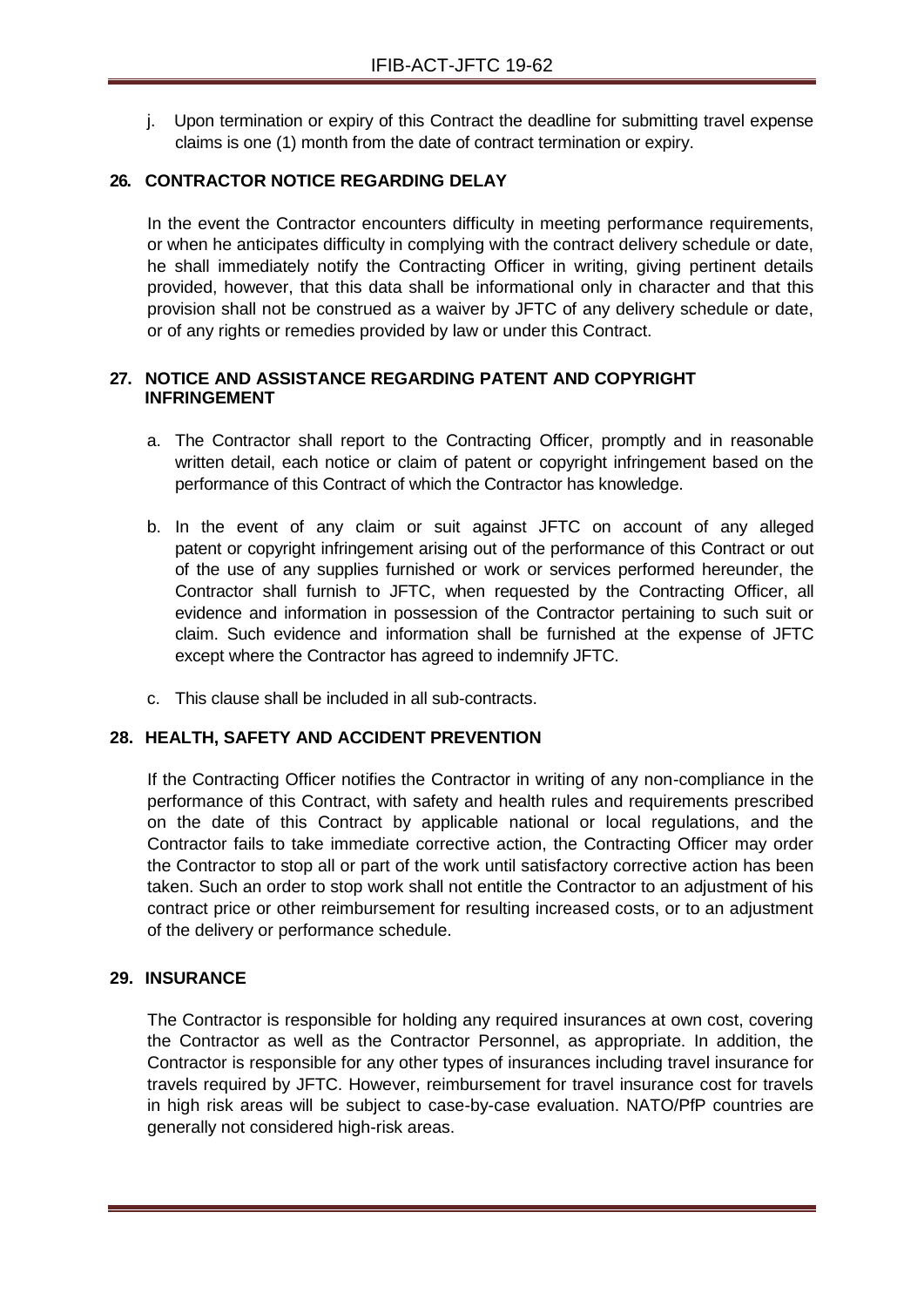j. Upon termination or expiry of this Contract the deadline for submitting travel expense claims is one (1) month from the date of contract termination or expiry.

## 26. CONTRACTOR NOTICE REGARDING DELAY

In the event the Contractor encounters difficulty in meeting performance requirements, or when he anticipates difficulty in complying with the contract delivery schedule or date, he shall immediately notify the Contracting Officer in writing, giving pertinent details provided, however, that this data shall be informational only in character and that this provision shall not be construed as a waiver by JFTC of any delivery schedule or date, or of any rights or remedies provided by law or under this Contract.

## 27. NOTICE AND ASSISTANCE REGARDING PATENT AND COPYRIGHT INFRINGEMENT

a. The Contractor shall report to the Contracting Officer, promptly and in reasonable written detail, each notice or claim of patent or copyright infringement based on the performance of this Contract of which the Contractor has knowledge.

b. In the event of any claim or suit against JFTC on account of any alleged patent or copyright infringement arising out of the performance of this Contract or out of the use of any supplies furnished or work or services performed hereunder, the Contractor shall furnish to JFTC, when requested by the Contracting Officer, all evidence and information in possession of the Contractor pertaining to such suit or claim. Such evidence and information shall be furnished at the expense of JFTC except where the Contractor has agreed to indemnify JFTC.

c. This clause shall be included in all sub-contracts.

## 28. HEALTH, SAFETY AND ACCIDENT PREVENTION

If the Contracting Officer notifies the Contractor in writing of any non-compliance in the performance of this Contract, with safety and health rules and requirements prescribed on the date of this Contract by applicable national or local regulations, and the Contractor fails to take immediate corrective action, the Contracting Officer may order the Contractor to stop all or part of the work until satisfactory corrective action has been taken. Such an order to stop work shall not entitle the Contractor to an adjustment of his contract price or other reimbursement for resulting increased costs, or to an adjustment of the delivery or performance schedule.

## 29. INSURANCE

The Contractor is responsible for holding any required insurances at own cost, covering the Contractor as well as the Contractor Personnel, as appropriate. In addition, the Contractor is responsible for any other types of insurances including travel insurance for travels required by JFTC. However, reimbursement for travel insurance cost for travels in high risk areas will be subject to case-by-case evaluation. NATO/PfP countries are generally not considered high-risk areas.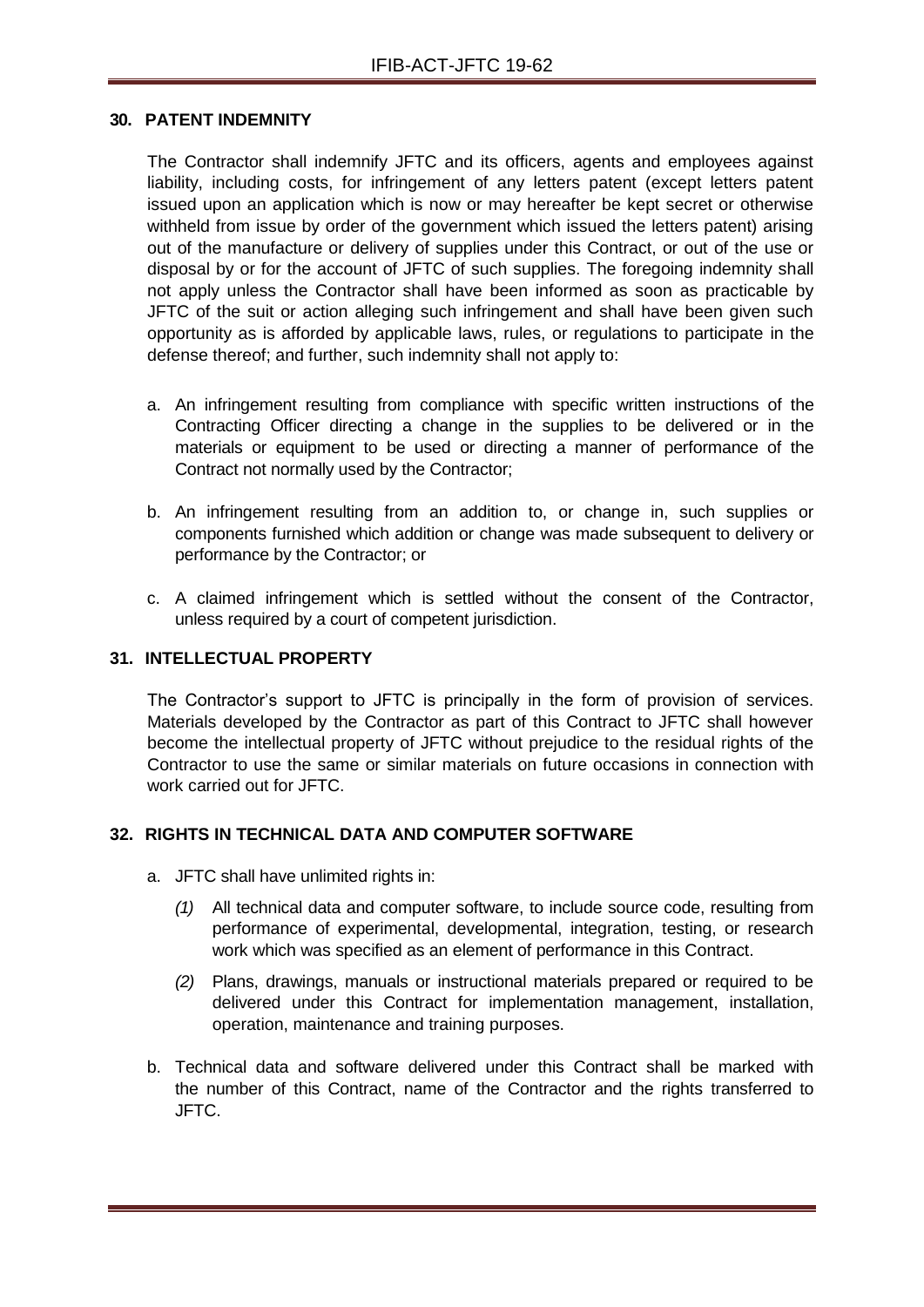## 30. PATENT INDEMNITY

The Contractor shall indemnify JFTC and its officers, agents and employees against liability, including costs, for infringement of any letters patent (except letters patent issued upon an application which is now or may hereafter be kept secret or otherwise withheld from issue by order of the government which issued the letters patent) arising out of the manufacture or delivery of supplies under this Contract, or out of the use or disposal by or for the account of JFTC of such supplies. The foregoing indemnity shall not apply unless the Contractor shall have been informed as soon as practicable by JFTC of the suit or action alleging such infringement and shall have been given such opportunity as is afforded by applicable laws, rules, or regulations to participate in the defense thereof; and further, such indemnity shall not apply to:

a. An infringement resulting from compliance with specific written instructions of the Contracting Officer directing a change in the supplies to be delivered or in the materials or equipment to be used or directing a manner of performance of the Contract not normally used by the Contractor;

b. An infringement resulting from an addition to, or change in, such supplies or components furnished which addition or change was made subsequent to delivery or performance by the Contractor; or

c. A claimed infringement which is settled without the consent of the Contractor, unless required by a court of competent jurisdiction.

## 31. INTELLECTUAL PROPERTY

The Contractor's support to JFTC is principally in the form of provision of services. Materials developed by the Contractor as part of this Contract to JFTC shall however become the intellectual property of JFTC without prejudice to the residual rights of the Contractor to use the same or similar materials on future occasions in connection with work carried out for JFTC.

## 32. RIGHTS IN TECHNICAL DATA AND COMPUTER SOFTWARE

a. JFTC shall have unlimited rights in:

   *(1)* All technical data and computer software, to include source code, resulting from performance of experimental, developmental, integration, testing, or research work which was specified as an element of performance in this Contract.

   *(2)* Plans, drawings, manuals or instructional materials prepared or required to be delivered under this Contract for implementation management, installation, operation, maintenance and training purposes.

b. Technical data and software delivered under this Contract shall be marked with the number of this Contract, name of the Contractor and the rights transferred to JFTC.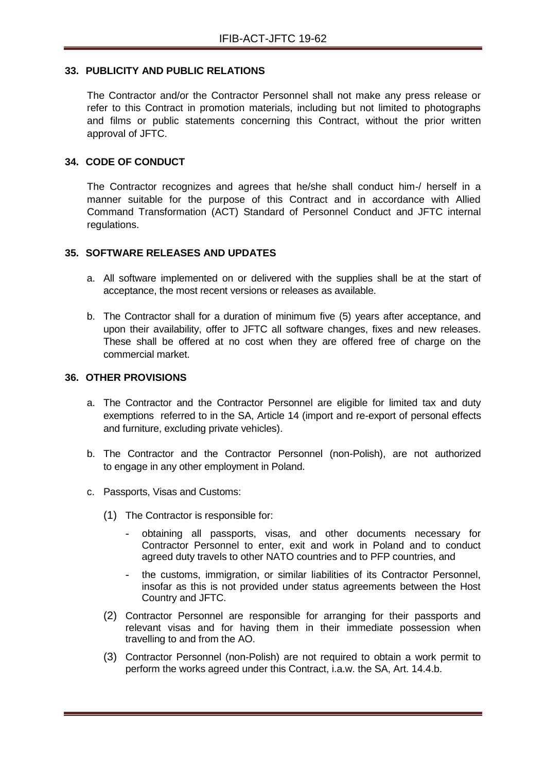## 33. PUBLICITY AND PUBLIC RELATIONS

The Contractor and/or the Contractor Personnel shall not make any press release or refer to this Contract in promotion materials, including but not limited to photographs and films or public statements concerning this Contract, without the prior written approval of JFTC.

## 34. CODE OF CONDUCT

The Contractor recognizes and agrees that he/she shall conduct him-/ herself in a manner suitable for the purpose of this Contract and in accordance with Allied Command Transformation (ACT) Standard of Personnel Conduct and JFTC internal regulations.

## 35. SOFTWARE RELEASES AND UPDATES

a. All software implemented on or delivered with the supplies shall be at the start of acceptance, the most recent versions or releases as available.

b. The Contractor shall for a duration of minimum five (5) years after acceptance, and upon their availability, offer to JFTC all software changes, fixes and new releases. These shall be offered at no cost when they are offered free of charge on the commercial market.

## 36. OTHER PROVISIONS

a. The Contractor and the Contractor Personnel are eligible for limited tax and duty exemptions referred to in the SA, Article 14 (import and re-export of personal effects and furniture, excluding private vehicles).

b. The Contractor and the Contractor Personnel (non-Polish), are not authorized to engage in any other employment in Poland.

c. Passports, Visas and Customs:

   (1) The Contractor is responsible for:

   - obtaining all passports, visas, and other documents necessary for Contractor Personnel to enter, exit and work in Poland and to conduct agreed duty travels to other NATO countries and to PFP countries, and
   - the customs, immigration, or similar liabilities of its Contractor Personnel, insofar as this is not provided under status agreements between the Host Country and JFTC.

   (2) Contractor Personnel are responsible for arranging for their passports and relevant visas and for having them in their immediate possession when travelling to and from the AO.

   (3) Contractor Personnel (non-Polish) are not required to obtain a work permit to perform the works agreed under this Contract, i.a.w. the SA, Art. 14.4.b.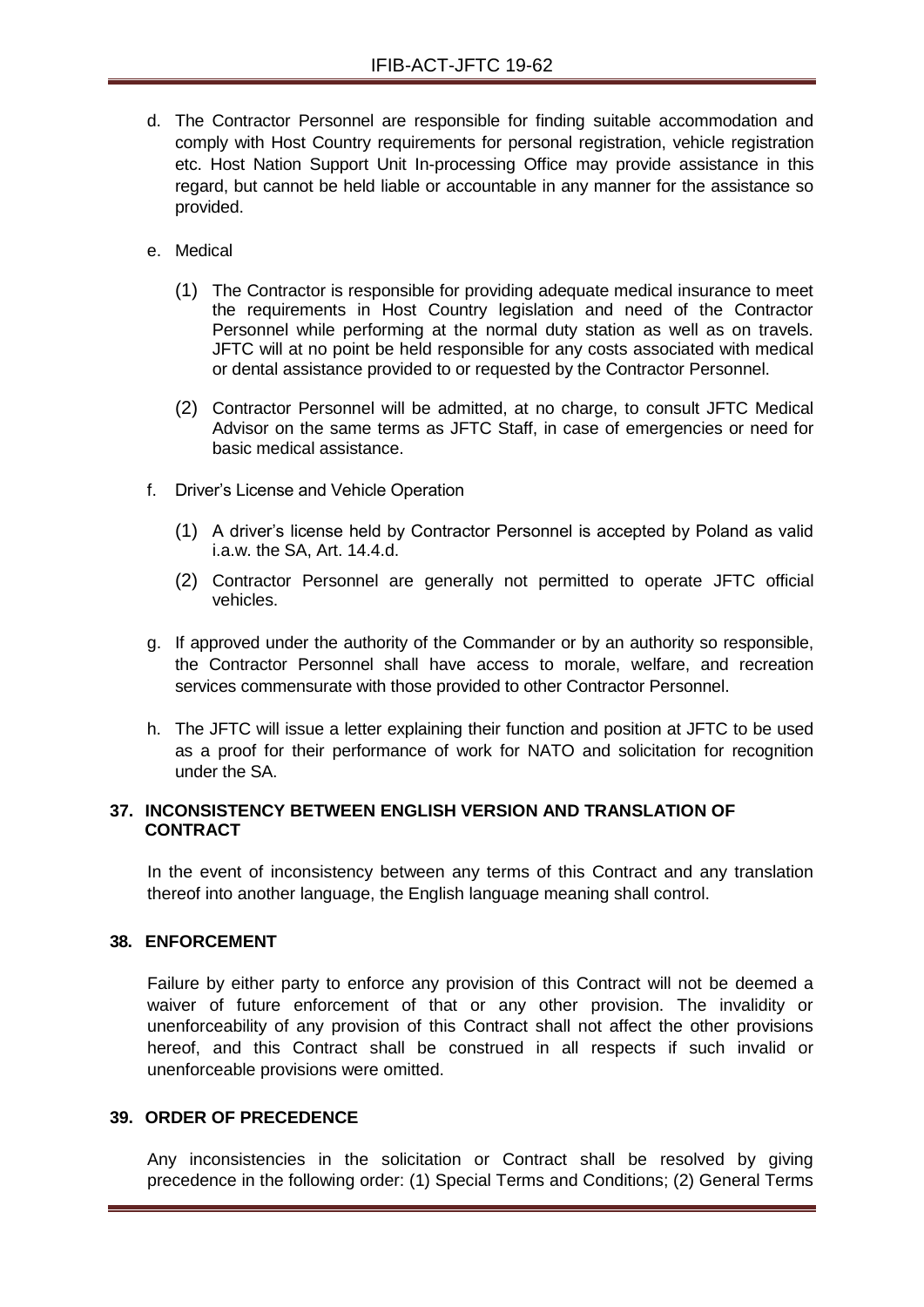d. The Contractor Personnel are responsible for finding suitable accommodation and comply with Host Country requirements for personal registration, vehicle registration etc. Host Nation Support Unit In-processing Office may provide assistance in this regard, but cannot be held liable or accountable in any manner for the assistance so provided.

e. Medical

   (1) The Contractor is responsible for providing adequate medical insurance to meet the requirements in Host Country legislation and need of the Contractor Personnel while performing at the normal duty station as well as on travels. JFTC will at no point be held responsible for any costs associated with medical or dental assistance provided to or requested by the Contractor Personnel.

   (2) Contractor Personnel will be admitted, at no charge, to consult JFTC Medical Advisor on the same terms as JFTC Staff, in case of emergencies or need for basic medical assistance.

f. Driver's License and Vehicle Operation

   (1) A driver's license held by Contractor Personnel is accepted by Poland as valid i.a.w. the SA, Art. 14.4.d.

   (2) Contractor Personnel are generally not permitted to operate JFTC official vehicles.

g. If approved under the authority of the Commander or by an authority so responsible, the Contractor Personnel shall have access to morale, welfare, and recreation services commensurate with those provided to other Contractor Personnel.

h. The JFTC will issue a letter explaining their function and position at JFTC to be used as a proof for their performance of work for NATO and solicitation for recognition under the SA.

## 37. INCONSISTENCY BETWEEN ENGLISH VERSION AND TRANSLATION OF CONTRACT

In the event of inconsistency between any terms of this Contract and any translation thereof into another language, the English language meaning shall control.

## 38. ENFORCEMENT

Failure by either party to enforce any provision of this Contract will not be deemed a waiver of future enforcement of that or any other provision. The invalidity or unenforceability of any provision of this Contract shall not affect the other provisions hereof, and this Contract shall be construed in all respects if such invalid or unenforceable provisions were omitted.

## 39. ORDER OF PRECEDENCE

Any inconsistencies in the solicitation or Contract shall be resolved by giving precedence in the following order: (1) Special Terms and Conditions; (2) General Terms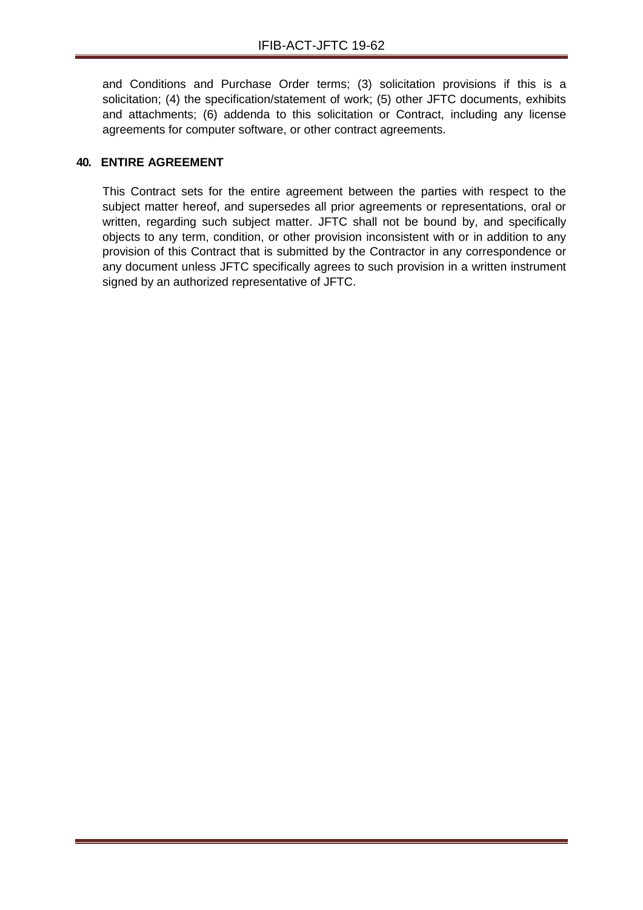and Conditions and Purchase Order terms; (3) solicitation provisions if this is a solicitation; (4) the specification/statement of work; (5) other JFTC documents, exhibits and attachments; (6) addenda to this solicitation or Contract, including any license agreements for computer software, or other contract agreements.

**40. ENTIRE AGREEMENT**

This Contract sets for the entire agreement between the parties with respect to the subject matter hereof, and supersedes all prior agreements or representations, oral or written, regarding such subject matter. JFTC shall not be bound by, and specifically objects to any term, condition, or other provision inconsistent with or in addition to any provision of this Contract that is submitted by the Contractor in any correspondence or any document unless JFTC specifically agrees to such provision in a written instrument signed by an authorized representative of JFTC.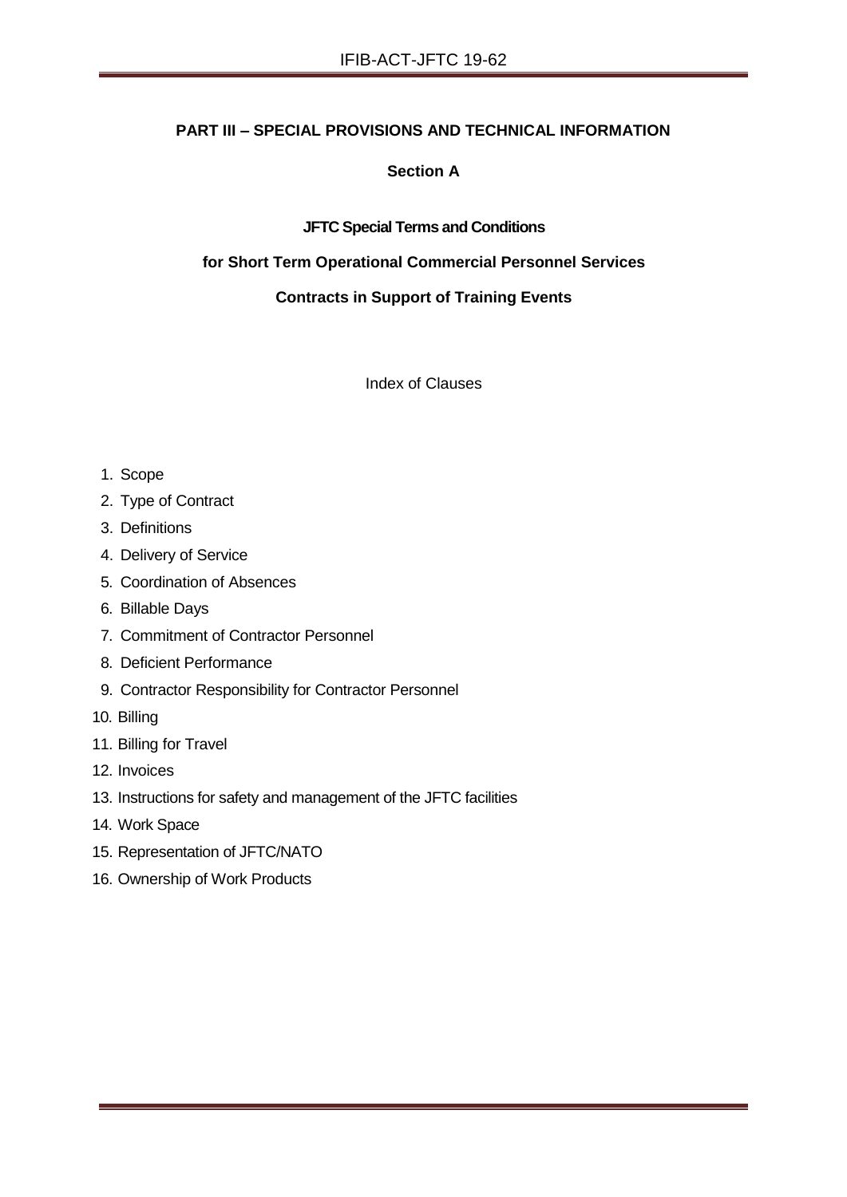**PART III – SPECIAL PROVISIONS AND TECHNICAL INFORMATION**

**Section A**

**JFTC Special Terms and Conditions**

**for Short Term Operational Commercial Personnel Services**

**Contracts in Support of Training Events**

Index of Clauses

1. Scope
2. Type of Contract
3. Definitions
4. Delivery of Service
5. Coordination of Absences
6. Billable Days
7. Commitment of Contractor Personnel
8. Deficient Performance
9. Contractor Responsibility for Contractor Personnel
10. Billing
11. Billing for Travel
12. Invoices
13. Instructions for safety and management of the JFTC facilities
14. Work Space
15. Representation of JFTC/NATO
16. Ownership of Work Products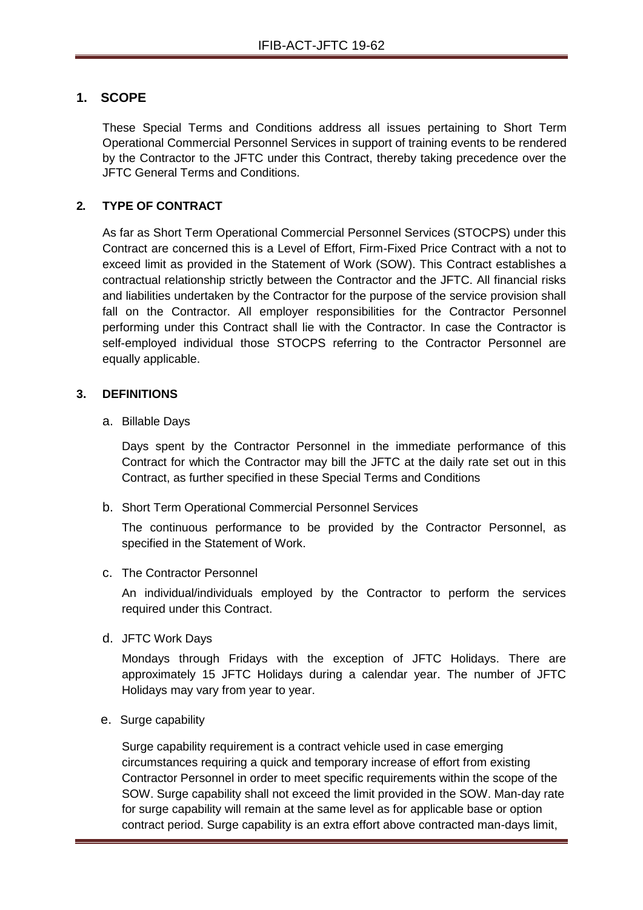## 1. SCOPE

These Special Terms and Conditions address all issues pertaining to Short Term Operational Commercial Personnel Services in support of training events to be rendered by the Contractor to the JFTC under this Contract, thereby taking precedence over the JFTC General Terms and Conditions.

## 2. TYPE OF CONTRACT

As far as Short Term Operational Commercial Personnel Services (STOCPS) under this Contract are concerned this is a Level of Effort, Firm-Fixed Price Contract with a not to exceed limit as provided in the Statement of Work (SOW). This Contract establishes a contractual relationship strictly between the Contractor and the JFTC. All financial risks and liabilities undertaken by the Contractor for the purpose of the service provision shall fall on the Contractor. All employer responsibilities for the Contractor Personnel performing under this Contract shall lie with the Contractor. In case the Contractor is self-employed individual those STOCPS referring to the Contractor Personnel are equally applicable.

## 3. DEFINITIONS

a. Billable Days

Days spent by the Contractor Personnel in the immediate performance of this Contract for which the Contractor may bill the JFTC at the daily rate set out in this Contract, as further specified in these Special Terms and Conditions

b. Short Term Operational Commercial Personnel Services

The continuous performance to be provided by the Contractor Personnel, as specified in the Statement of Work.

c. The Contractor Personnel

An individual/individuals employed by the Contractor to perform the services required under this Contract.

d. JFTC Work Days

Mondays through Fridays with the exception of JFTC Holidays. There are approximately 15 JFTC Holidays during a calendar year. The number of JFTC Holidays may vary from year to year.

e. Surge capability

Surge capability requirement is a contract vehicle used in case emerging circumstances requiring a quick and temporary increase of effort from existing Contractor Personnel in order to meet specific requirements within the scope of the SOW. Surge capability shall not exceed the limit provided in the SOW. Man-day rate for surge capability will remain at the same level as for applicable base or option contract period. Surge capability is an extra effort above contracted man-days limit,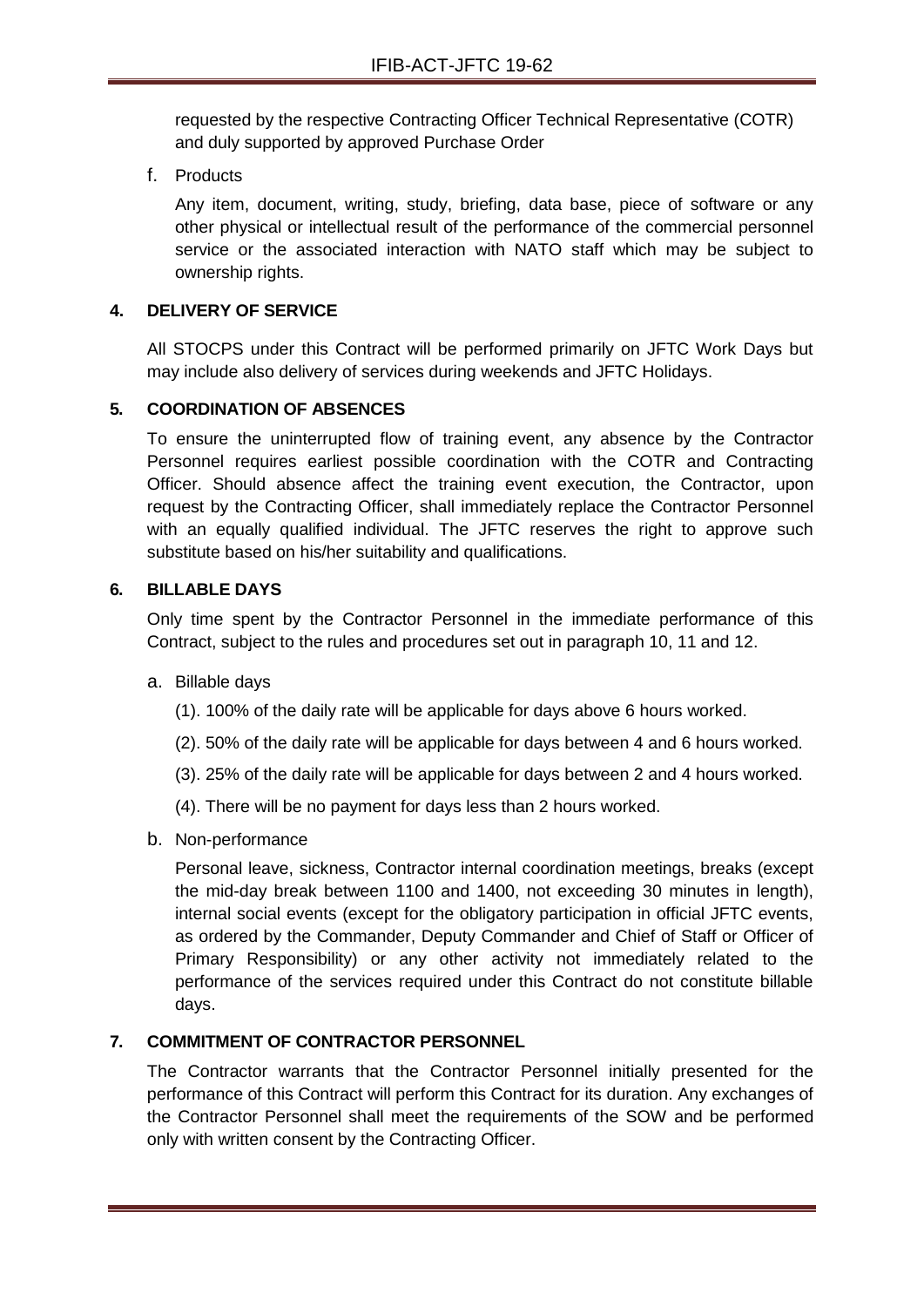requested by the respective Contracting Officer Technical Representative (COTR) and duly supported by approved Purchase Order

f. Products

Any item, document, writing, study, briefing, data base, piece of software or any other physical or intellectual result of the performance of the commercial personnel service or the associated interaction with NATO staff which may be subject to ownership rights.

**4. DELIVERY OF SERVICE**

All STOCPS under this Contract will be performed primarily on JFTC Work Days but may include also delivery of services during weekends and JFTC Holidays.

**5. COORDINATION OF ABSENCES**

To ensure the uninterrupted flow of training event, any absence by the Contractor Personnel requires earliest possible coordination with the COTR and Contracting Officer. Should absence affect the training event execution, the Contractor, upon request by the Contracting Officer, shall immediately replace the Contractor Personnel with an equally qualified individual. The JFTC reserves the right to approve such substitute based on his/her suitability and qualifications.

**6. BILLABLE DAYS**

Only time spent by the Contractor Personnel in the immediate performance of this Contract, subject to the rules and procedures set out in paragraph 10, 11 and 12.

a. Billable days

(1). 100% of the daily rate will be applicable for days above 6 hours worked.

(2). 50% of the daily rate will be applicable for days between 4 and 6 hours worked.

(3). 25% of the daily rate will be applicable for days between 2 and 4 hours worked.

(4). There will be no payment for days less than 2 hours worked.

b. Non-performance

Personal leave, sickness, Contractor internal coordination meetings, breaks (except the mid-day break between 1100 and 1400, not exceeding 30 minutes in length), internal social events (except for the obligatory participation in official JFTC events, as ordered by the Commander, Deputy Commander and Chief of Staff or Officer of Primary Responsibility) or any other activity not immediately related to the performance of the services required under this Contract do not constitute billable days.

**7. COMMITMENT OF CONTRACTOR PERSONNEL**

The Contractor warrants that the Contractor Personnel initially presented for the performance of this Contract will perform this Contract for its duration. Any exchanges of the Contractor Personnel shall meet the requirements of the SOW and be performed only with written consent by the Contracting Officer.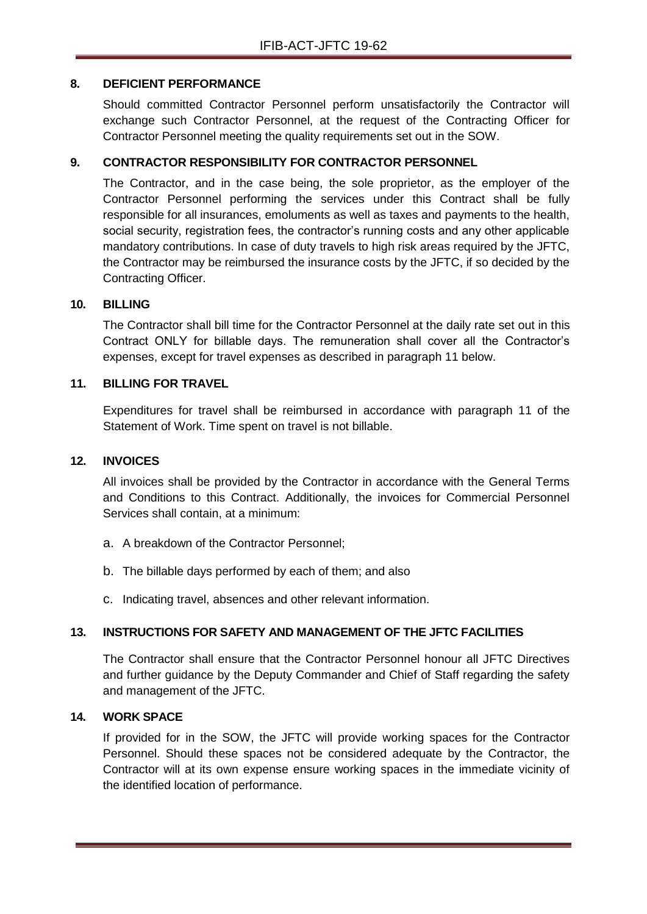## 8. DEFICIENT PERFORMANCE

Should committed Contractor Personnel perform unsatisfactorily the Contractor will exchange such Contractor Personnel, at the request of the Contracting Officer for Contractor Personnel meeting the quality requirements set out in the SOW.

## 9. CONTRACTOR RESPONSIBILITY FOR CONTRACTOR PERSONNEL

The Contractor, and in the case being, the sole proprietor, as the employer of the Contractor Personnel performing the services under this Contract shall be fully responsible for all insurances, emoluments as well as taxes and payments to the health, social security, registration fees, the contractor's running costs and any other applicable mandatory contributions. In case of duty travels to high risk areas required by the JFTC, the Contractor may be reimbursed the insurance costs by the JFTC, if so decided by the Contracting Officer.

## 10. BILLING

The Contractor shall bill time for the Contractor Personnel at the daily rate set out in this Contract ONLY for billable days. The remuneration shall cover all the Contractor's expenses, except for travel expenses as described in paragraph 11 below.

## 11. BILLING FOR TRAVEL

Expenditures for travel shall be reimbursed in accordance with paragraph 11 of the Statement of Work. Time spent on travel is not billable.

## 12. INVOICES

All invoices shall be provided by the Contractor in accordance with the General Terms and Conditions to this Contract. Additionally, the invoices for Commercial Personnel Services shall contain, at a minimum:

a. A breakdown of the Contractor Personnel;

b. The billable days performed by each of them; and also

c. Indicating travel, absences and other relevant information.

## 13. INSTRUCTIONS FOR SAFETY AND MANAGEMENT OF THE JFTC FACILITIES

The Contractor shall ensure that the Contractor Personnel honour all JFTC Directives and further guidance by the Deputy Commander and Chief of Staff regarding the safety and management of the JFTC.

## 14. WORK SPACE

If provided for in the SOW, the JFTC will provide working spaces for the Contractor Personnel. Should these spaces not be considered adequate by the Contractor, the Contractor will at its own expense ensure working spaces in the immediate vicinity of the identified location of performance.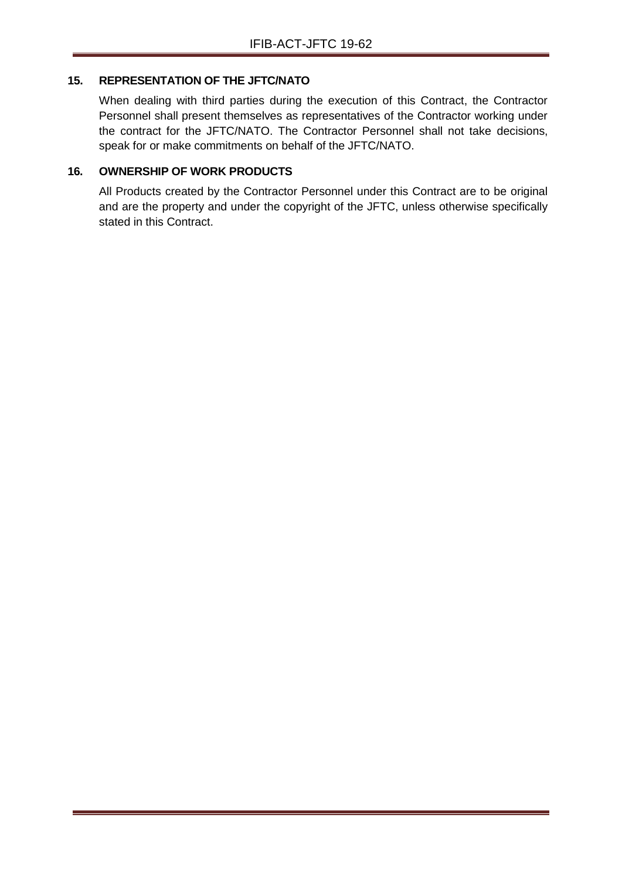## 15. REPRESENTATION OF THE JFTC/NATO

When dealing with third parties during the execution of this Contract, the Contractor Personnel shall present themselves as representatives of the Contractor working under the contract for the JFTC/NATO. The Contractor Personnel shall not take decisions, speak for or make commitments on behalf of the JFTC/NATO.

## 16. OWNERSHIP OF WORK PRODUCTS

All Products created by the Contractor Personnel under this Contract are to be original and are the property and under the copyright of the JFTC, unless otherwise specifically stated in this Contract.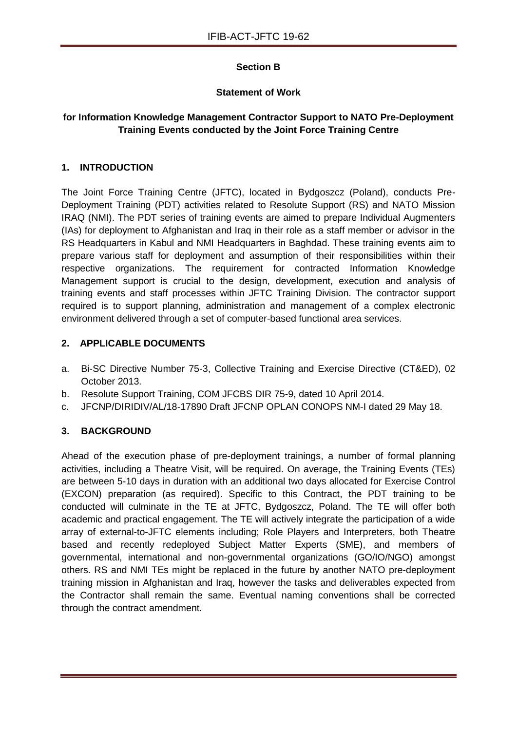**Section B**

**Statement of Work**

**for Information Knowledge Management Contractor Support to NATO Pre-Deployment Training Events conducted by the Joint Force Training Centre**

## 1. INTRODUCTION

The Joint Force Training Centre (JFTC), located in Bydgoszcz (Poland), conducts Pre-Deployment Training (PDT) activities related to Resolute Support (RS) and NATO Mission IRAQ (NMI). The PDT series of training events are aimed to prepare Individual Augmenters (IAs) for deployment to Afghanistan and Iraq in their role as a staff member or advisor in the RS Headquarters in Kabul and NMI Headquarters in Baghdad. These training events aim to prepare various staff for deployment and assumption of their responsibilities within their respective organizations. The requirement for contracted Information Knowledge Management support is crucial to the design, development, execution and analysis of training events and staff processes within JFTC Training Division. The contractor support required is to support planning, administration and management of a complex electronic environment delivered through a set of computer-based functional area services.

## 2. APPLICABLE DOCUMENTS

a. Bi-SC Directive Number 75-3, Collective Training and Exercise Directive (CT&ED), 02 October 2013.
b. Resolute Support Training, COM JFCBS DIR 75-9, dated 10 April 2014.
c. JFCNP/DIRIDIV/AL/18-17890 Draft JFCNP OPLAN CONOPS NM-I dated 29 May 18.

## 3. BACKGROUND

Ahead of the execution phase of pre-deployment trainings, a number of formal planning activities, including a Theatre Visit, will be required. On average, the Training Events (TEs) are between 5-10 days in duration with an additional two days allocated for Exercise Control (EXCON) preparation (as required). Specific to this Contract, the PDT training to be conducted will culminate in the TE at JFTC, Bydgoszcz, Poland. The TE will offer both academic and practical engagement. The TE will actively integrate the participation of a wide array of external-to-JFTC elements including; Role Players and Interpreters, both Theatre based and recently redeployed Subject Matter Experts (SME), and members of governmental, international and non-governmental organizations (GO/IO/NGO) amongst others. RS and NMI TEs might be replaced in the future by another NATO pre-deployment training mission in Afghanistan and Iraq, however the tasks and deliverables expected from the Contractor shall remain the same. Eventual naming conventions shall be corrected through the contract amendment.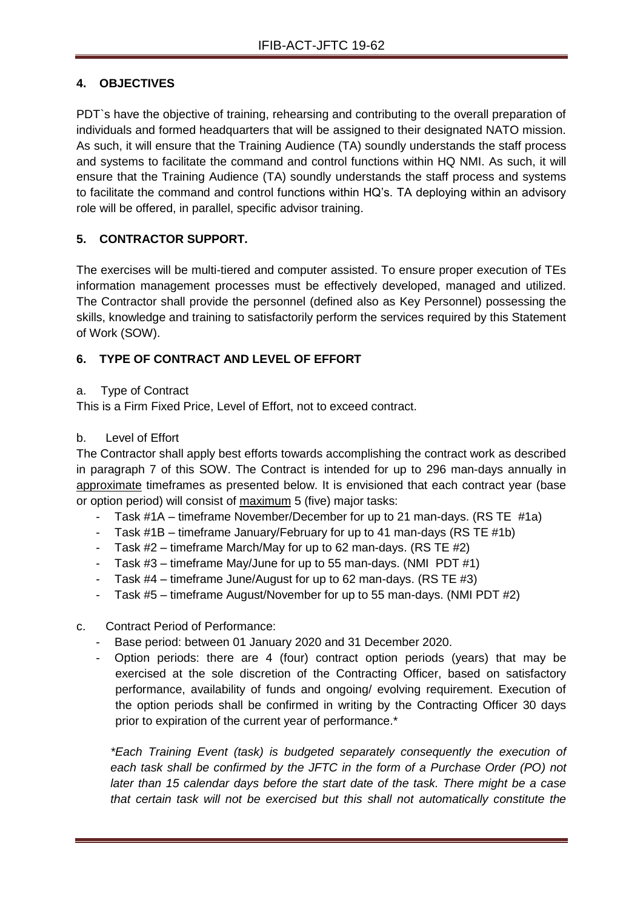## 4. OBJECTIVES

PDT`s have the objective of training, rehearsing and contributing to the overall preparation of individuals and formed headquarters that will be assigned to their designated NATO mission. As such, it will ensure that the Training Audience (TA) soundly understands the staff process and systems to facilitate the command and control functions within HQ NMI. As such, it will ensure that the Training Audience (TA) soundly understands the staff process and systems to facilitate the command and control functions within HQ's. TA deploying within an advisory role will be offered, in parallel, specific advisor training.

## 5. CONTRACTOR SUPPORT.

The exercises will be multi-tiered and computer assisted. To ensure proper execution of TEs information management processes must be effectively developed, managed and utilized. The Contractor shall provide the personnel (defined also as Key Personnel) possessing the skills, knowledge and training to satisfactorily perform the services required by this Statement of Work (SOW).

## 6. TYPE OF CONTRACT AND LEVEL OF EFFORT

a. Type of Contract

This is a Firm Fixed Price, Level of Effort, not to exceed contract.

b. Level of Effort

The Contractor shall apply best efforts towards accomplishing the contract work as described in paragraph 7 of this SOW. The Contract is intended for up to 296 man-days annually in approximate timeframes as presented below. It is envisioned that each contract year (base or option period) will consist of maximum 5 (five) major tasks:

- Task #1A – timeframe November/December for up to 21 man-days. (RS TE #1a)
- Task #1B – timeframe January/February for up to 41 man-days (RS TE #1b)
- Task #2 – timeframe March/May for up to 62 man-days. (RS TE #2)
- Task #3 – timeframe May/June for up to 55 man-days. (NMI PDT #1)
- Task #4 – timeframe June/August for up to 62 man-days. (RS TE #3)
- Task #5 – timeframe August/November for up to 55 man-days. (NMI PDT #2)

c. Contract Period of Performance:

- Base period: between 01 January 2020 and 31 December 2020.
- Option periods: there are 4 (four) contract option periods (years) that may be exercised at the sole discretion of the Contracting Officer, based on satisfactory performance, availability of funds and ongoing/ evolving requirement. Execution of the option periods shall be confirmed in writing by the Contracting Officer 30 days prior to expiration of the current year of performance.*

*\*Each Training Event (task) is budgeted separately consequently the execution of each task shall be confirmed by the JFTC in the form of a Purchase Order (PO) not later than 15 calendar days before the start date of the task. There might be a case that certain task will not be exercised but this shall not automatically constitute the*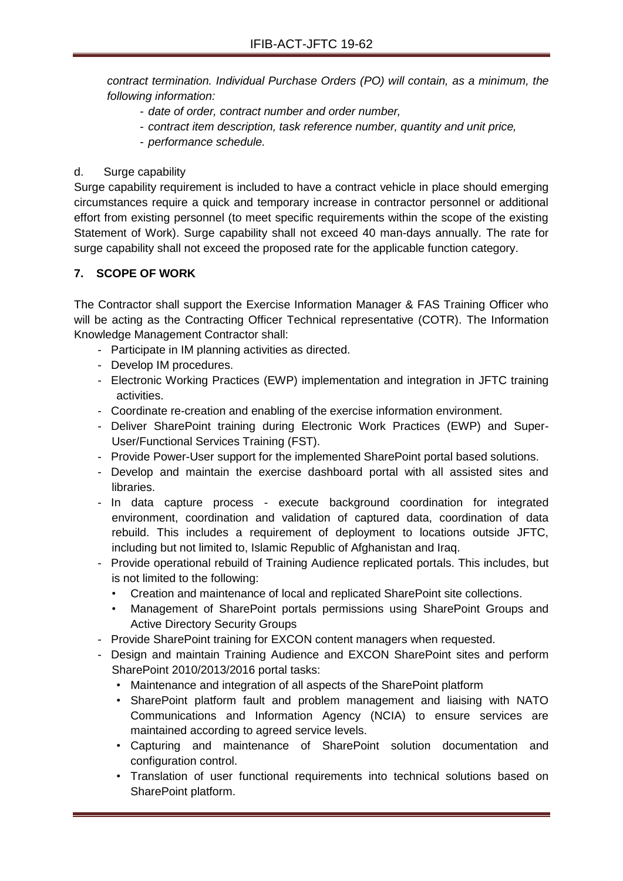*contract termination. Individual Purchase Orders (PO) will contain, as a minimum, the following information:*

- *date of order, contract number and order number,*
- *contract item description, task reference number, quantity and unit price,*
- *performance schedule.*

d. Surge capability

Surge capability requirement is included to have a contract vehicle in place should emerging circumstances require a quick and temporary increase in contractor personnel or additional effort from existing personnel (to meet specific requirements within the scope of the existing Statement of Work). Surge capability shall not exceed 40 man-days annually. The rate for surge capability shall not exceed the proposed rate for the applicable function category.

**7. SCOPE OF WORK**

The Contractor shall support the Exercise Information Manager & FAS Training Officer who will be acting as the Contracting Officer Technical representative (COTR). The Information Knowledge Management Contractor shall:

- Participate in IM planning activities as directed.
- Develop IM procedures.
- Electronic Working Practices (EWP) implementation and integration in JFTC training activities.
- Coordinate re-creation and enabling of the exercise information environment.
- Deliver SharePoint training during Electronic Work Practices (EWP) and Super-User/Functional Services Training (FST).
- Provide Power-User support for the implemented SharePoint portal based solutions.
- Develop and maintain the exercise dashboard portal with all assisted sites and libraries.
- In data capture process - execute background coordination for integrated environment, coordination and validation of captured data, coordination of data rebuild. This includes a requirement of deployment to locations outside JFTC, including but not limited to, Islamic Republic of Afghanistan and Iraq.
- Provide operational rebuild of Training Audience replicated portals. This includes, but is not limited to the following:
  - Creation and maintenance of local and replicated SharePoint site collections.
  - Management of SharePoint portals permissions using SharePoint Groups and Active Directory Security Groups
- Provide SharePoint training for EXCON content managers when requested.
- Design and maintain Training Audience and EXCON SharePoint sites and perform SharePoint 2010/2013/2016 portal tasks:
  - Maintenance and integration of all aspects of the SharePoint platform
  - SharePoint platform fault and problem management and liaising with NATO Communications and Information Agency (NCIA) to ensure services are maintained according to agreed service levels.
  - Capturing and maintenance of SharePoint solution documentation and configuration control.
  - Translation of user functional requirements into technical solutions based on SharePoint platform.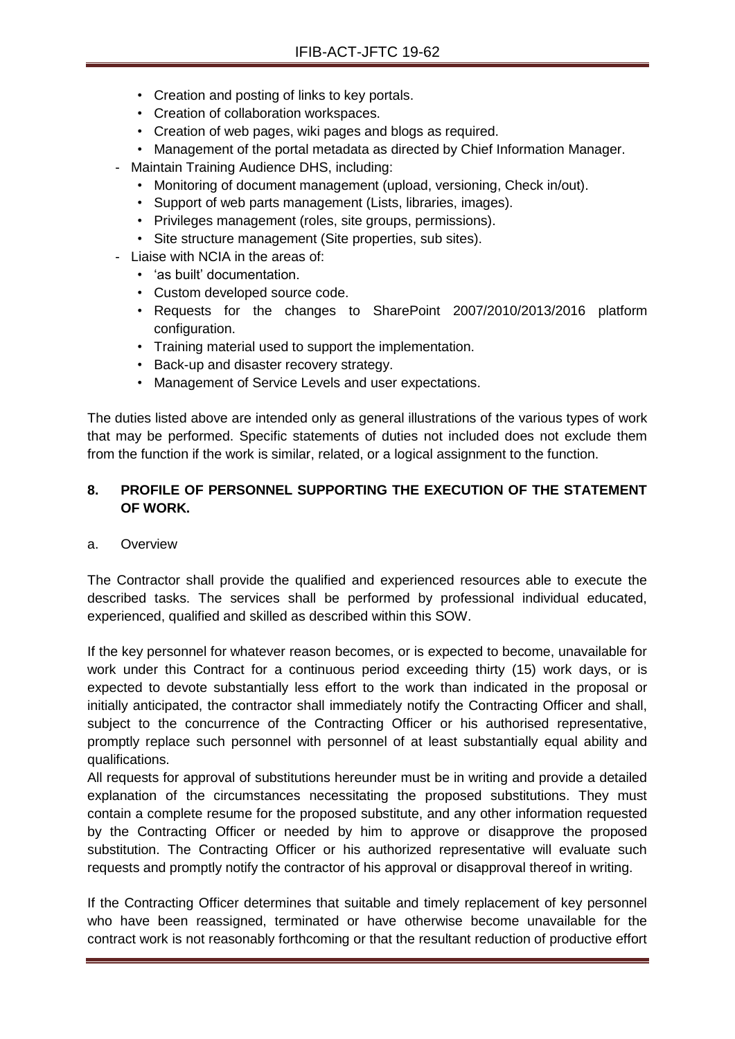- Creation and posting of links to key portals.
  - Creation of collaboration workspaces.
  - Creation of web pages, wiki pages and blogs as required.
  - Management of the portal metadata as directed by Chief Information Manager.
- Maintain Training Audience DHS, including:
  - Monitoring of document management (upload, versioning, Check in/out).
  - Support of web parts management (Lists, libraries, images).
  - Privileges management (roles, site groups, permissions).
  - Site structure management (Site properties, sub sites).
- Liaise with NCIA in the areas of:
  - 'as built' documentation.
  - Custom developed source code.
  - Requests for the changes to SharePoint 2007/2010/2013/2016 platform configuration.
  - Training material used to support the implementation.
  - Back-up and disaster recovery strategy.
  - Management of Service Levels and user expectations.

The duties listed above are intended only as general illustrations of the various types of work that may be performed. Specific statements of duties not included does not exclude them from the function if the work is similar, related, or a logical assignment to the function.

## 8. PROFILE OF PERSONNEL SUPPORTING THE EXECUTION OF THE STATEMENT OF WORK.

a. Overview

The Contractor shall provide the qualified and experienced resources able to execute the described tasks. The services shall be performed by professional individual educated, experienced, qualified and skilled as described within this SOW.

If the key personnel for whatever reason becomes, or is expected to become, unavailable for work under this Contract for a continuous period exceeding thirty (15) work days, or is expected to devote substantially less effort to the work than indicated in the proposal or initially anticipated, the contractor shall immediately notify the Contracting Officer and shall, subject to the concurrence of the Contracting Officer or his authorised representative, promptly replace such personnel with personnel of at least substantially equal ability and qualifications.

All requests for approval of substitutions hereunder must be in writing and provide a detailed explanation of the circumstances necessitating the proposed substitutions. They must contain a complete resume for the proposed substitute, and any other information requested by the Contracting Officer or needed by him to approve or disapprove the proposed substitution. The Contracting Officer or his authorized representative will evaluate such requests and promptly notify the contractor of his approval or disapproval thereof in writing.

If the Contracting Officer determines that suitable and timely replacement of key personnel who have been reassigned, terminated or have otherwise become unavailable for the contract work is not reasonably forthcoming or that the resultant reduction of productive effort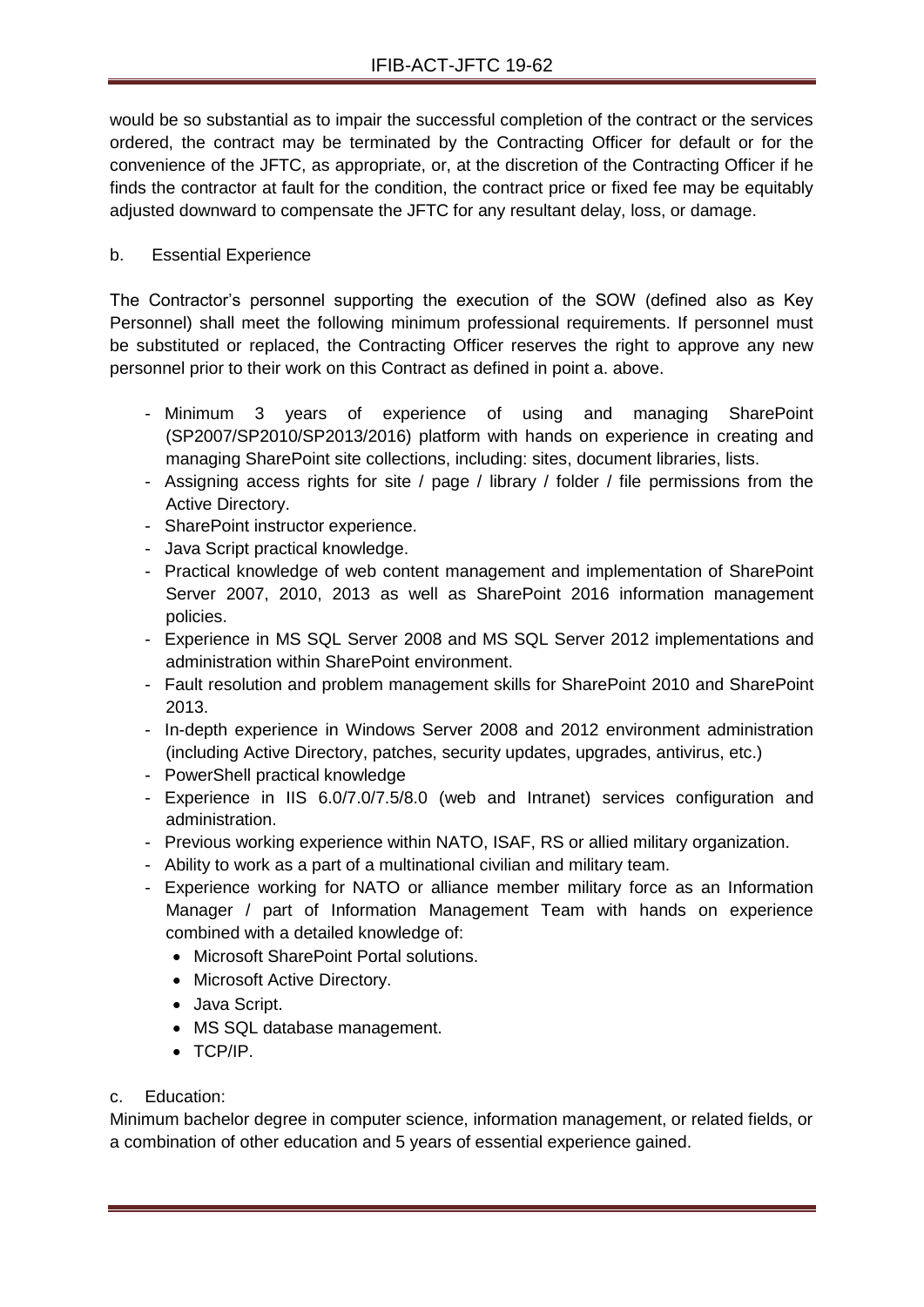would be so substantial as to impair the successful completion of the contract or the services ordered, the contract may be terminated by the Contracting Officer for default or for the convenience of the JFTC, as appropriate, or, at the discretion of the Contracting Officer if he finds the contractor at fault for the condition, the contract price or fixed fee may be equitably adjusted downward to compensate the JFTC for any resultant delay, loss, or damage.

b. Essential Experience

The Contractor's personnel supporting the execution of the SOW (defined also as Key Personnel) shall meet the following minimum professional requirements. If personnel must be substituted or replaced, the Contracting Officer reserves the right to approve any new personnel prior to their work on this Contract as defined in point a. above.

- Minimum 3 years of experience of using and managing SharePoint (SP2007/SP2010/SP2013/2016) platform with hands on experience in creating and managing SharePoint site collections, including: sites, document libraries, lists.
- Assigning access rights for site / page / library / folder / file permissions from the Active Directory.
- SharePoint instructor experience.
- Java Script practical knowledge.
- Practical knowledge of web content management and implementation of SharePoint Server 2007, 2010, 2013 as well as SharePoint 2016 information management policies.
- Experience in MS SQL Server 2008 and MS SQL Server 2012 implementations and administration within SharePoint environment.
- Fault resolution and problem management skills for SharePoint 2010 and SharePoint 2013.
- In-depth experience in Windows Server 2008 and 2012 environment administration (including Active Directory, patches, security updates, upgrades, antivirus, etc.)
- PowerShell practical knowledge
- Experience in IIS 6.0/7.0/7.5/8.0 (web and Intranet) services configuration and administration.
- Previous working experience within NATO, ISAF, RS or allied military organization.
- Ability to work as a part of a multinational civilian and military team.
- Experience working for NATO or alliance member military force as an Information Manager / part of Information Management Team with hands on experience combined with a detailed knowledge of:
  - Microsoft SharePoint Portal solutions.
  - Microsoft Active Directory.
  - Java Script.
  - MS SQL database management.
  - TCP/IP.

c. Education:

Minimum bachelor degree in computer science, information management, or related fields, or a combination of other education and 5 years of essential experience gained.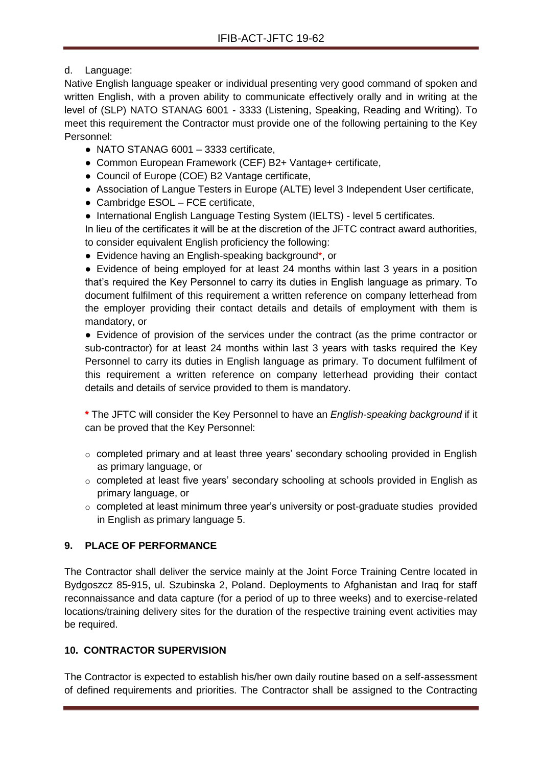d. Language:

Native English language speaker or individual presenting very good command of spoken and written English, with a proven ability to communicate effectively orally and in writing at the level of (SLP) NATO STANAG 6001 - 3333 (Listening, Speaking, Reading and Writing). To meet this requirement the Contractor must provide one of the following pertaining to the Key Personnel:

- NATO STANAG 6001 – 3333 certificate,
- Common European Framework (CEF) B2+ Vantage+ certificate,
- Council of Europe (COE) B2 Vantage certificate,
- Association of Langue Testers in Europe (ALTE) level 3 Independent User certificate,
- Cambridge ESOL – FCE certificate,
- International English Language Testing System (IELTS) - level 5 certificates.

In lieu of the certificates it will be at the discretion of the JFTC contract award authorities, to consider equivalent English proficiency the following:

- Evidence having an English-speaking background*, or
- Evidence of being employed for at least 24 months within last 3 years in a position that's required the Key Personnel to carry its duties in English language as primary. To document fulfilment of this requirement a written reference on company letterhead from the employer providing their contact details and details of employment with them is mandatory, or
- Evidence of provision of the services under the contract (as the prime contractor or sub-contractor) for at least 24 months within last 3 years with tasks required the Key Personnel to carry its duties in English language as primary. To document fulfilment of this requirement a written reference on company letterhead providing their contact details and details of service provided to them is mandatory.

**\*** The JFTC will consider the Key Personnel to have an *English-speaking background* if it can be proved that the Key Personnel:

- completed primary and at least three years' secondary schooling provided in English as primary language, or
- completed at least five years' secondary schooling at schools provided in English as primary language, or
- completed at least minimum three year's university or post-graduate studies provided in English as primary language 5.

## 9. PLACE OF PERFORMANCE

The Contractor shall deliver the service mainly at the Joint Force Training Centre located in Bydgoszcz 85-915, ul. Szubinska 2, Poland. Deployments to Afghanistan and Iraq for staff reconnaissance and data capture (for a period of up to three weeks) and to exercise-related locations/training delivery sites for the duration of the respective training event activities may be required.

## 10. CONTRACTOR SUPERVISION

The Contractor is expected to establish his/her own daily routine based on a self-assessment of defined requirements and priorities. The Contractor shall be assigned to the Contracting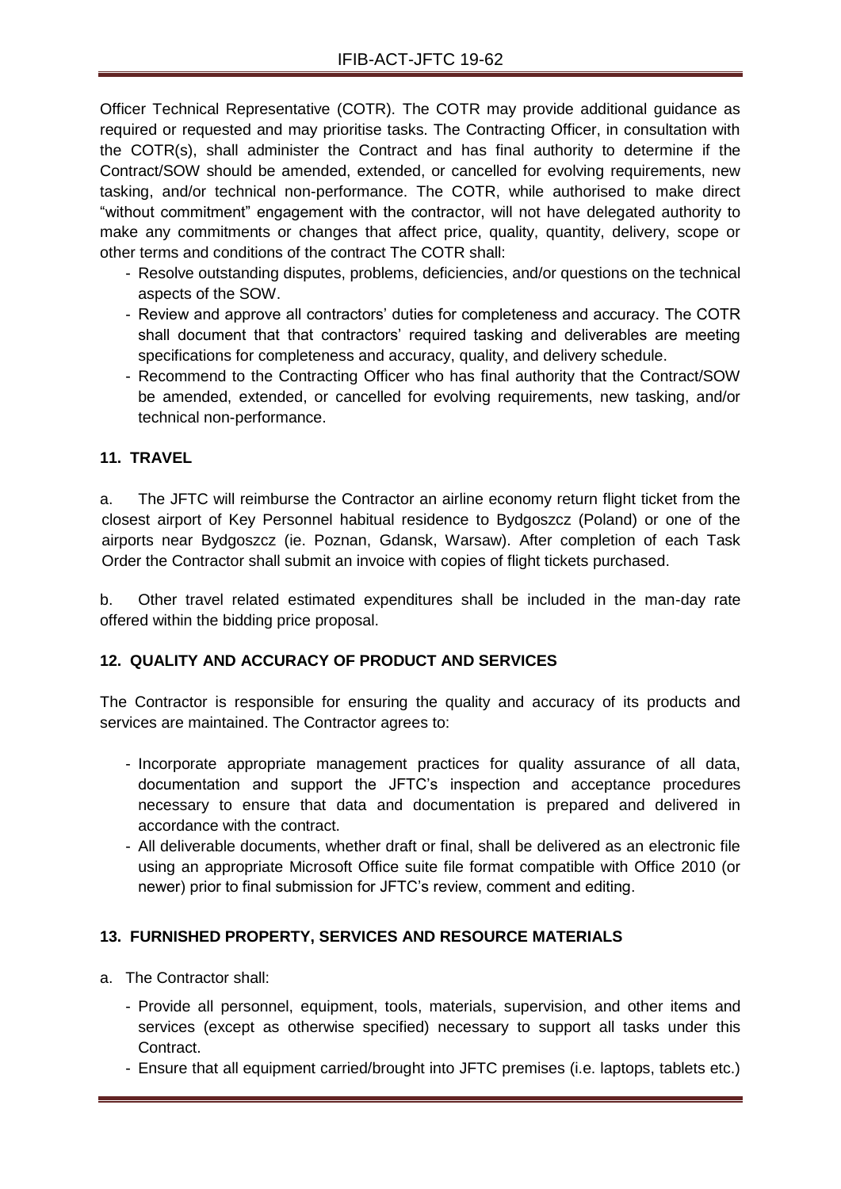Officer Technical Representative (COTR). The COTR may provide additional guidance as required or requested and may prioritise tasks. The Contracting Officer, in consultation with the COTR(s), shall administer the Contract and has final authority to determine if the Contract/SOW should be amended, extended, or cancelled for evolving requirements, new tasking, and/or technical non-performance. The COTR, while authorised to make direct "without commitment" engagement with the contractor, will not have delegated authority to make any commitments or changes that affect price, quality, quantity, delivery, scope or other terms and conditions of the contract The COTR shall:

- Resolve outstanding disputes, problems, deficiencies, and/or questions on the technical aspects of the SOW.
- Review and approve all contractors' duties for completeness and accuracy. The COTR shall document that that contractors' required tasking and deliverables are meeting specifications for completeness and accuracy, quality, and delivery schedule.
- Recommend to the Contracting Officer who has final authority that the Contract/SOW be amended, extended, or cancelled for evolving requirements, new tasking, and/or technical non-performance.

## 11. TRAVEL

a. The JFTC will reimburse the Contractor an airline economy return flight ticket from the closest airport of Key Personnel habitual residence to Bydgoszcz (Poland) or one of the airports near Bydgoszcz (ie. Poznan, Gdansk, Warsaw). After completion of each Task Order the Contractor shall submit an invoice with copies of flight tickets purchased.

b. Other travel related estimated expenditures shall be included in the man-day rate offered within the bidding price proposal.

## 12. QUALITY AND ACCURACY OF PRODUCT AND SERVICES

The Contractor is responsible for ensuring the quality and accuracy of its products and services are maintained. The Contractor agrees to:

- Incorporate appropriate management practices for quality assurance of all data, documentation and support the JFTC's inspection and acceptance procedures necessary to ensure that data and documentation is prepared and delivered in accordance with the contract.
- All deliverable documents, whether draft or final, shall be delivered as an electronic file using an appropriate Microsoft Office suite file format compatible with Office 2010 (or newer) prior to final submission for JFTC's review, comment and editing.

## 13. FURNISHED PROPERTY, SERVICES AND RESOURCE MATERIALS

a. The Contractor shall:

- Provide all personnel, equipment, tools, materials, supervision, and other items and services (except as otherwise specified) necessary to support all tasks under this Contract.
- Ensure that all equipment carried/brought into JFTC premises (i.e. laptops, tablets etc.)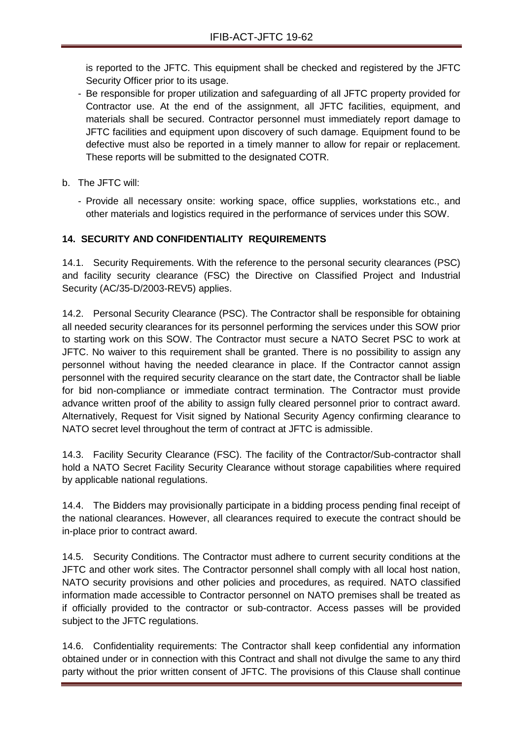is reported to the JFTC. This equipment shall be checked and registered by the JFTC Security Officer prior to its usage.

- Be responsible for proper utilization and safeguarding of all JFTC property provided for Contractor use. At the end of the assignment, all JFTC facilities, equipment, and materials shall be secured. Contractor personnel must immediately report damage to JFTC facilities and equipment upon discovery of such damage. Equipment found to be defective must also be reported in a timely manner to allow for repair or replacement. These reports will be submitted to the designated COTR.

b. The JFTC will:

- Provide all necessary onsite: working space, office supplies, workstations etc., and other materials and logistics required in the performance of services under this SOW.

**14. SECURITY AND CONFIDENTIALITY REQUIREMENTS**

14.1. Security Requirements. With the reference to the personal security clearances (PSC) and facility security clearance (FSC) the Directive on Classified Project and Industrial Security (AC/35-D/2003-REV5) applies.

14.2. Personal Security Clearance (PSC). The Contractor shall be responsible for obtaining all needed security clearances for its personnel performing the services under this SOW prior to starting work on this SOW. The Contractor must secure a NATO Secret PSC to work at JFTC. No waiver to this requirement shall be granted. There is no possibility to assign any personnel without having the needed clearance in place. If the Contractor cannot assign personnel with the required security clearance on the start date, the Contractor shall be liable for bid non-compliance or immediate contract termination. The Contractor must provide advance written proof of the ability to assign fully cleared personnel prior to contract award. Alternatively, Request for Visit signed by National Security Agency confirming clearance to NATO secret level throughout the term of contract at JFTC is admissible.

14.3. Facility Security Clearance (FSC). The facility of the Contractor/Sub-contractor shall hold a NATO Secret Facility Security Clearance without storage capabilities where required by applicable national regulations.

14.4. The Bidders may provisionally participate in a bidding process pending final receipt of the national clearances. However, all clearances required to execute the contract should be in-place prior to contract award.

14.5. Security Conditions. The Contractor must adhere to current security conditions at the JFTC and other work sites. The Contractor personnel shall comply with all local host nation, NATO security provisions and other policies and procedures, as required. NATO classified information made accessible to Contractor personnel on NATO premises shall be treated as if officially provided to the contractor or sub-contractor. Access passes will be provided subject to the JFTC regulations.

14.6. Confidentiality requirements: The Contractor shall keep confidential any information obtained under or in connection with this Contract and shall not divulge the same to any third party without the prior written consent of JFTC. The provisions of this Clause shall continue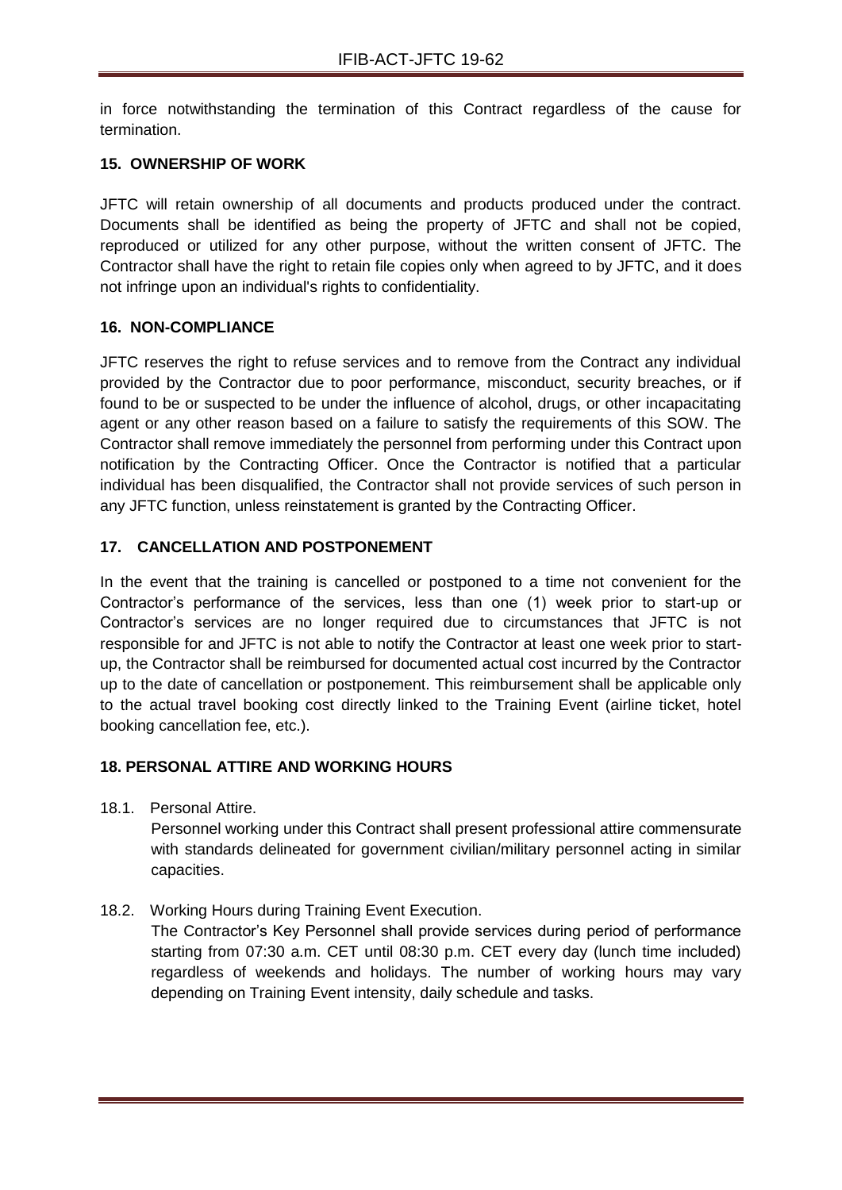in force notwithstanding the termination of this Contract regardless of the cause for termination.

### 15. OWNERSHIP OF WORK

JFTC will retain ownership of all documents and products produced under the contract. Documents shall be identified as being the property of JFTC and shall not be copied, reproduced or utilized for any other purpose, without the written consent of JFTC. The Contractor shall have the right to retain file copies only when agreed to by JFTC, and it does not infringe upon an individual's rights to confidentiality.

### 16. NON-COMPLIANCE

JFTC reserves the right to refuse services and to remove from the Contract any individual provided by the Contractor due to poor performance, misconduct, security breaches, or if found to be or suspected to be under the influence of alcohol, drugs, or other incapacitating agent or any other reason based on a failure to satisfy the requirements of this SOW. The Contractor shall remove immediately the personnel from performing under this Contract upon notification by the Contracting Officer. Once the Contractor is notified that a particular individual has been disqualified, the Contractor shall not provide services of such person in any JFTC function, unless reinstatement is granted by the Contracting Officer.

### 17. CANCELLATION AND POSTPONEMENT

In the event that the training is cancelled or postponed to a time not convenient for the Contractor's performance of the services, less than one (1) week prior to start-up or Contractor's services are no longer required due to circumstances that JFTC is not responsible for and JFTC is not able to notify the Contractor at least one week prior to start-up, the Contractor shall be reimbursed for documented actual cost incurred by the Contractor up to the date of cancellation or postponement. This reimbursement shall be applicable only to the actual travel booking cost directly linked to the Training Event (airline ticket, hotel booking cancellation fee, etc.).

### 18. PERSONAL ATTIRE AND WORKING HOURS

18.1. Personal Attire.

Personnel working under this Contract shall present professional attire commensurate with standards delineated for government civilian/military personnel acting in similar capacities.

18.2. Working Hours during Training Event Execution.

The Contractor's Key Personnel shall provide services during period of performance starting from 07:30 a.m. CET until 08:30 p.m. CET every day (lunch time included) regardless of weekends and holidays. The number of working hours may vary depending on Training Event intensity, daily schedule and tasks.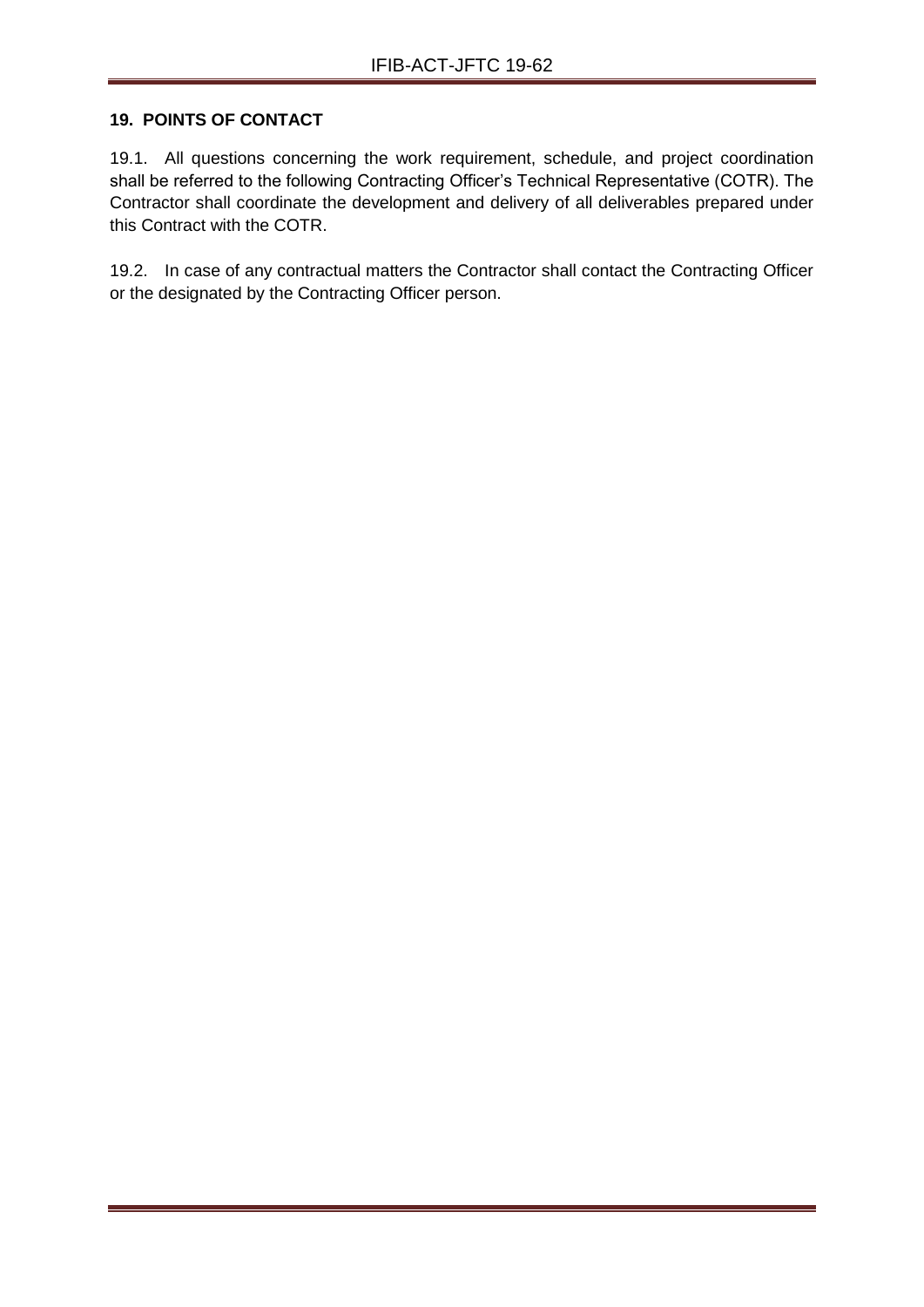## 19. POINTS OF CONTACT

19.1. All questions concerning the work requirement, schedule, and project coordination shall be referred to the following Contracting Officer's Technical Representative (COTR). The Contractor shall coordinate the development and delivery of all deliverables prepared under this Contract with the COTR.

19.2. In case of any contractual matters the Contractor shall contact the Contracting Officer or the designated by the Contracting Officer person.